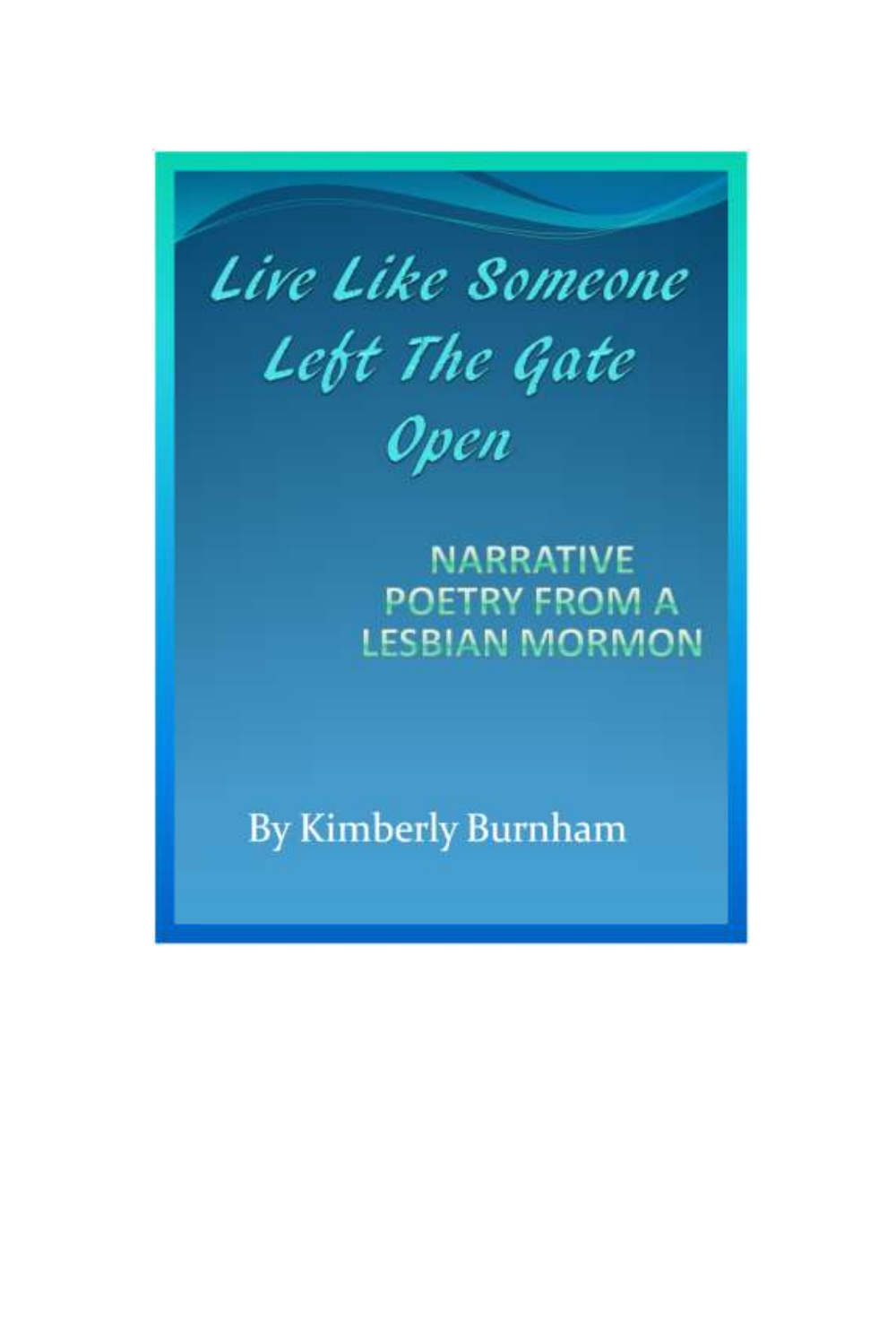# Live Like Someone Left The Gate Open

## NARRATIVE POETRY FROM A LESBIAN MORMON

By Kimberly Burnham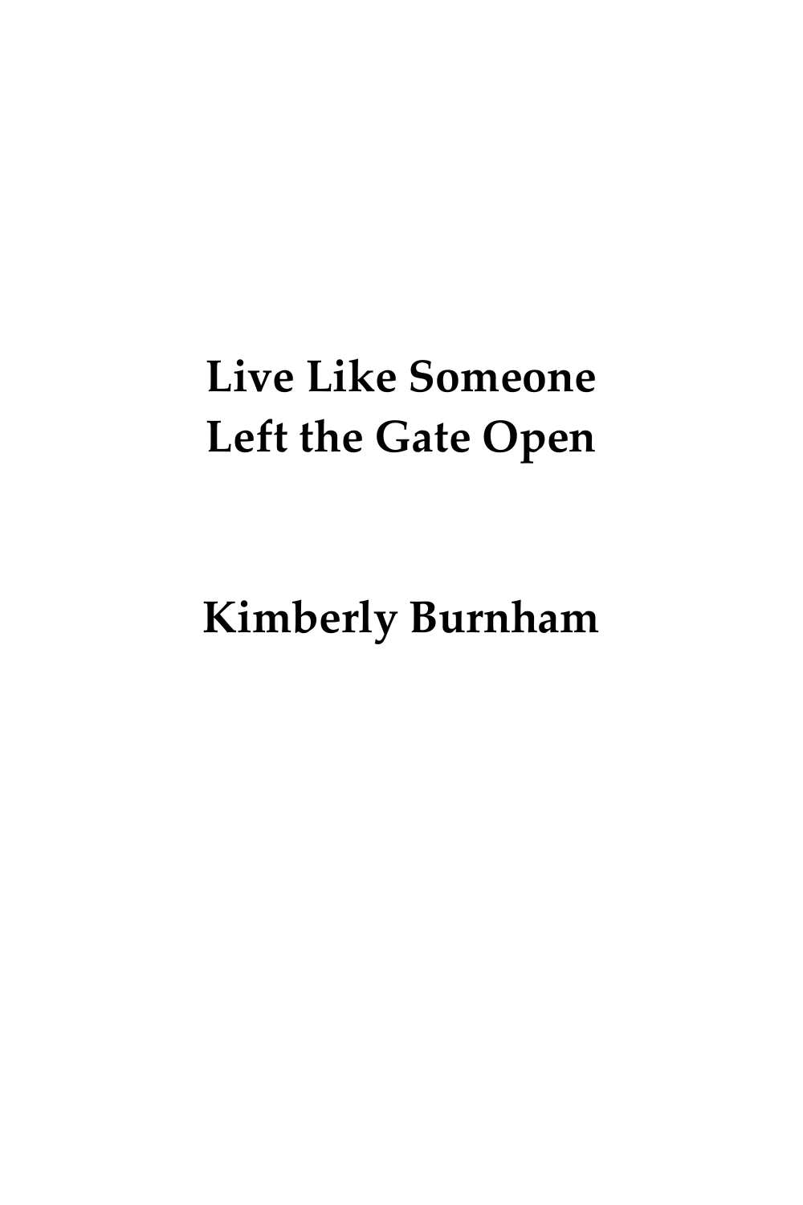# Live Like Someone Left the Gate Open

## Kimberly Burnham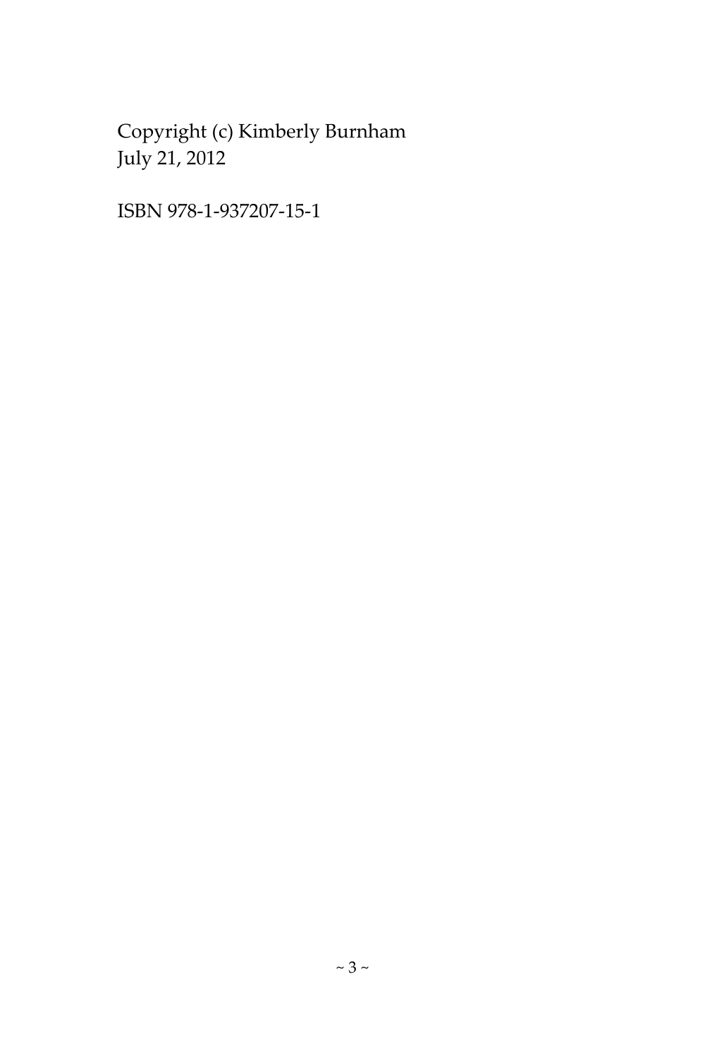Copyright (c) Kimberly Burnham
July 21, 2012

ISBN 978-1-937207-15-1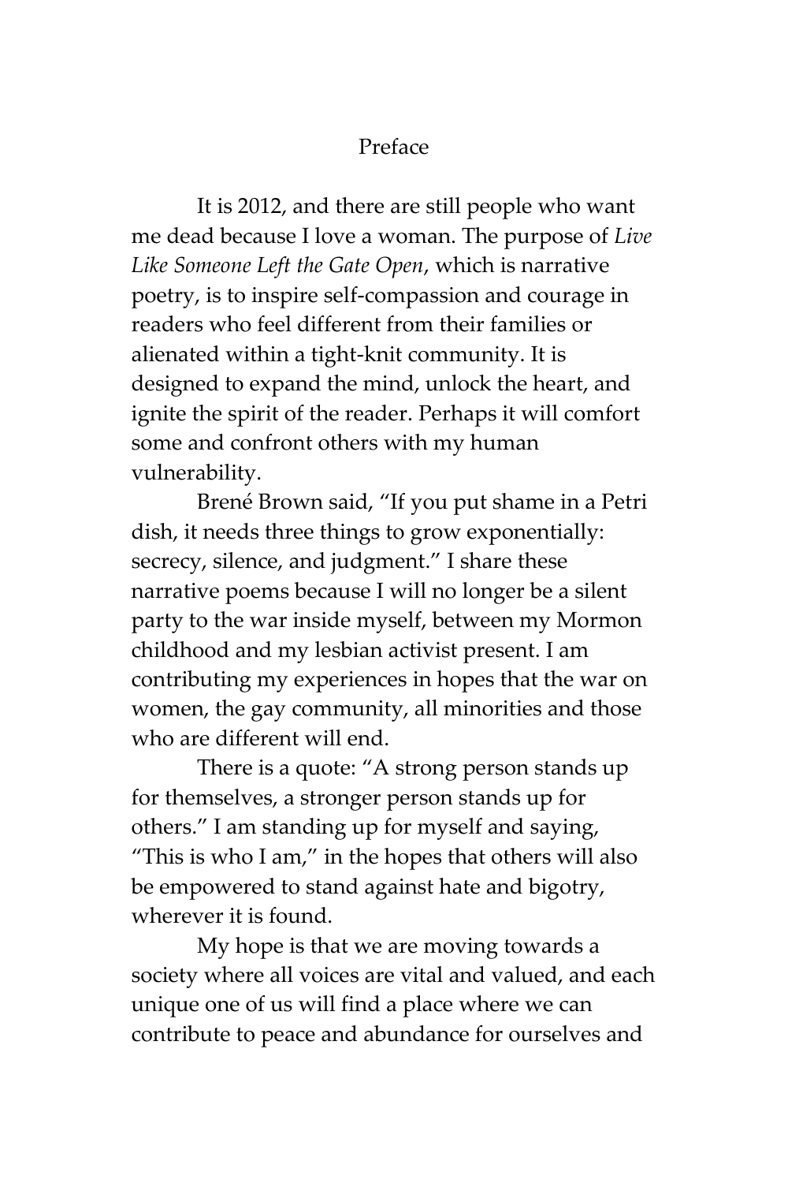# Preface

It is 2012, and there are still people who want me dead because I love a woman. The purpose of *Live Like Someone Left the Gate Open*, which is narrative poetry, is to inspire self-compassion and courage in readers who feel different from their families or alienated within a tight-knit community. It is designed to expand the mind, unlock the heart, and ignite the spirit of the reader. Perhaps it will comfort some and confront others with my human vulnerability.

Brené Brown said, "If you put shame in a Petri dish, it needs three things to grow exponentially: secrecy, silence, and judgment." I share these narrative poems because I will no longer be a silent party to the war inside myself, between my Mormon childhood and my lesbian activist present. I am contributing my experiences in hopes that the war on women, the gay community, all minorities and those who are different will end.

There is a quote: "A strong person stands up for themselves, a stronger person stands up for others." I am standing up for myself and saying, "This is who I am," in the hopes that others will also be empowered to stand against hate and bigotry, wherever it is found.

My hope is that we are moving towards a society where all voices are vital and valued, and each unique one of us will find a place where we can contribute to peace and abundance for ourselves and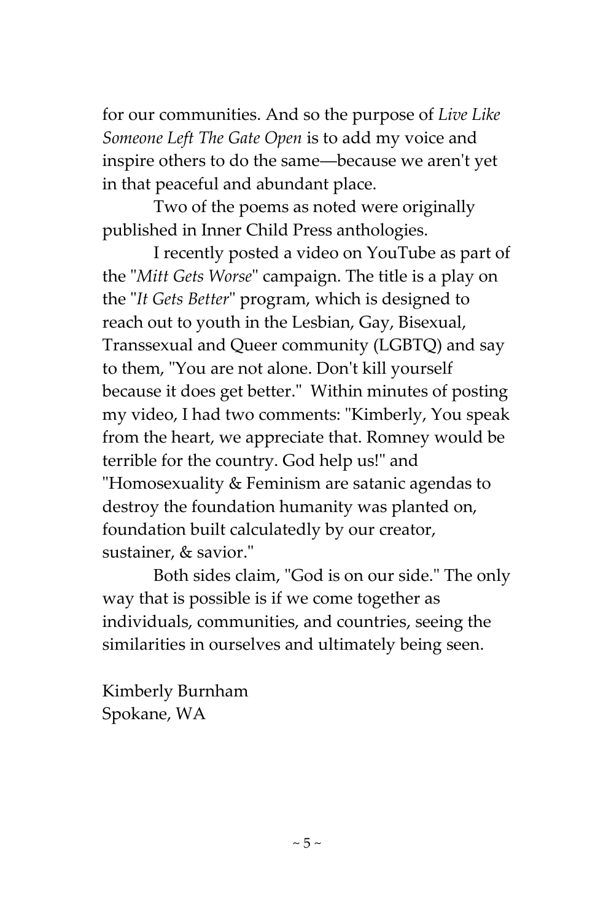for our communities. And so the purpose of *Live Like Someone Left The Gate Open* is to add my voice and inspire others to do the same—because we aren't yet in that peaceful and abundant place.

Two of the poems as noted were originally published in Inner Child Press anthologies.

I recently posted a video on YouTube as part of the "*Mitt Gets Worse*" campaign. The title is a play on the "*It Gets Better*" program, which is designed to reach out to youth in the Lesbian, Gay, Bisexual, Transsexual and Queer community (LGBTQ) and say to them, "You are not alone. Don't kill yourself because it does get better." Within minutes of posting my video, I had two comments: "Kimberly, You speak from the heart, we appreciate that. Romney would be terrible for the country. God help us!" and "Homosexuality & Feminism are satanic agendas to destroy the foundation humanity was planted on, foundation built calculatedly by our creator, sustainer, & savior."

Both sides claim, "God is on our side." The only way that is possible is if we come together as individuals, communities, and countries, seeing the similarities in ourselves and ultimately being seen.

Kimberly Burnham
Spokane, WA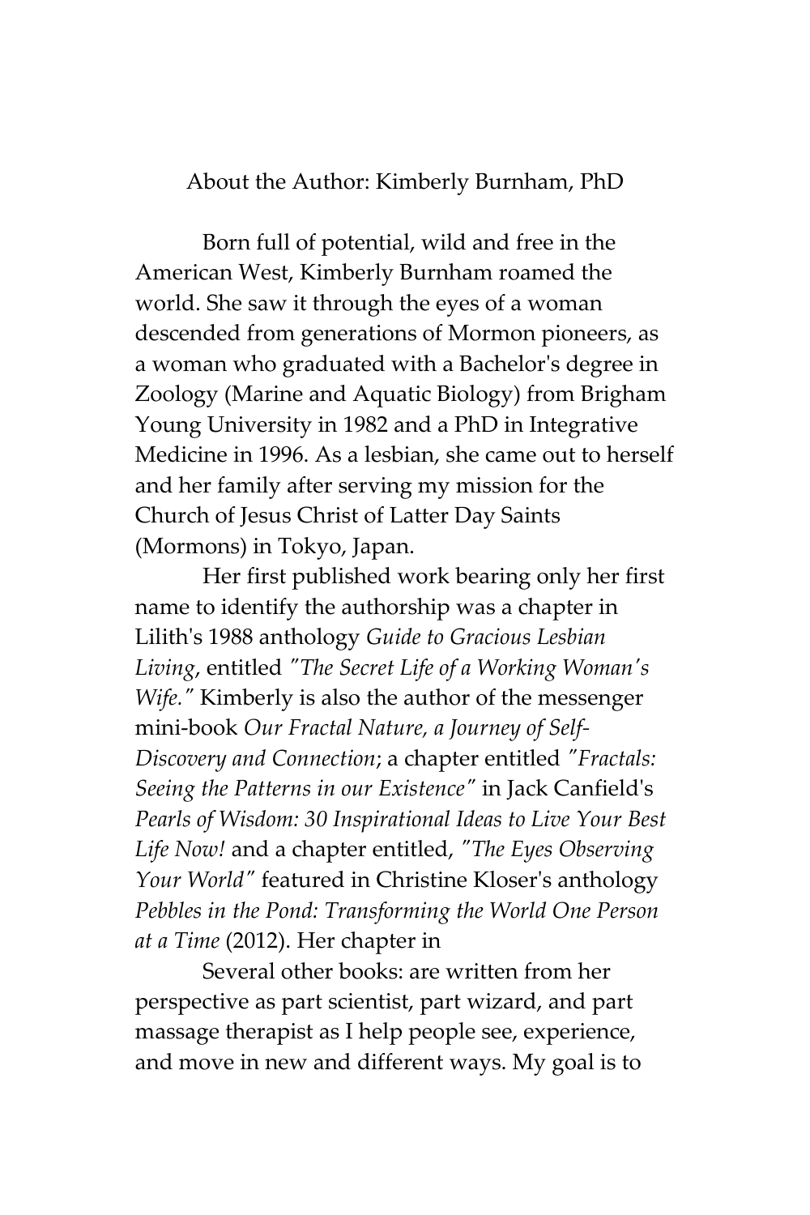## About the Author: Kimberly Burnham, PhD

Born full of potential, wild and free in the American West, Kimberly Burnham roamed the world. She saw it through the eyes of a woman descended from generations of Mormon pioneers, as a woman who graduated with a Bachelor's degree in Zoology (Marine and Aquatic Biology) from Brigham Young University in 1982 and a PhD in Integrative Medicine in 1996. As a lesbian, she came out to herself and her family after serving my mission for the Church of Jesus Christ of Latter Day Saints (Mormons) in Tokyo, Japan.

Her first published work bearing only her first name to identify the authorship was a chapter in Lilith's 1988 anthology *Guide to Gracious Lesbian Living*, entitled *"The Secret Life of a Working Woman's Wife."* Kimberly is also the author of the messenger mini-book *Our Fractal Nature, a Journey of Self-Discovery and Connection*; a chapter entitled *"Fractals: Seeing the Patterns in our Existence"* in Jack Canfield's *Pearls of Wisdom: 30 Inspirational Ideas to Live Your Best Life Now!* and a chapter entitled, *"The Eyes Observing Your World"* featured in Christine Kloser's anthology *Pebbles in the Pond: Transforming the World One Person at a Time* (2012). Her chapter in

Several other books: are written from her perspective as part scientist, part wizard, and part massage therapist as I help people see, experience, and move in new and different ways. My goal is to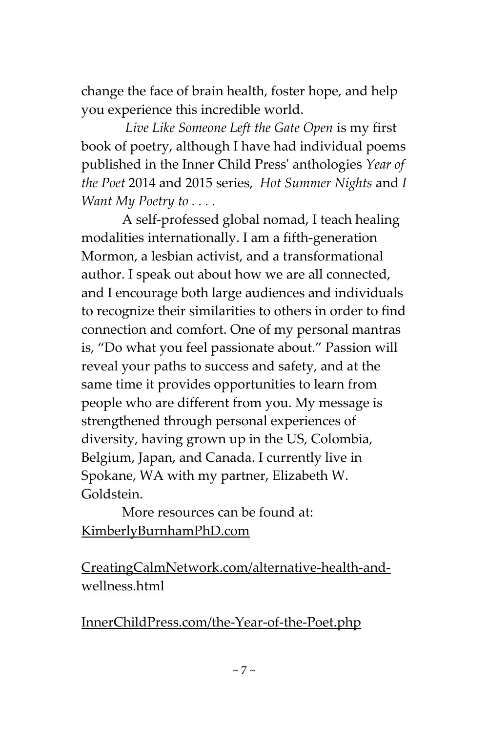change the face of brain health, foster hope, and help you experience this incredible world.

*Live Like Someone Left the Gate Open* is my first book of poetry, although I have had individual poems published in the Inner Child Press' anthologies *Year of the Poet* 2014 and 2015 series, *Hot Summer Nights* and *I Want My Poetry to . . . .*

A self-professed global nomad, I teach healing modalities internationally. I am a fifth-generation Mormon, a lesbian activist, and a transformational author. I speak out about how we are all connected, and I encourage both large audiences and individuals to recognize their similarities to others in order to find connection and comfort. One of my personal mantras is, "Do what you feel passionate about." Passion will reveal your paths to success and safety, and at the same time it provides opportunities to learn from people who are different from you. My message is strengthened through personal experiences of diversity, having grown up in the US, Colombia, Belgium, Japan, and Canada. I currently live in Spokane, WA with my partner, Elizabeth W. Goldstein.

More resources can be found at:
KimberlyBurnhamPhD.com

CreatingCalmNetwork.com/alternative-health-and-wellness.html

InnerChildPress.com/the-Year-of-the-Poet.php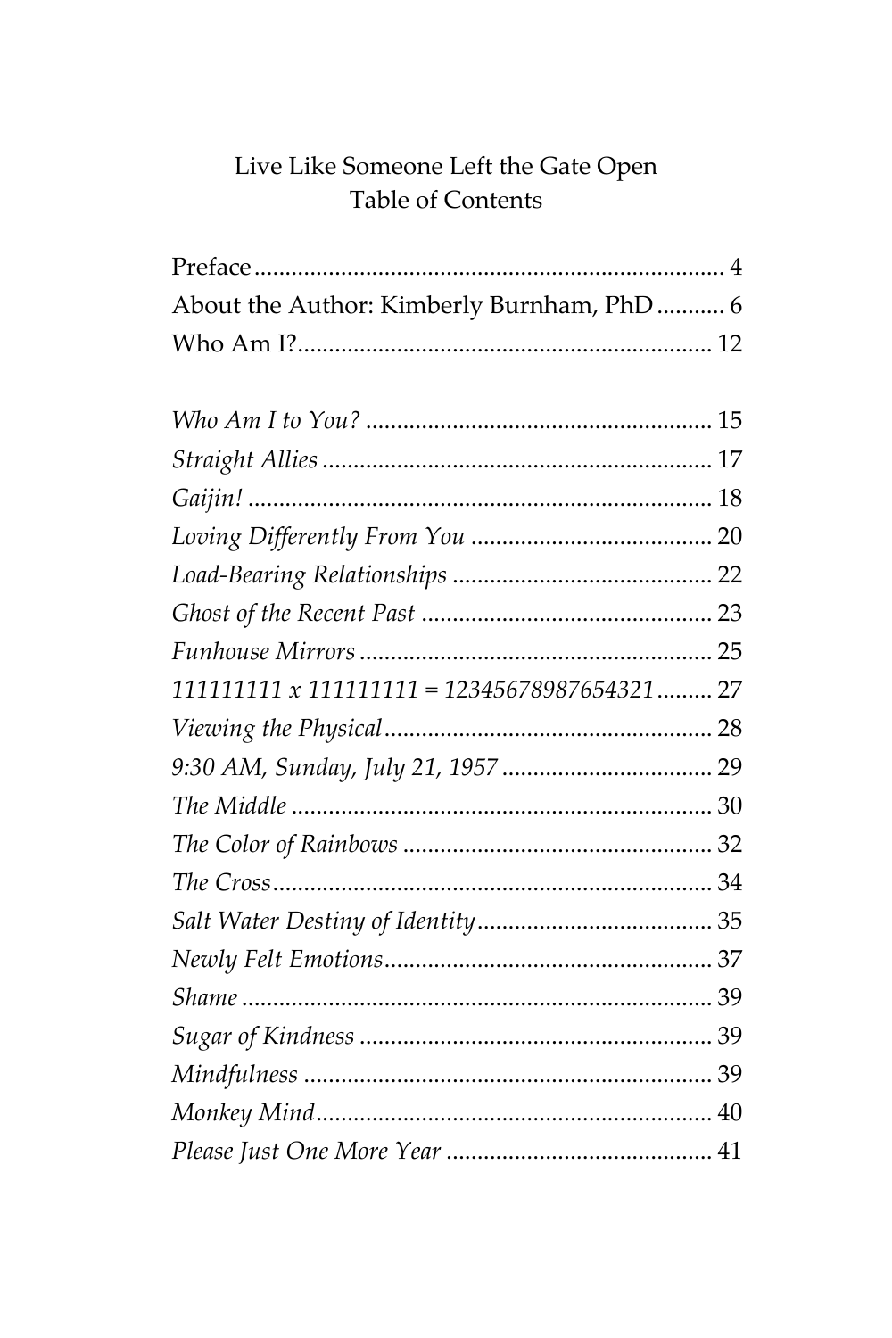# Live Like Someone Left the Gate Open
## Table of Contents

Preface .......... 4
About the Author: Kimberly Burnham, PhD .......... 6
Who Am I? .......... 12

*Who Am I to You?* .......... 15
*Straight Allies* .......... 17
*Gaijin!* .......... 18
*Loving Differently From You* .......... 20
*Load-Bearing Relationships* .......... 22
*Ghost of the Recent Past* .......... 23
*Funhouse Mirrors* .......... 25
*111111111 x 111111111 = 12345678987654321* .......... 27
*Viewing the Physical* .......... 28
*9:30 AM, Sunday, July 21, 1957* .......... 29
*The Middle* .......... 30
*The Color of Rainbows* .......... 32
*The Cross* .......... 34
*Salt Water Destiny of Identity* .......... 35
*Newly Felt Emotions* .......... 37
*Shame* .......... 39
*Sugar of Kindness* .......... 39
*Mindfulness* .......... 39
*Monkey Mind* .......... 40
*Please Just One More Year* .......... 41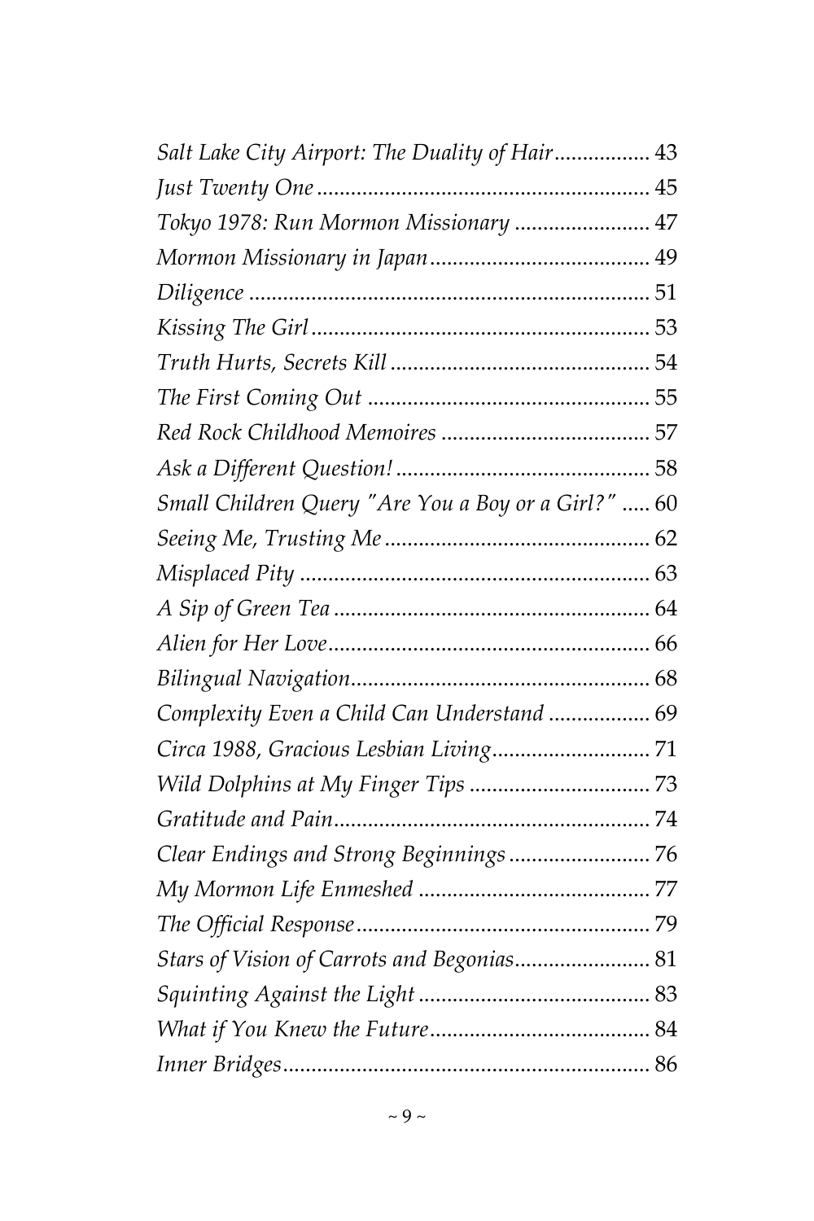*Salt Lake City Airport: The Duality of Hair*................. 43
*Just Twenty One*........................................................... 45
*Tokyo 1978: Run Mormon Missionary* ........................ 47
*Mormon Missionary in Japan*....................................... 49
*Diligence* ...................................................................... 51
*Kissing The Girl*........................................................... 53
*Truth Hurts, Secrets Kill*............................................. 54
*The First Coming Out* ................................................. 55
*Red Rock Childhood Memoires* .................................... 57
*Ask a Different Question!*............................................ 58
*Small Children Query "Are You a Boy or a Girl?"* ..... 60
*Seeing Me, Trusting Me*............................................... 62
*Misplaced Pity* .............................................................. 63
*A Sip of Green Tea*........................................................ 64
*Alien for Her Love*......................................................... 66
*Bilingual Navigation*..................................................... 68
*Complexity Even a Child Can Understand* .................. 69
*Circa 1988, Gracious Lesbian Living*............................ 71
*Wild Dolphins at My Finger Tips* ................................ 73
*Gratitude and Pain*........................................................ 74
*Clear Endings and Strong Beginnings*......................... 76
*My Mormon Life Enmeshed* ......................................... 77
*The Official Response*.................................................... 79
*Stars of Vision of Carrots and Begonias*........................ 81
*Squinting Against the Light* ......................................... 83
*What if You Knew the Future*....................................... 84
*Inner Bridges*................................................................. 86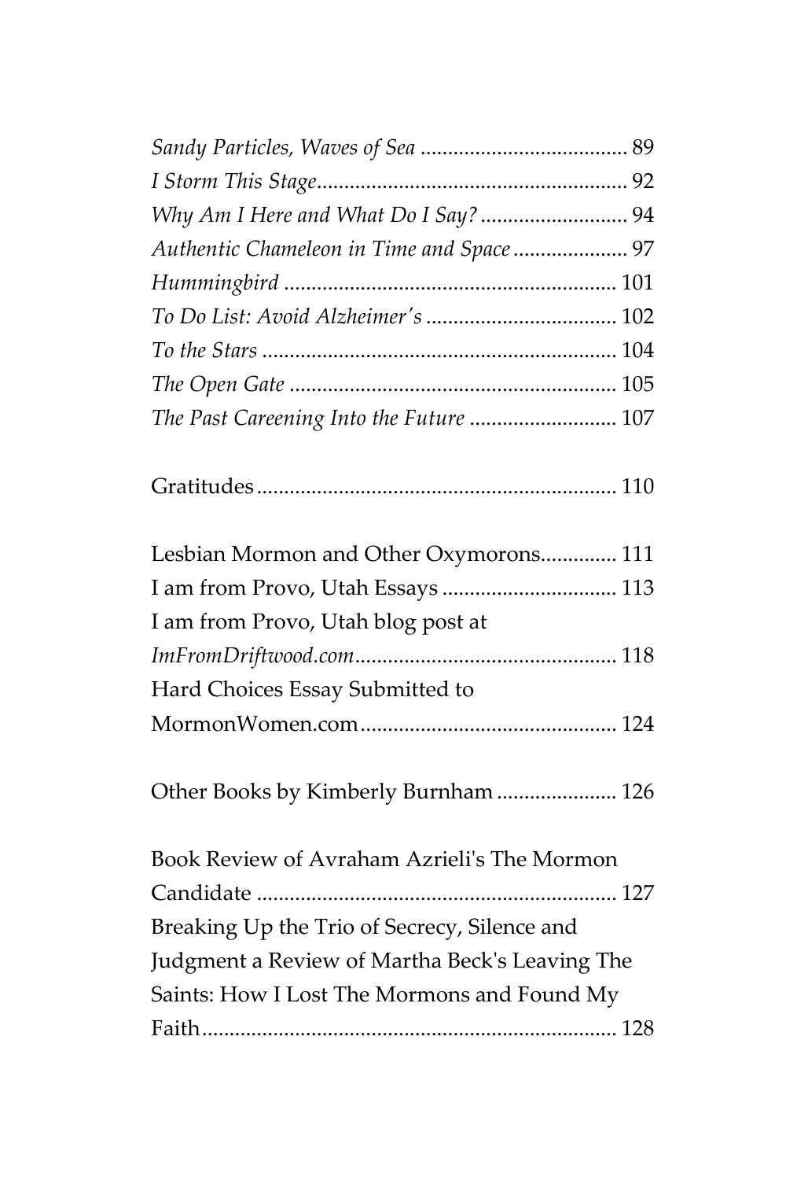*Sandy Particles, Waves of Sea* ..................................... 89
*I Storm This Stage*......................................................... 92
*Why Am I Here and What Do I Say?* ........................... 94
*Authentic Chameleon in Time and Space* ..................... 97
*Hummingbird* ............................................................ 101
*To Do List: Avoid Alzheimer's* .................................. 102
*To the Stars* ................................................................ 104
*The Open Gate* ........................................................... 105
*The Past Careening Into the Future* ........................... 107

Gratitudes.................................................................. 110

Lesbian Mormon and Other Oxymorons............. 111
I am from Provo, Utah Essays ................................ 113
I am from Provo, Utah blog post at *ImFromDriftwood.com*................................................ 118
Hard Choices Essay Submitted to MormonWomen.com............................................... 124

Other Books by Kimberly Burnham ...................... 126

Book Review of Avraham Azrieli's The Mormon Candidate .................................................................. 127
Breaking Up the Trio of Secrecy, Silence and Judgment a Review of Martha Beck's Leaving The Saints: How I Lost The Mormons and Found My Faith............................................................................ 128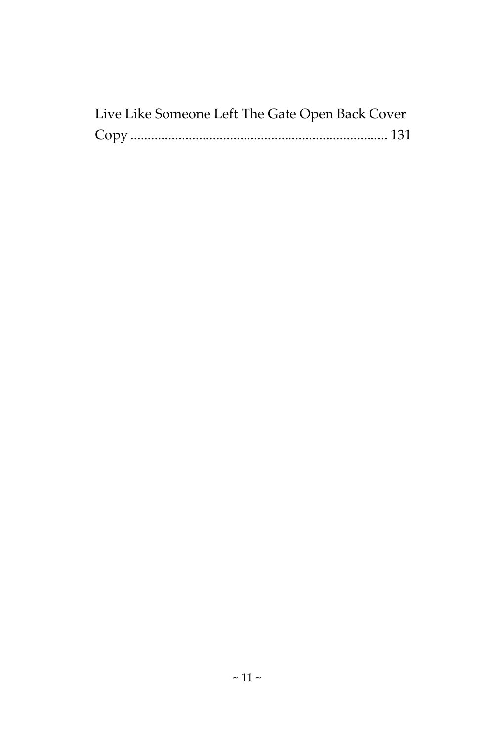Live Like Someone Left The Gate Open Back Cover Copy .......................................................................... 131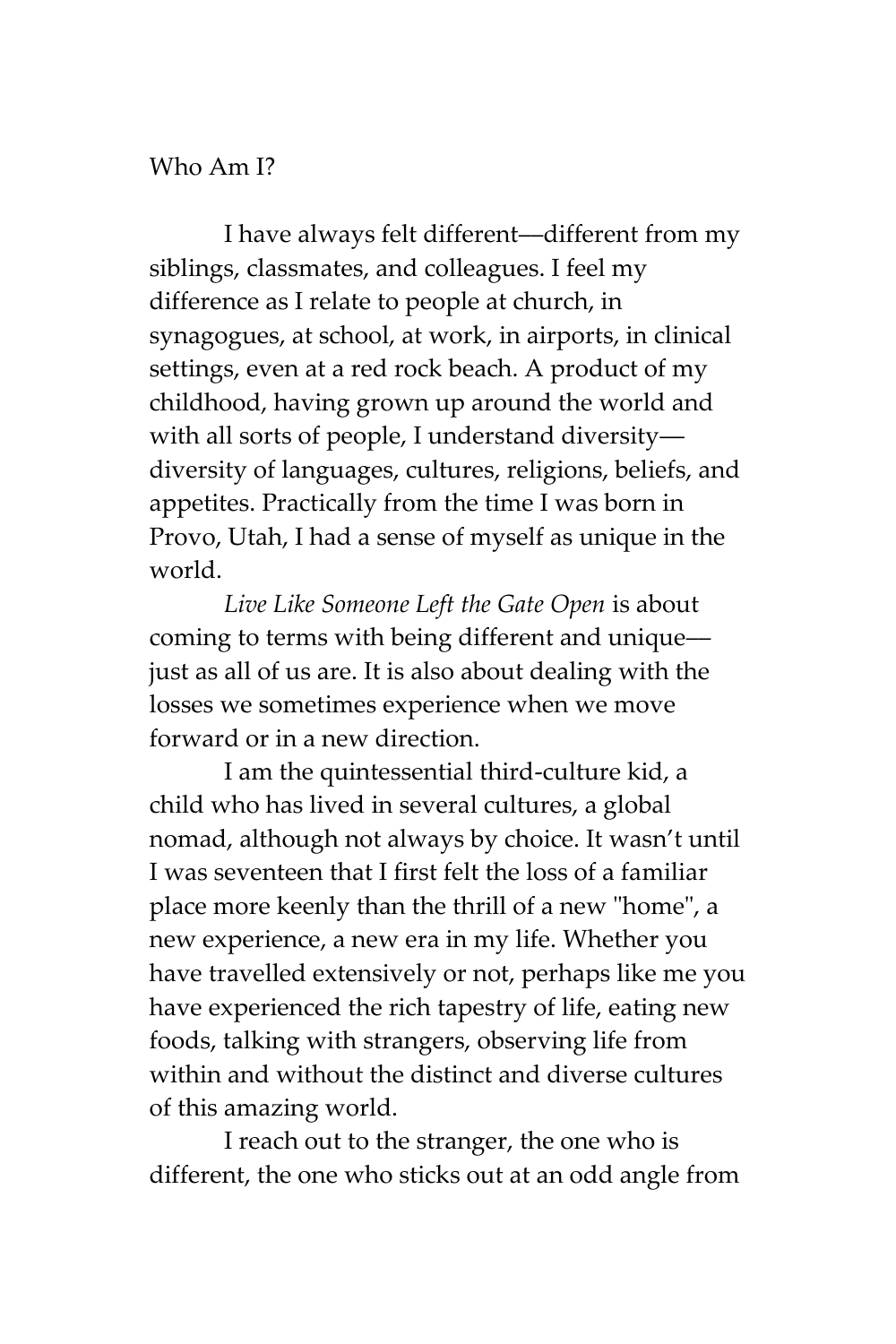## Who Am I?

I have always felt different—different from my siblings, classmates, and colleagues. I feel my difference as I relate to people at church, in synagogues, at school, at work, in airports, in clinical settings, even at a red rock beach. A product of my childhood, having grown up around the world and with all sorts of people, I understand diversity—diversity of languages, cultures, religions, beliefs, and appetites. Practically from the time I was born in Provo, Utah, I had a sense of myself as unique in the world.

*Live Like Someone Left the Gate Open* is about coming to terms with being different and unique—just as all of us are. It is also about dealing with the losses we sometimes experience when we move forward or in a new direction.

I am the quintessential third-culture kid, a child who has lived in several cultures, a global nomad, although not always by choice. It wasn't until I was seventeen that I first felt the loss of a familiar place more keenly than the thrill of a new "home", a new experience, a new era in my life. Whether you have travelled extensively or not, perhaps like me you have experienced the rich tapestry of life, eating new foods, talking with strangers, observing life from within and without the distinct and diverse cultures of this amazing world.

I reach out to the stranger, the one who is different, the one who sticks out at an odd angle from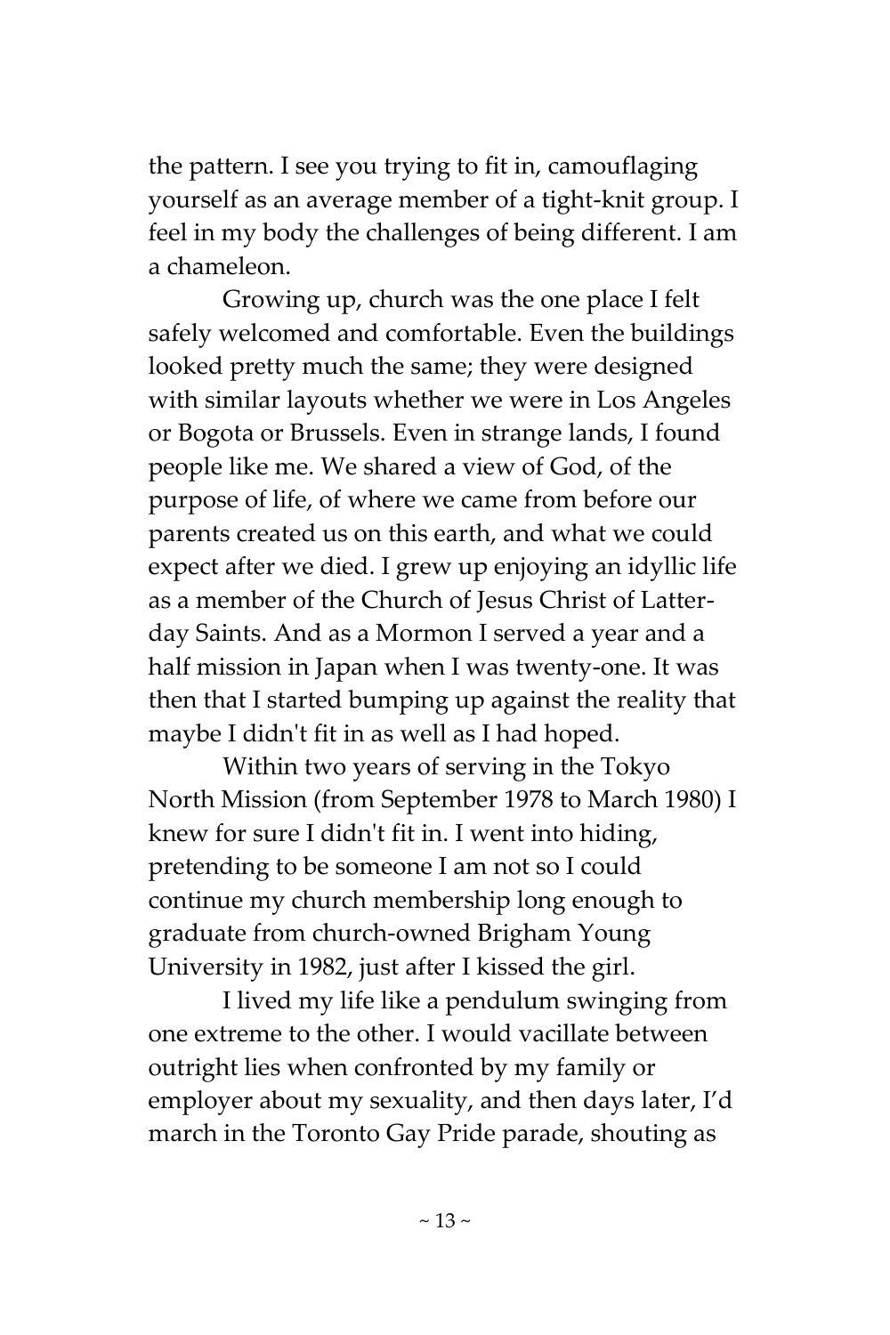the pattern. I see you trying to fit in, camouflaging yourself as an average member of a tight-knit group. I feel in my body the challenges of being different. I am a chameleon.

Growing up, church was the one place I felt safely welcomed and comfortable. Even the buildings looked pretty much the same; they were designed with similar layouts whether we were in Los Angeles or Bogota or Brussels. Even in strange lands, I found people like me. We shared a view of God, of the purpose of life, of where we came from before our parents created us on this earth, and what we could expect after we died. I grew up enjoying an idyllic life as a member of the Church of Jesus Christ of Latter-day Saints. And as a Mormon I served a year and a half mission in Japan when I was twenty-one. It was then that I started bumping up against the reality that maybe I didn't fit in as well as I had hoped.

Within two years of serving in the Tokyo North Mission (from September 1978 to March 1980) I knew for sure I didn't fit in. I went into hiding, pretending to be someone I am not so I could continue my church membership long enough to graduate from church-owned Brigham Young University in 1982, just after I kissed the girl.

I lived my life like a pendulum swinging from one extreme to the other. I would vacillate between outright lies when confronted by my family or employer about my sexuality, and then days later, I'd march in the Toronto Gay Pride parade, shouting as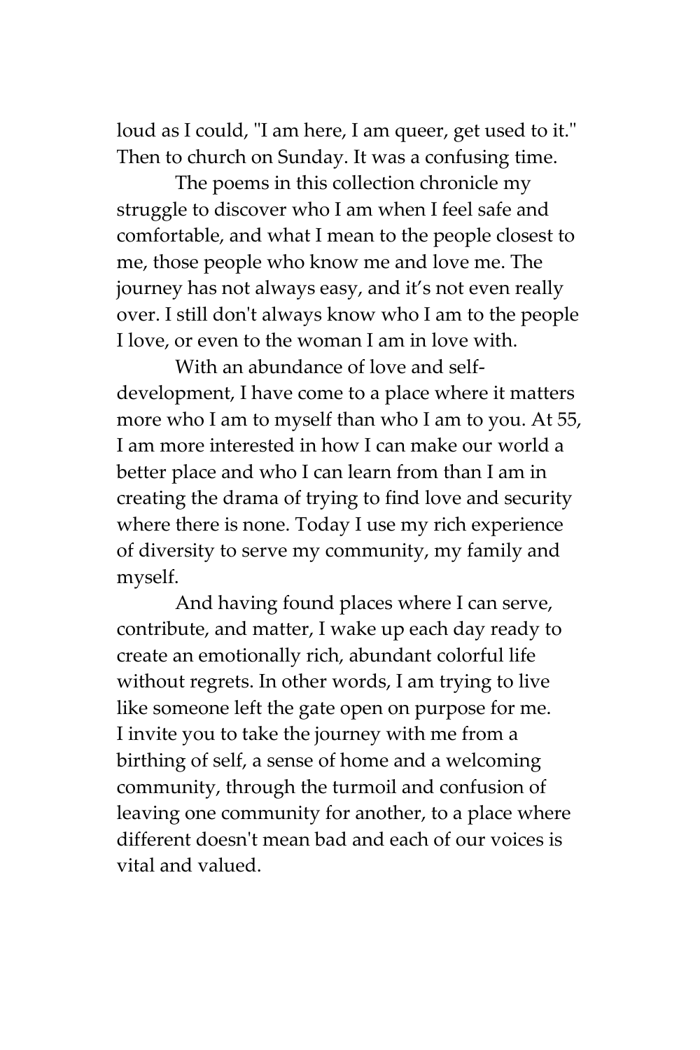loud as I could, "I am here, I am queer, get used to it." Then to church on Sunday. It was a confusing time.

The poems in this collection chronicle my struggle to discover who I am when I feel safe and comfortable, and what I mean to the people closest to me, those people who know me and love me. The journey has not always easy, and it's not even really over. I still don't always know who I am to the people I love, or even to the woman I am in love with.

With an abundance of love and self-development, I have come to a place where it matters more who I am to myself than who I am to you. At 55, I am more interested in how I can make our world a better place and who I can learn from than I am in creating the drama of trying to find love and security where there is none. Today I use my rich experience of diversity to serve my community, my family and myself.

And having found places where I can serve, contribute, and matter, I wake up each day ready to create an emotionally rich, abundant colorful life without regrets. In other words, I am trying to live like someone left the gate open on purpose for me. I invite you to take the journey with me from a birthing of self, a sense of home and a welcoming community, through the turmoil and confusion of leaving one community for another, to a place where different doesn't mean bad and each of our voices is vital and valued.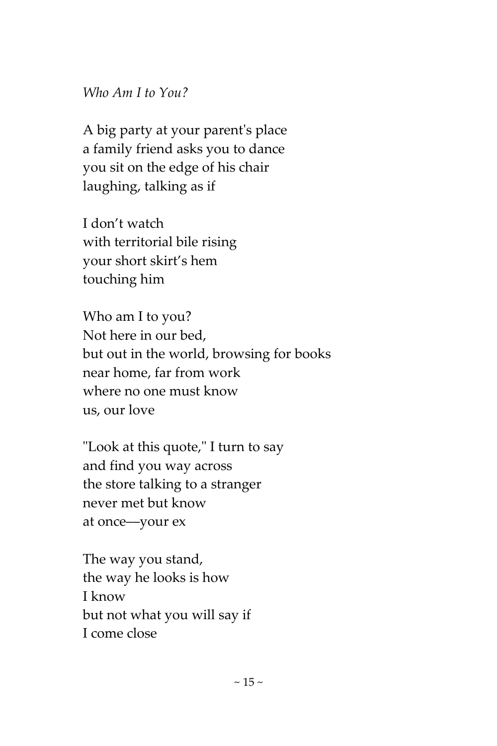*Who Am I to You?*

A big party at your parent's place  
a family friend asks you to dance  
you sit on the edge of his chair  
laughing, talking as if

I don't watch  
with territorial bile rising  
your short skirt's hem  
touching him

Who am I to you?  
Not here in our bed,  
but out in the world, browsing for books  
near home, far from work  
where no one must know  
us, our love

"Look at this quote," I turn to say  
and find you way across  
the store talking to a stranger  
never met but know  
at once—your ex

The way you stand,  
the way he looks is how  
I know  
but not what you will say if  
I come close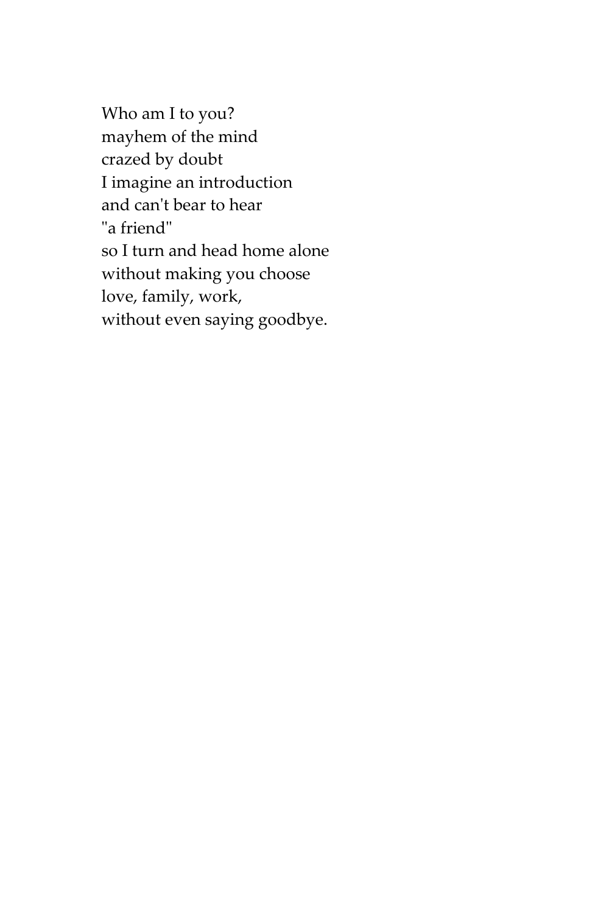Who am I to you?  
mayhem of the mind  
crazed by doubt  
I imagine an introduction  
and can't bear to hear  
"a friend"  
so I turn and head home alone  
without making you choose  
love, family, work,  
without even saying goodbye.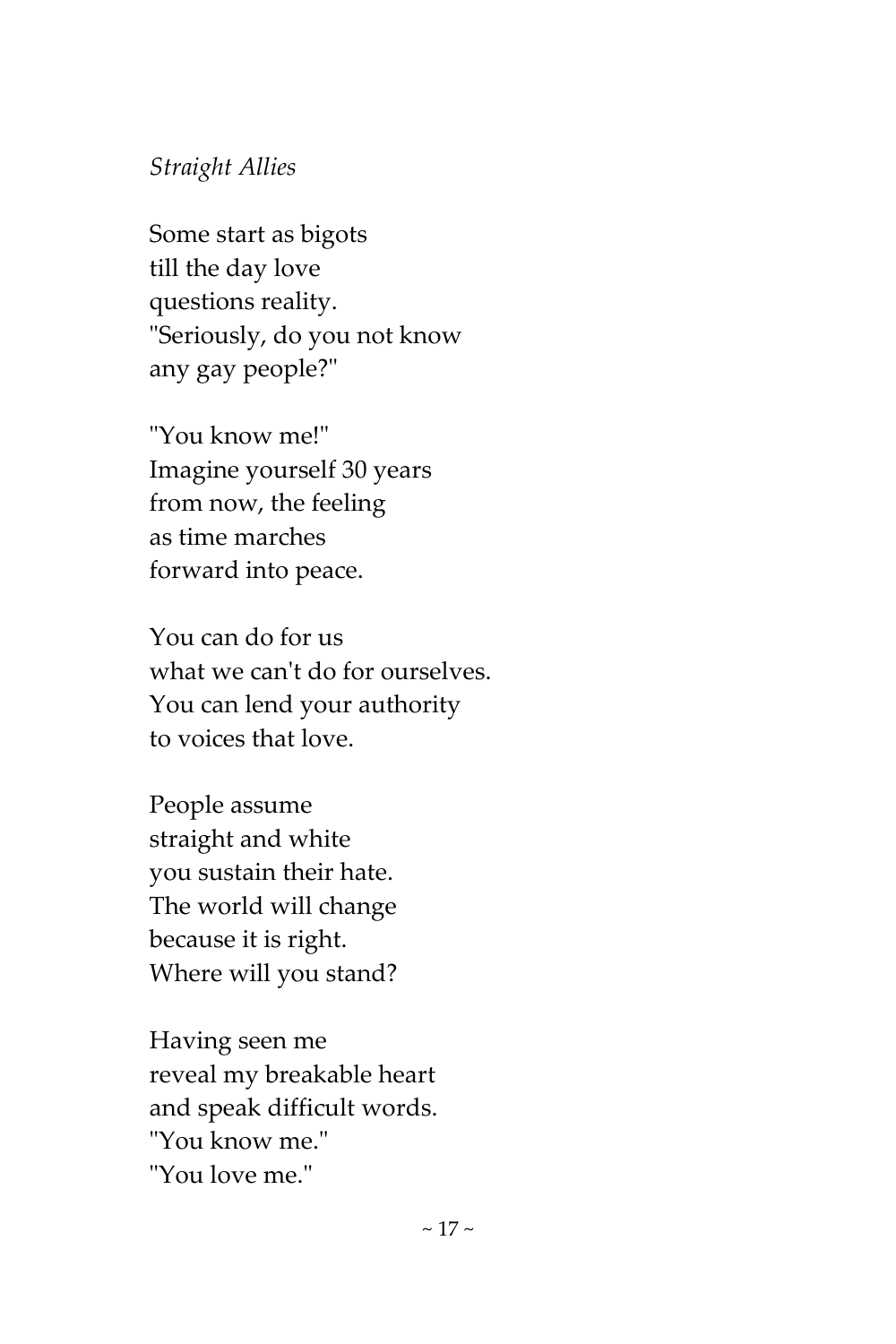*Straight Allies*

Some start as bigots  
till the day love  
questions reality.  
"Seriously, do you not know  
any gay people?"

"You know me!"  
Imagine yourself 30 years  
from now, the feeling  
as time marches  
forward into peace.

You can do for us  
what we can't do for ourselves.  
You can lend your authority  
to voices that love.

People assume  
straight and white  
you sustain their hate.  
The world will change  
because it is right.  
Where will you stand?

Having seen me  
reveal my breakable heart  
and speak difficult words.  
"You know me."  
"You love me."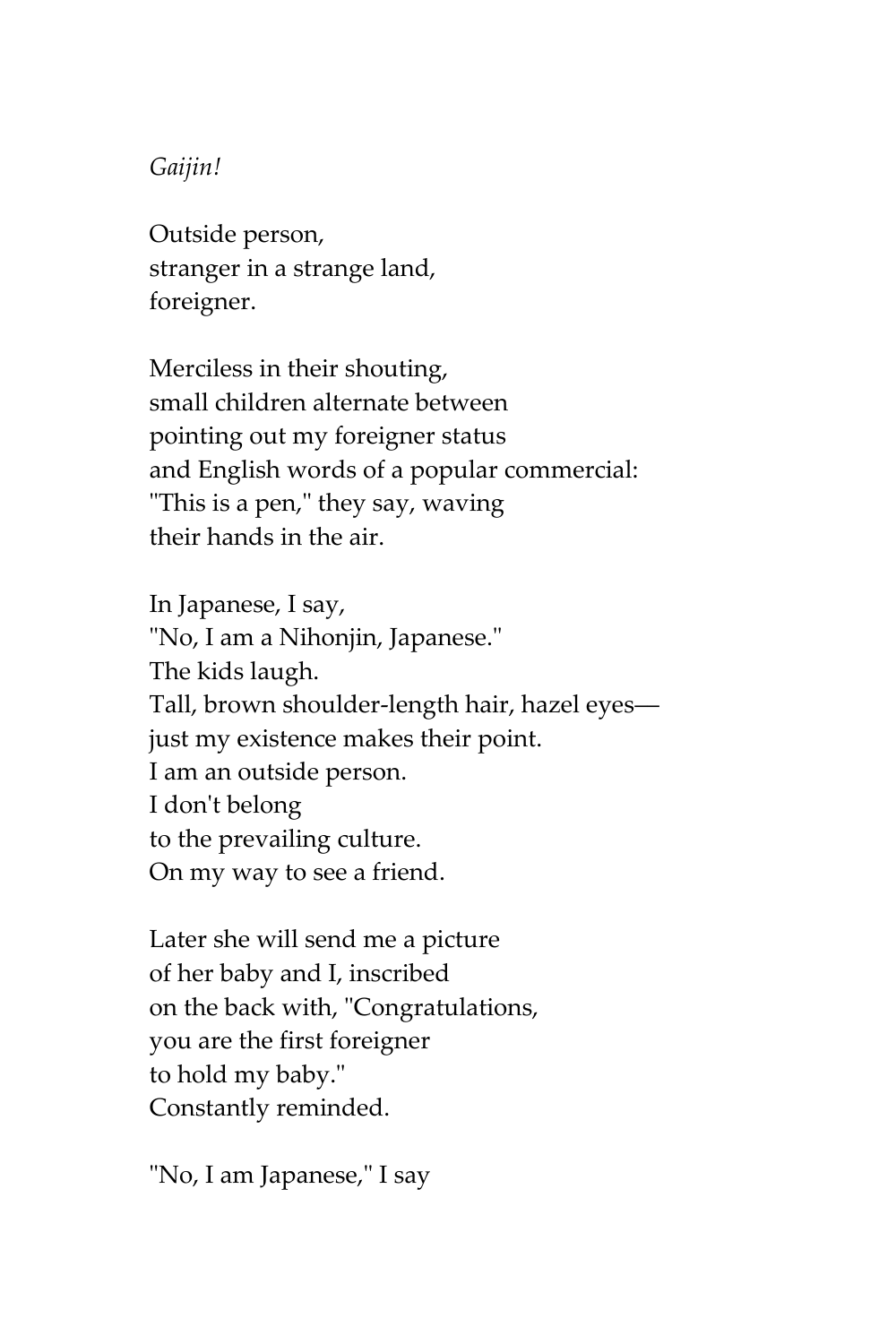*Gaijin!*

Outside person,  
stranger in a strange land,  
foreigner.

Merciless in their shouting,  
small children alternate between  
pointing out my foreigner status  
and English words of a popular commercial:  
"This is a pen," they say, waving  
their hands in the air.

In Japanese, I say,  
"No, I am a Nihonjin, Japanese."  
The kids laugh.  
Tall, brown shoulder-length hair, hazel eyes—  
just my existence makes their point.  
I am an outside person.  
I don't belong  
to the prevailing culture.  
On my way to see a friend.

Later she will send me a picture  
of her baby and I, inscribed  
on the back with, "Congratulations,  
you are the first foreigner  
to hold my baby."  
Constantly reminded.

"No, I am Japanese," I say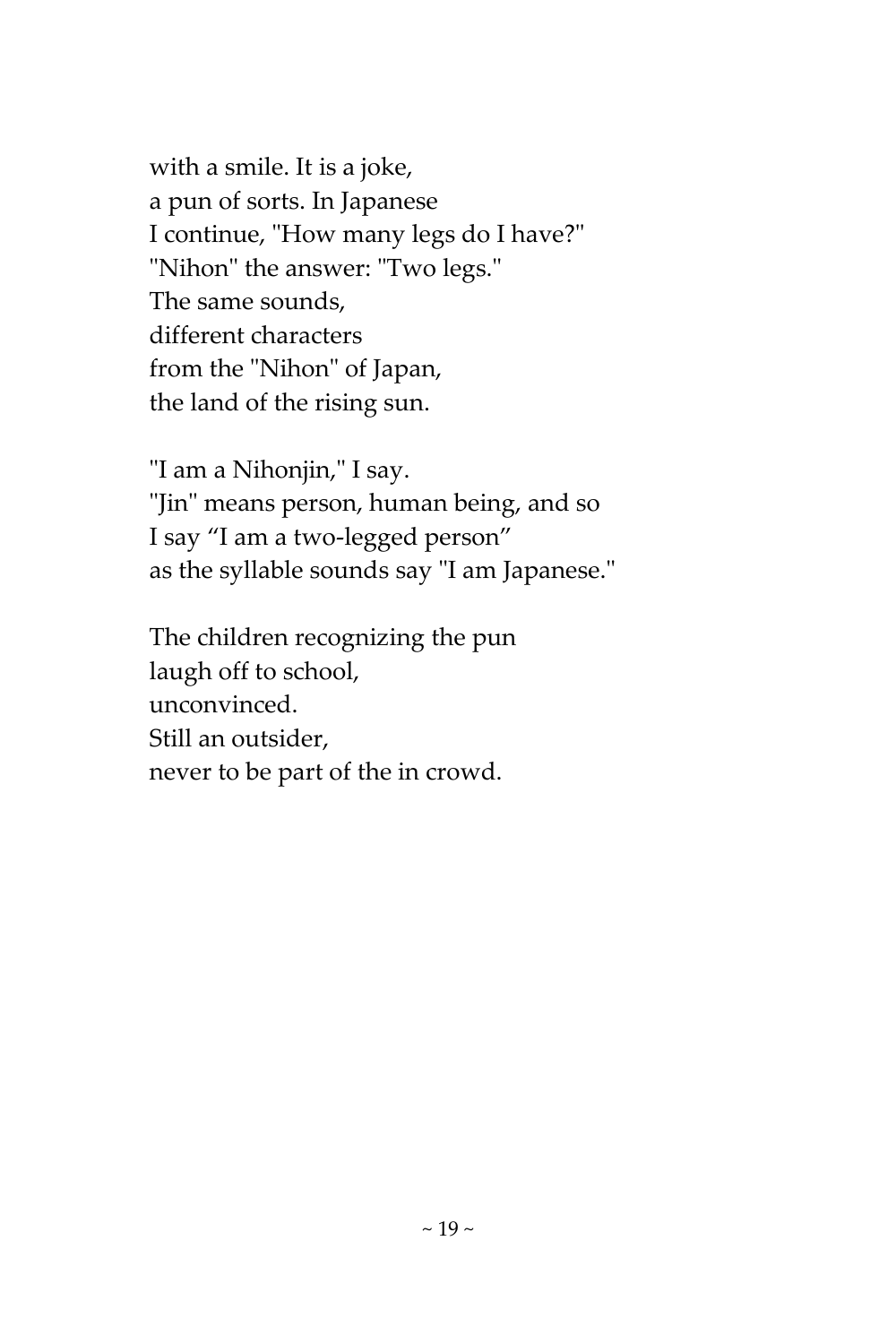with a smile. It is a joke,  
a pun of sorts. In Japanese  
I continue, "How many legs do I have?"  
"Nihon" the answer: "Two legs."  
The same sounds,  
different characters  
from the "Nihon" of Japan,  
the land of the rising sun.

"I am a Nihonjin," I say.  
"Jin" means person, human being, and so  
I say “I am a two-legged person”  
as the syllable sounds say "I am Japanese."

The children recognizing the pun  
laugh off to school,  
unconvinced.  
Still an outsider,  
never to be part of the in crowd.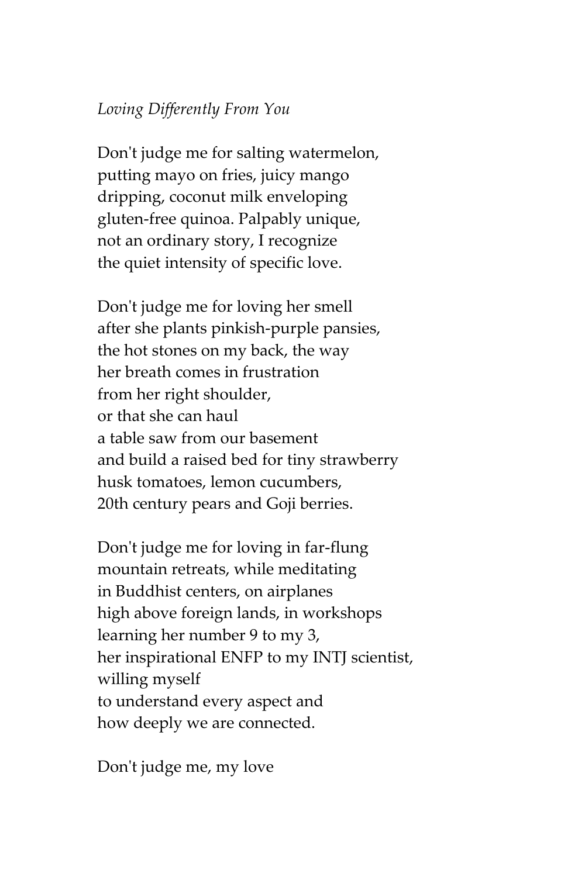*Loving Differently From You*

Don't judge me for salting watermelon,  
putting mayo on fries, juicy mango  
dripping, coconut milk enveloping  
gluten-free quinoa. Palpably unique,  
not an ordinary story, I recognize  
the quiet intensity of specific love.

Don't judge me for loving her smell  
after she plants pinkish-purple pansies,  
the hot stones on my back, the way  
her breath comes in frustration  
from her right shoulder,  
or that she can haul  
a table saw from our basement  
and build a raised bed for tiny strawberry  
husk tomatoes, lemon cucumbers,  
20th century pears and Goji berries.

Don't judge me for loving in far-flung  
mountain retreats, while meditating  
in Buddhist centers, on airplanes  
high above foreign lands, in workshops  
learning her number 9 to my 3,  
her inspirational ENFP to my INTJ scientist,  
willing myself  
to understand every aspect and  
how deeply we are connected.

Don't judge me, my love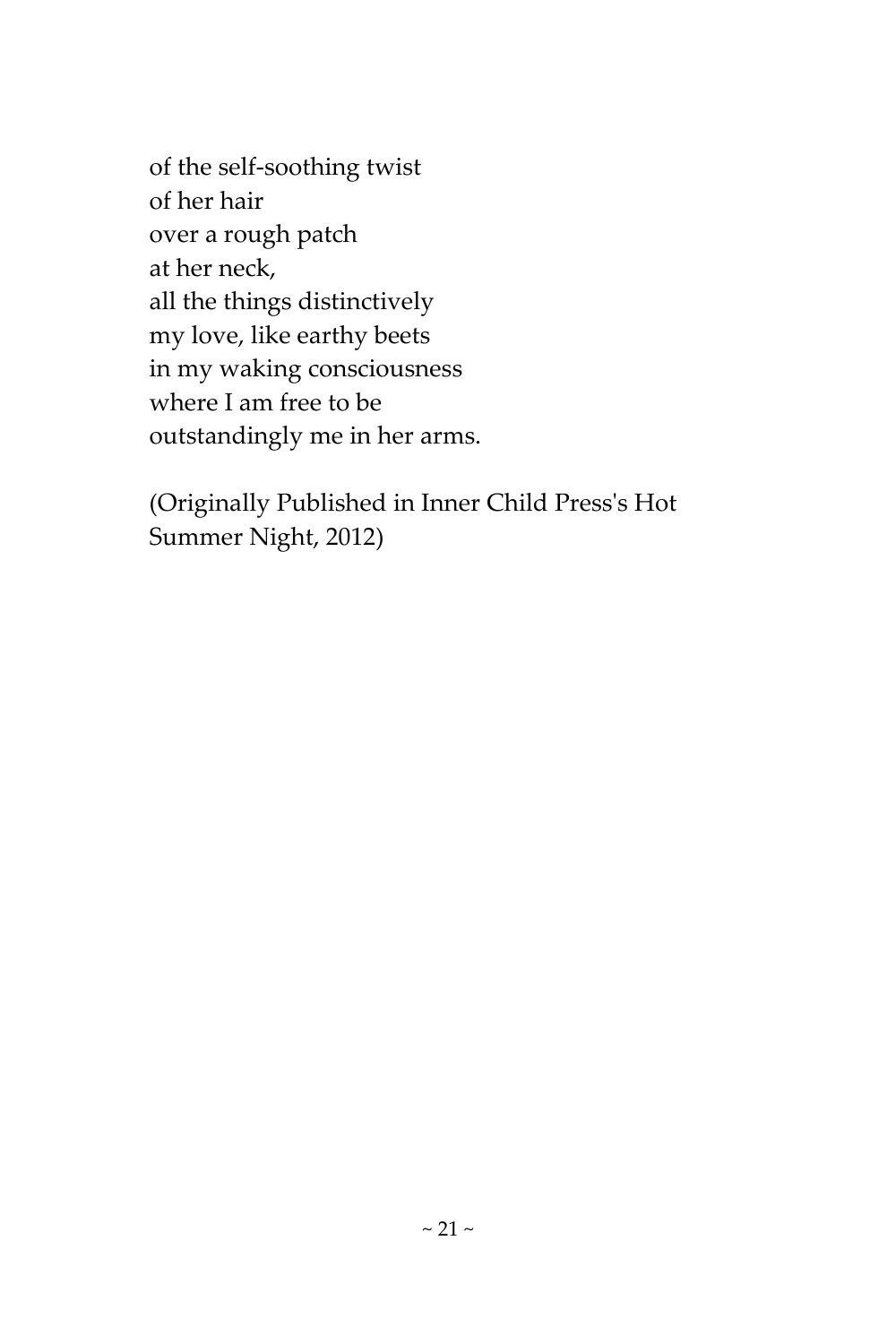of the self-soothing twist  
of her hair  
over a rough patch  
at her neck,  
all the things distinctively  
my love, like earthy beets  
in my waking consciousness  
where I am free to be  
outstandingly me in her arms.

(Originally Published in Inner Child Press's Hot Summer Night, 2012)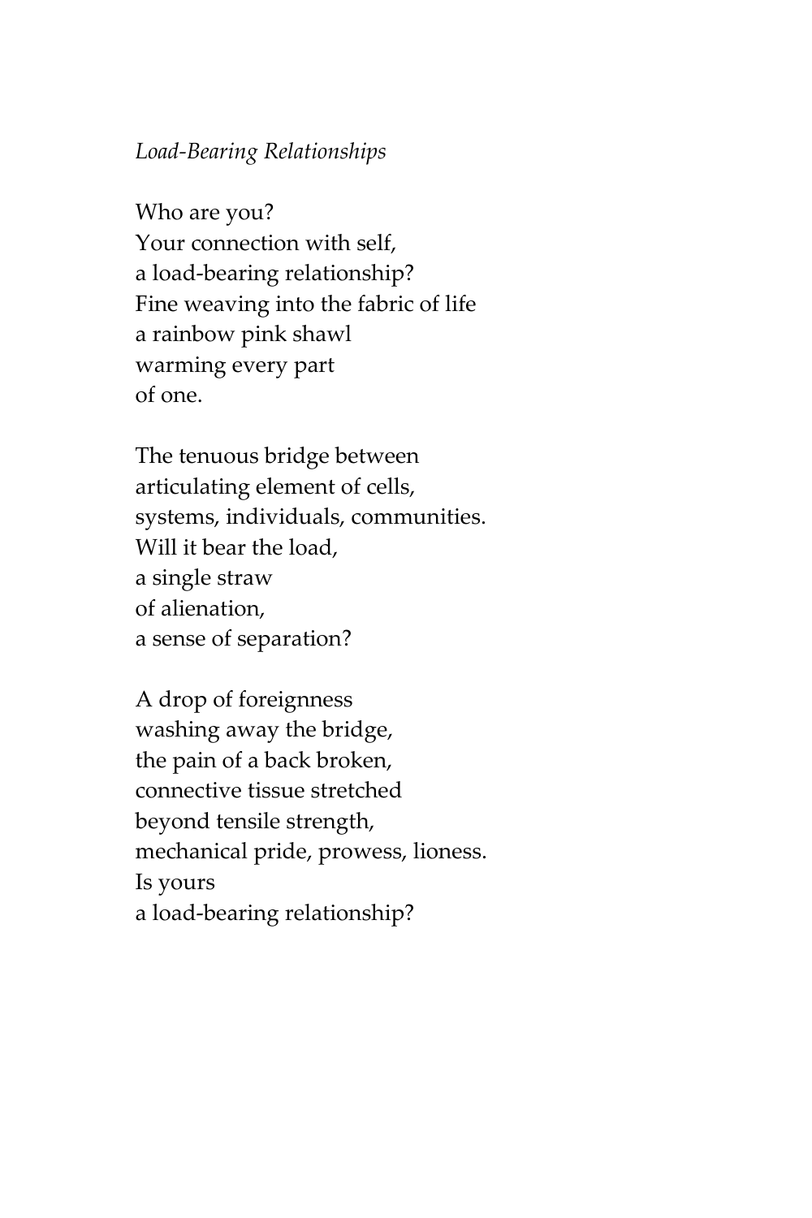*Load-Bearing Relationships*

Who are you?  
Your connection with self,  
a load-bearing relationship?  
Fine weaving into the fabric of life  
a rainbow pink shawl  
warming every part  
of one.

The tenuous bridge between  
articulating element of cells,  
systems, individuals, communities.  
Will it bear the load,  
a single straw  
of alienation,  
a sense of separation?

A drop of foreignness  
washing away the bridge,  
the pain of a back broken,  
connective tissue stretched  
beyond tensile strength,  
mechanical pride, prowess, lioness.  
Is yours  
a load-bearing relationship?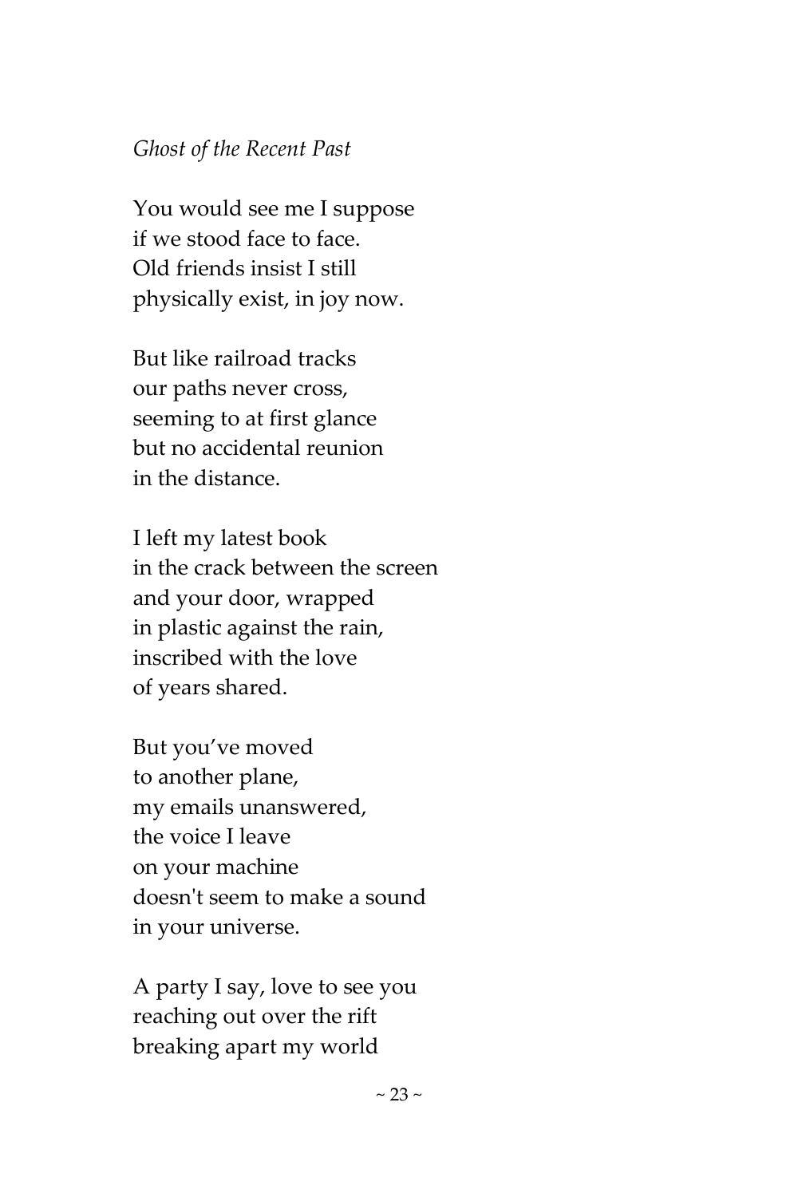*Ghost of the Recent Past*

You would see me I suppose  
if we stood face to face.  
Old friends insist I still  
physically exist, in joy now.

But like railroad tracks  
our paths never cross,  
seeming to at first glance  
but no accidental reunion  
in the distance.

I left my latest book  
in the crack between the screen  
and your door, wrapped  
in plastic against the rain,  
inscribed with the love  
of years shared.

But you’ve moved  
to another plane,  
my emails unanswered,  
the voice I leave  
on your machine  
doesn't seem to make a sound  
in your universe.

A party I say, love to see you  
reaching out over the rift  
breaking apart my world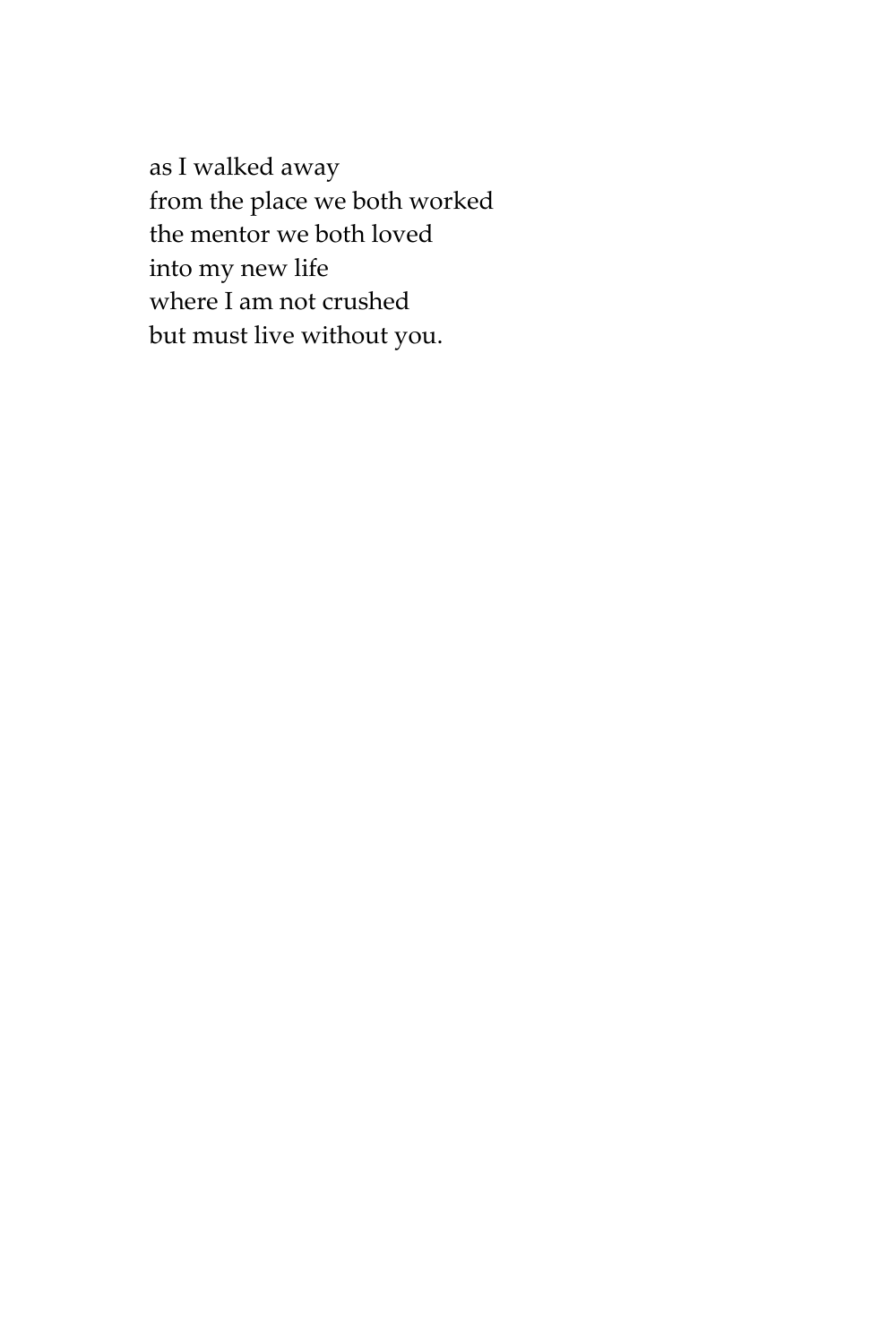as I walked away  
from the place we both worked  
the mentor we both loved  
into my new life  
where I am not crushed  
but must live without you.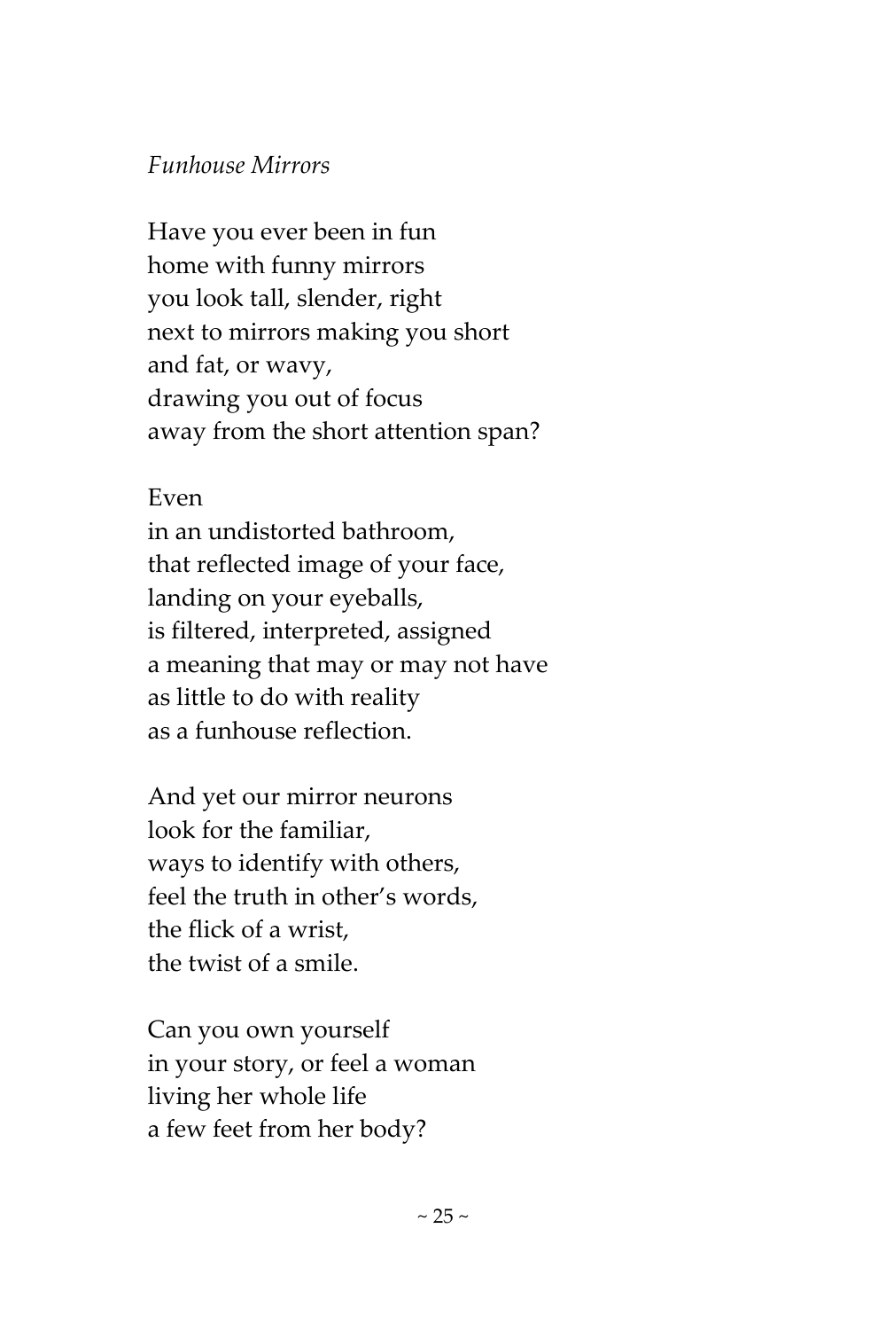*Funhouse Mirrors*

Have you ever been in fun
home with funny mirrors
you look tall, slender, right
next to mirrors making you short
and fat, or wavy,
drawing you out of focus
away from the short attention span?

Even
in an undistorted bathroom,
that reflected image of your face,
landing on your eyeballs,
is filtered, interpreted, assigned
a meaning that may or may not have
as little to do with reality
as a funhouse reflection.

And yet our mirror neurons
look for the familiar,
ways to identify with others,
feel the truth in other's words,
the flick of a wrist,
the twist of a smile.

Can you own yourself
in your story, or feel a woman
living her whole life
a few feet from her body?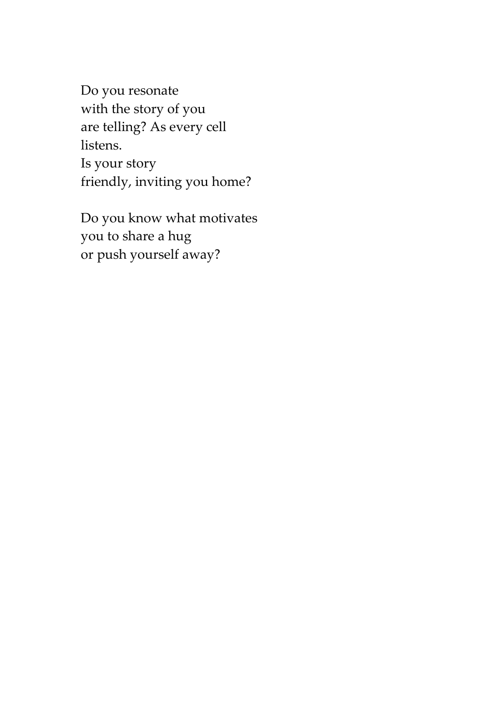Do you resonate  
with the story of you  
are telling? As every cell  
listens.  
Is your story  
friendly, inviting you home?

Do you know what motivates  
you to share a hug  
or push yourself away?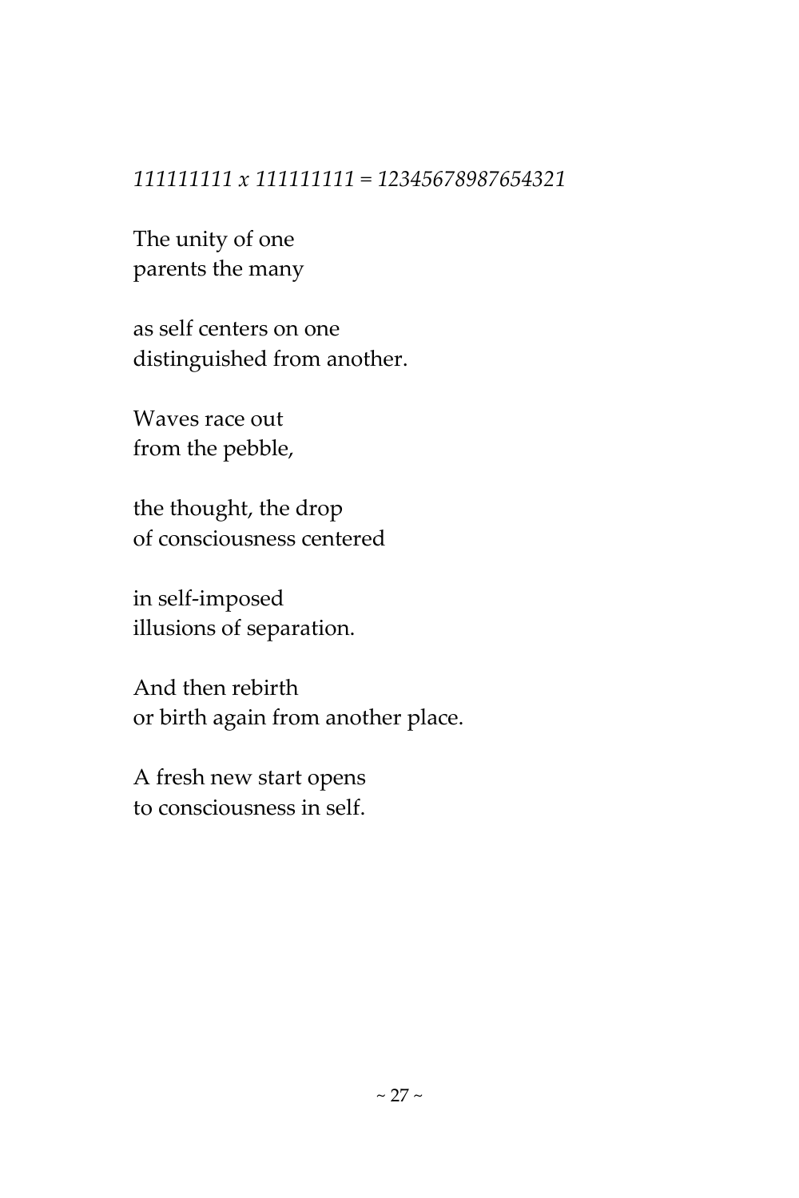*111111111 x 111111111 = 12345678987654321*

The unity of one
parents the many

as self centers on one
distinguished from another.

Waves race out
from the pebble,

the thought, the drop
of consciousness centered

in self-imposed
illusions of separation.

And then rebirth
or birth again from another place.

A fresh new start opens
to consciousness in self.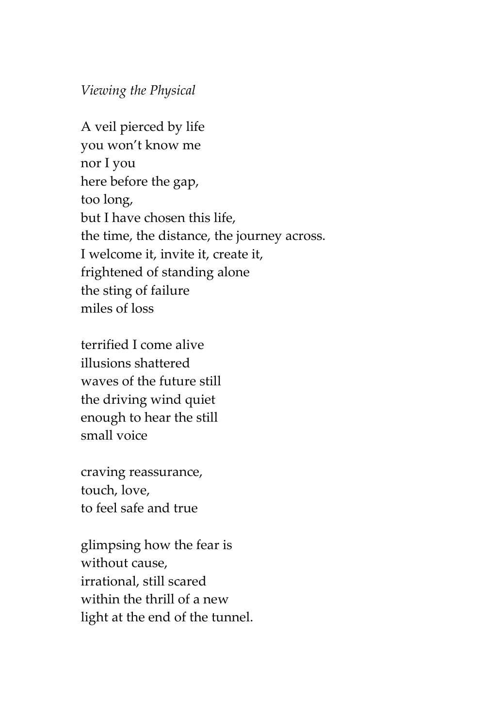*Viewing the Physical*

A veil pierced by life  
you won't know me  
nor I you  
here before the gap,  
too long,  
but I have chosen this life,  
the time, the distance, the journey across.  
I welcome it, invite it, create it,  
frightened of standing alone  
the sting of failure  
miles of loss

terrified I come alive  
illusions shattered  
waves of the future still  
the driving wind quiet  
enough to hear the still  
small voice

craving reassurance,  
touch, love,  
to feel safe and true

glimpsing how the fear is  
without cause,  
irrational, still scared  
within the thrill of a new  
light at the end of the tunnel.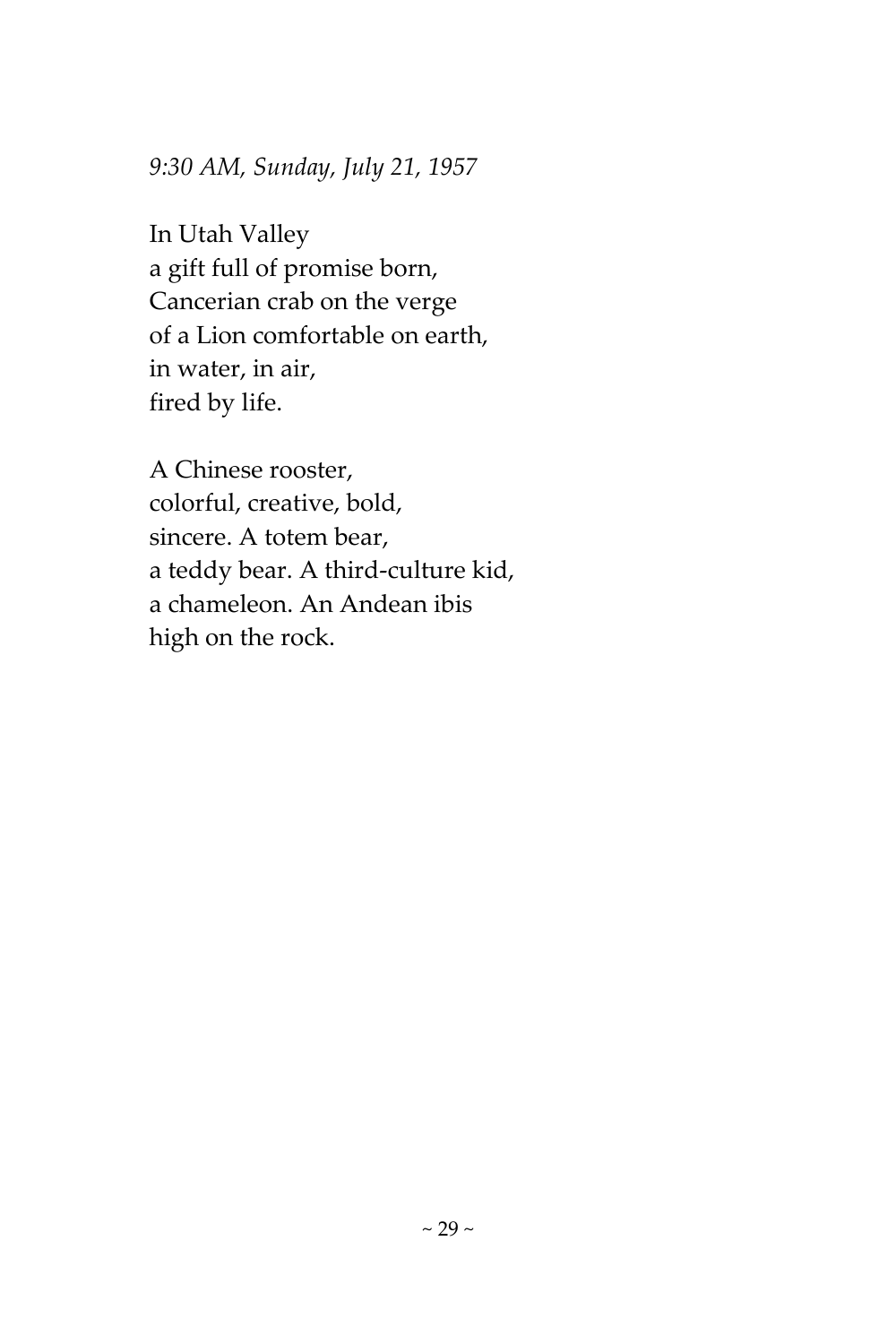*9:30 AM, Sunday, July 21, 1957*

In Utah Valley  
a gift full of promise born,  
Cancerian crab on the verge  
of a Lion comfortable on earth,  
in water, in air,  
fired by life.

A Chinese rooster,  
colorful, creative, bold,  
sincere. A totem bear,  
a teddy bear. A third-culture kid,  
a chameleon. An Andean ibis  
high on the rock.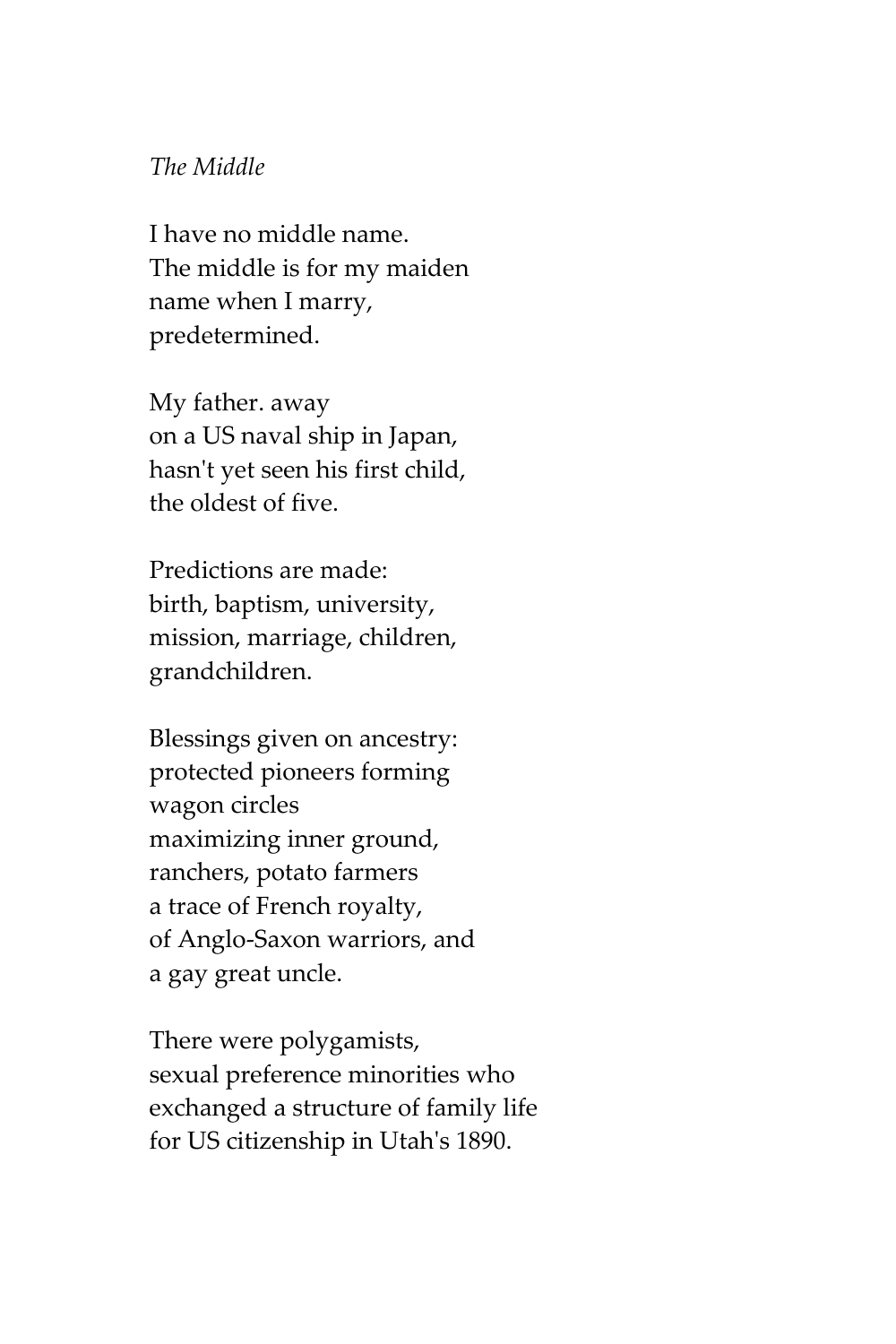*The Middle*

I have no middle name.  
The middle is for my maiden  
name when I marry,  
predetermined.

My father. away  
on a US naval ship in Japan,  
hasn't yet seen his first child,  
the oldest of five.

Predictions are made:  
birth, baptism, university,  
mission, marriage, children,  
grandchildren.

Blessings given on ancestry:  
protected pioneers forming  
wagon circles  
maximizing inner ground,  
ranchers, potato farmers  
a trace of French royalty,  
of Anglo-Saxon warriors, and  
a gay great uncle.

There were polygamists,  
sexual preference minorities who  
exchanged a structure of family life  
for US citizenship in Utah's 1890.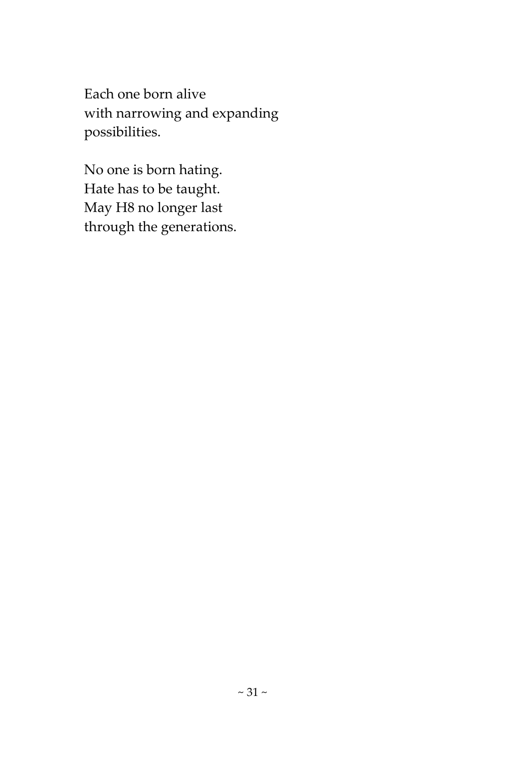Each one born alive
with narrowing and expanding
possibilities.

No one is born hating.
Hate has to be taught.
May H8 no longer last
through the generations.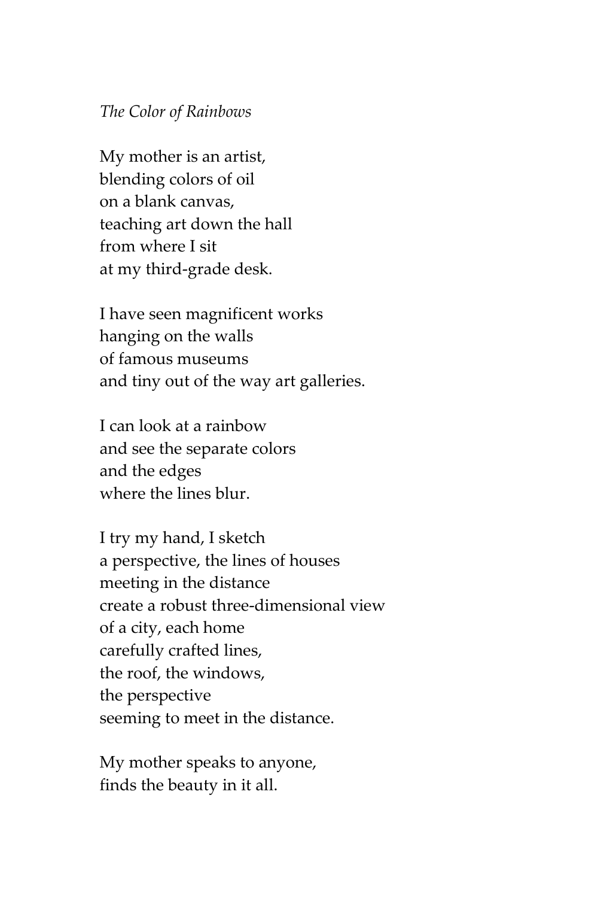*The Color of Rainbows*

My mother is an artist,  
blending colors of oil  
on a blank canvas,  
teaching art down the hall  
from where I sit  
at my third-grade desk.

I have seen magnificent works  
hanging on the walls  
of famous museums  
and tiny out of the way art galleries.

I can look at a rainbow  
and see the separate colors  
and the edges  
where the lines blur.

I try my hand, I sketch  
a perspective, the lines of houses  
meeting in the distance  
create a robust three-dimensional view  
of a city, each home  
carefully crafted lines,  
the roof, the windows,  
the perspective  
seeming to meet in the distance.

My mother speaks to anyone,  
finds the beauty in it all.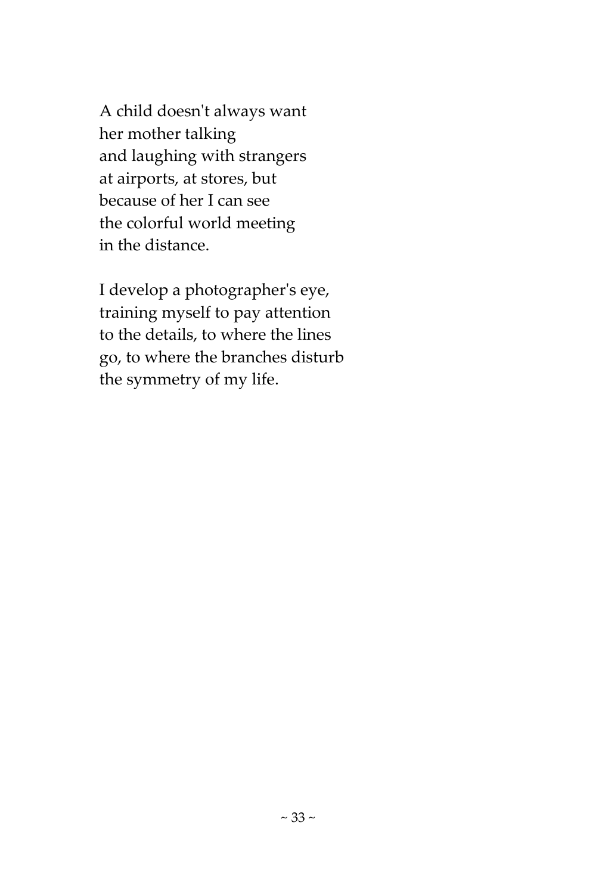A child doesn't always want
her mother talking
and laughing with strangers
at airports, at stores, but
because of her I can see
the colorful world meeting
in the distance.

I develop a photographer's eye,
training myself to pay attention
to the details, to where the lines
go, to where the branches disturb
the symmetry of my life.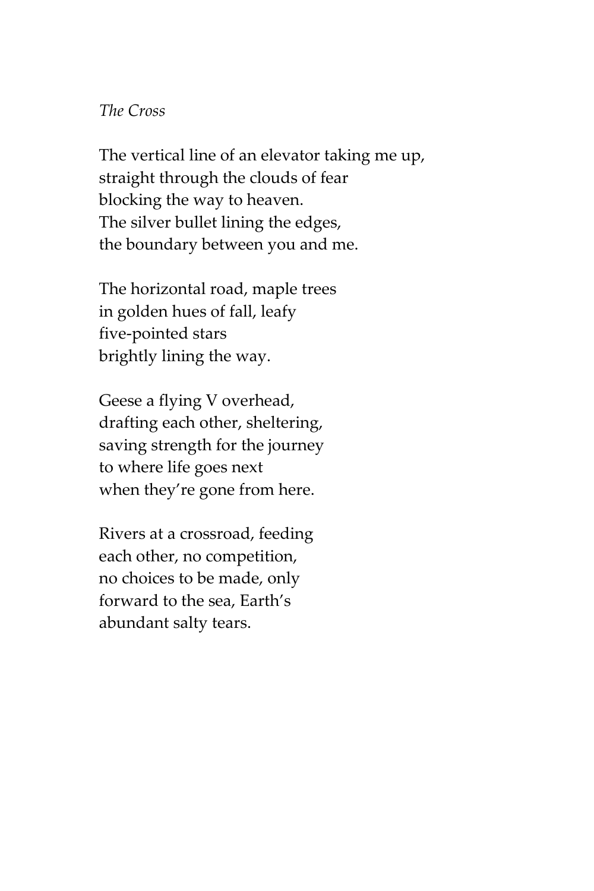*The Cross*

The vertical line of an elevator taking me up,  
straight through the clouds of fear  
blocking the way to heaven.  
The silver bullet lining the edges,  
the boundary between you and me.

The horizontal road, maple trees  
in golden hues of fall, leafy  
five-pointed stars  
brightly lining the way.

Geese a flying V overhead,  
drafting each other, sheltering,  
saving strength for the journey  
to where life goes next  
when they're gone from here.

Rivers at a crossroad, feeding  
each other, no competition,  
no choices to be made, only  
forward to the sea, Earth's  
abundant salty tears.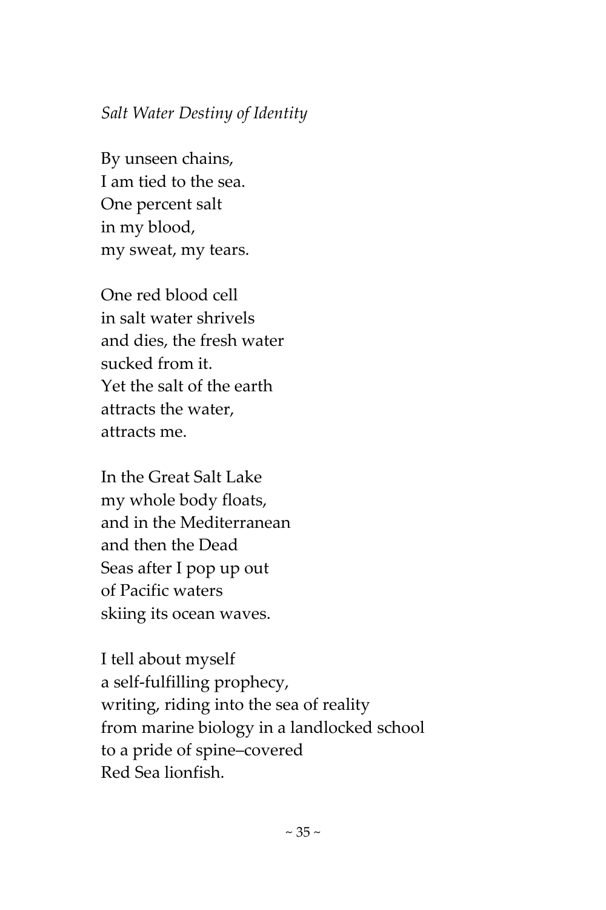*Salt Water Destiny of Identity*

By unseen chains,  
I am tied to the sea.  
One percent salt  
in my blood,  
my sweat, my tears.

One red blood cell  
in salt water shrivels  
and dies, the fresh water  
sucked from it.  
Yet the salt of the earth  
attracts the water,  
attracts me.

In the Great Salt Lake  
my whole body floats,  
and in the Mediterranean  
and then the Dead  
Seas after I pop up out  
of Pacific waters  
skiing its ocean waves.

I tell about myself  
a self-fulfilling prophecy,  
writing, riding into the sea of reality  
from marine biology in a landlocked school  
to a pride of spine–covered  
Red Sea lionfish.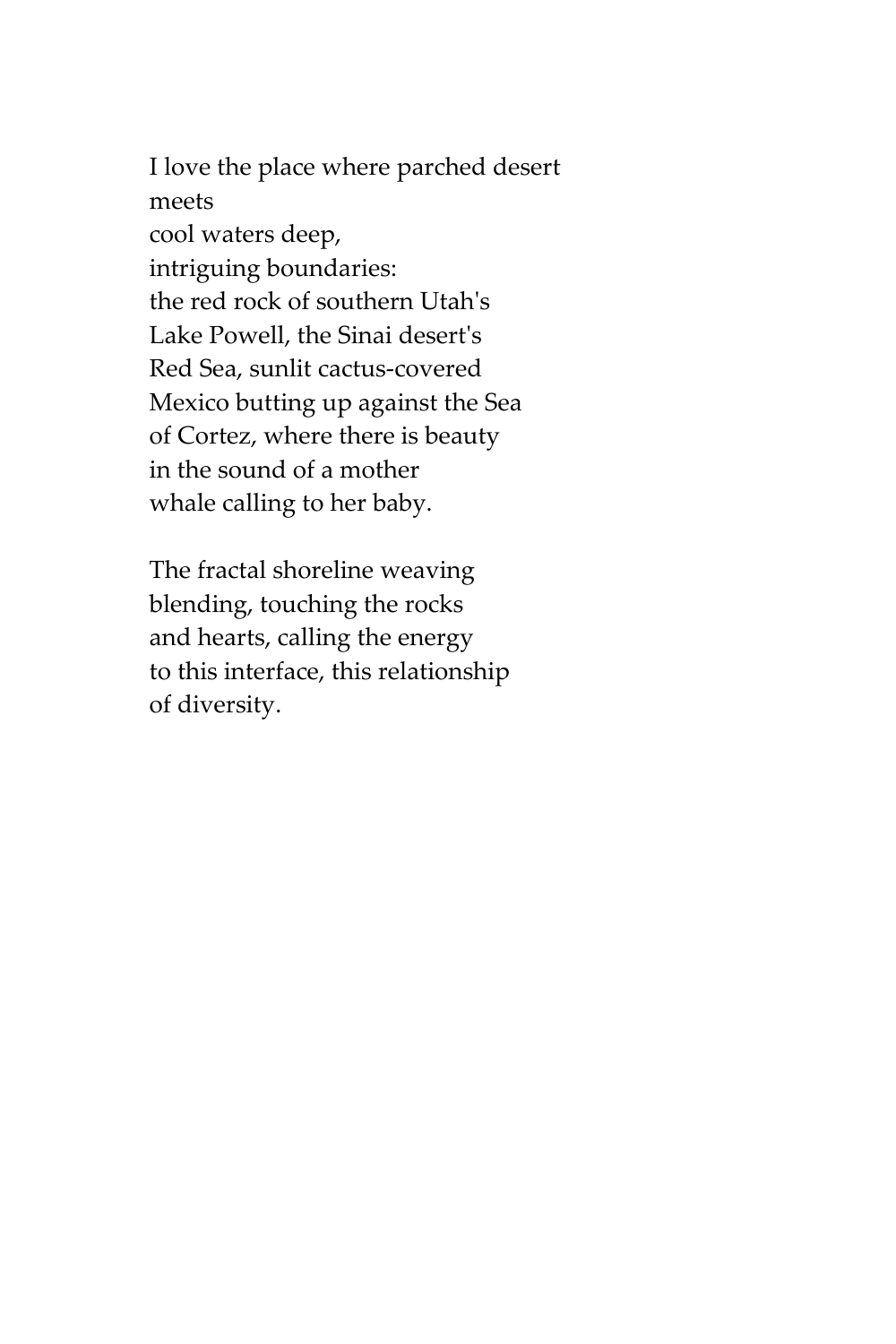I love the place where parched desert  
meets  
cool waters deep,  
intriguing boundaries:  
the red rock of southern Utah's  
Lake Powell, the Sinai desert's  
Red Sea, sunlit cactus-covered  
Mexico butting up against the Sea  
of Cortez, where there is beauty  
in the sound of a mother  
whale calling to her baby.

The fractal shoreline weaving  
blending, touching the rocks  
and hearts, calling the energy  
to this interface, this relationship  
of diversity.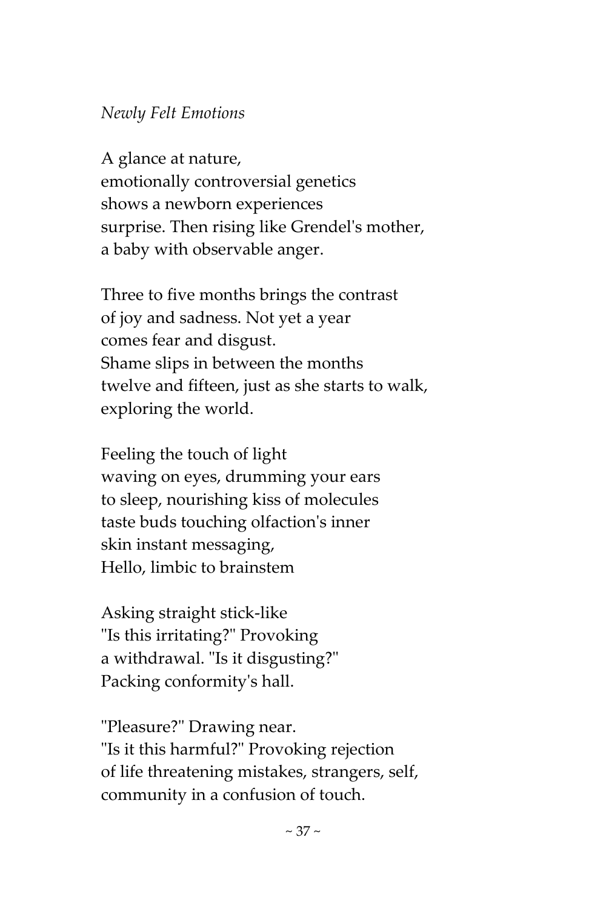*Newly Felt Emotions*

A glance at nature,  
emotionally controversial genetics  
shows a newborn experiences  
surprise. Then rising like Grendel's mother,  
a baby with observable anger.

Three to five months brings the contrast  
of joy and sadness. Not yet a year  
comes fear and disgust.  
Shame slips in between the months  
twelve and fifteen, just as she starts to walk,  
exploring the world.

Feeling the touch of light  
waving on eyes, drumming your ears  
to sleep, nourishing kiss of molecules  
taste buds touching olfaction's inner  
skin instant messaging,  
Hello, limbic to brainstem

Asking straight stick-like  
"Is this irritating?" Provoking  
a withdrawal. "Is it disgusting?"  
Packing conformity's hall.

"Pleasure?" Drawing near.  
"Is it this harmful?" Provoking rejection  
of life threatening mistakes, strangers, self,  
community in a confusion of touch.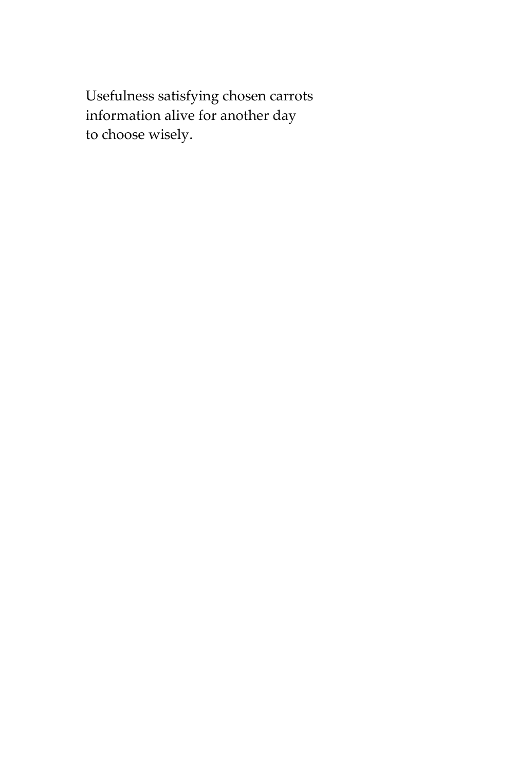Usefulness satisfying chosen carrots  
information alive for another day  
to choose wisely.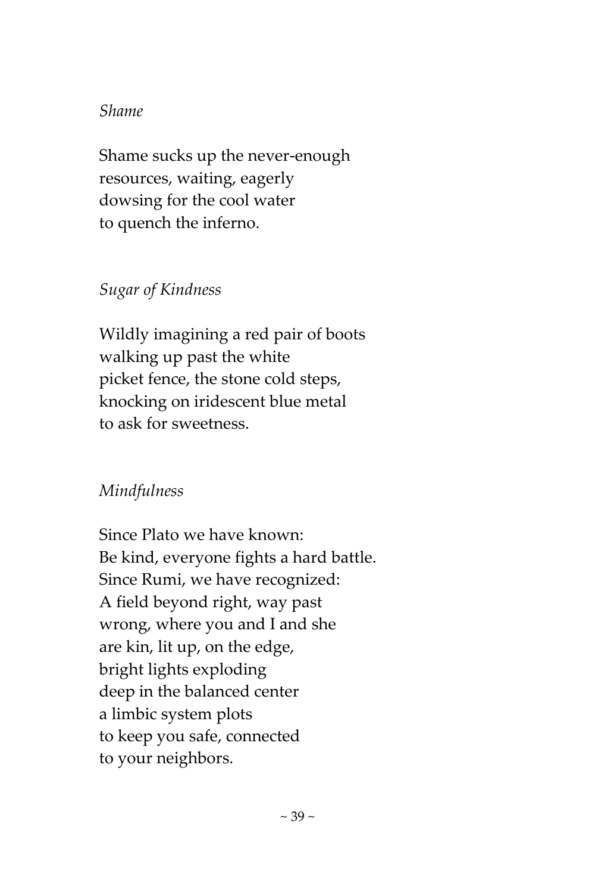*Shame*

Shame sucks up the never-enough
resources, waiting, eagerly
dowsing for the cool water
to quench the inferno.

*Sugar of Kindness*

Wildly imagining a red pair of boots
walking up past the white
picket fence, the stone cold steps,
knocking on iridescent blue metal
to ask for sweetness.

*Mindfulness*

Since Plato we have known:
Be kind, everyone fights a hard battle.
Since Rumi, we have recognized:
A field beyond right, way past
wrong, where you and I and she
are kin, lit up, on the edge,
bright lights exploding
deep in the balanced center
a limbic system plots
to keep you safe, connected
to your neighbors.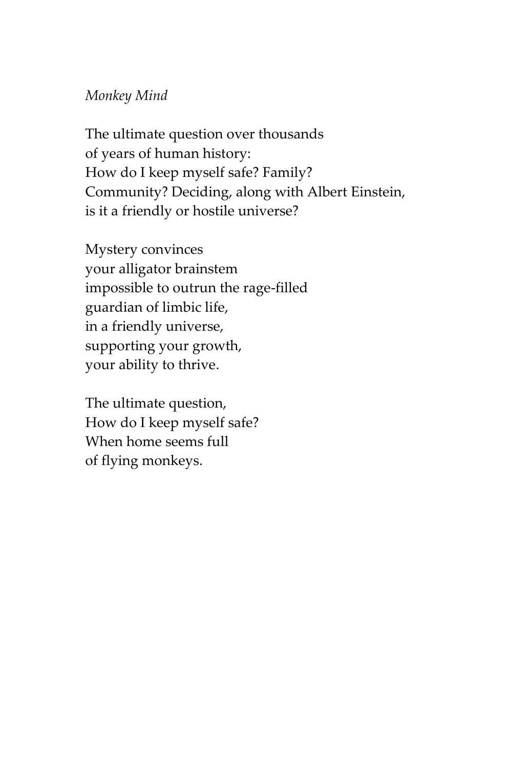*Monkey Mind*

The ultimate question over thousands  
of years of human history:  
How do I keep myself safe? Family?  
Community? Deciding, along with Albert Einstein,  
is it a friendly or hostile universe?

Mystery convinces  
your alligator brainstem  
impossible to outrun the rage-filled  
guardian of limbic life,  
in a friendly universe,  
supporting your growth,  
your ability to thrive.

The ultimate question,  
How do I keep myself safe?  
When home seems full  
of flying monkeys.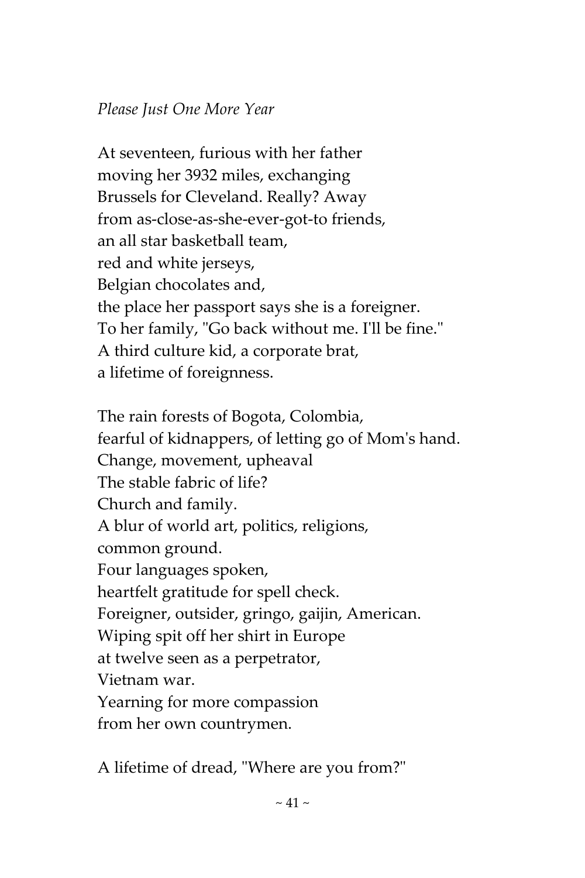*Please Just One More Year*

At seventeen, furious with her father  
moving her 3932 miles, exchanging  
Brussels for Cleveland. Really? Away  
from as-close-as-she-ever-got-to friends,  
an all star basketball team,  
red and white jerseys,  
Belgian chocolates and,  
the place her passport says she is a foreigner.  
To her family, "Go back without me. I'll be fine."  
A third culture kid, a corporate brat,  
a lifetime of foreignness.

The rain forests of Bogota, Colombia,  
fearful of kidnappers, of letting go of Mom's hand.  
Change, movement, upheaval  
The stable fabric of life?  
Church and family.  
A blur of world art, politics, religions,  
common ground.  
Four languages spoken,  
heartfelt gratitude for spell check.  
Foreigner, outsider, gringo, gaijin, American.  
Wiping spit off her shirt in Europe  
at twelve seen as a perpetrator,  
Vietnam war.  
Yearning for more compassion  
from her own countrymen.

A lifetime of dread, "Where are you from?"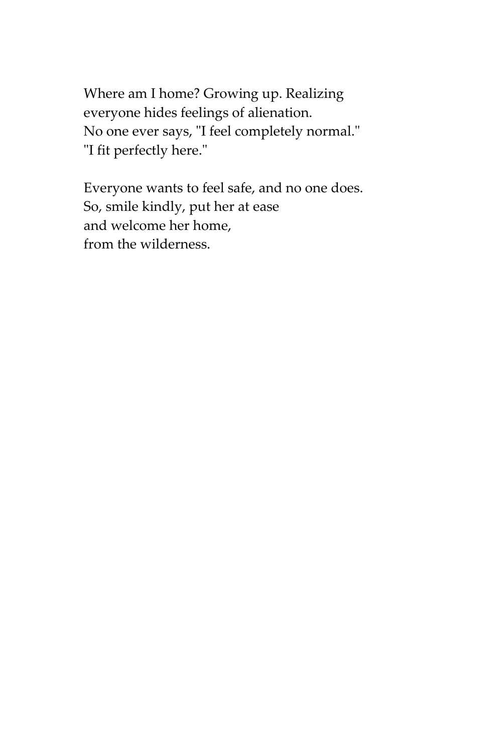Where am I home? Growing up. Realizing
everyone hides feelings of alienation.
No one ever says, "I feel completely normal."
"I fit perfectly here."

Everyone wants to feel safe, and no one does.
So, smile kindly, put her at ease
and welcome her home,
from the wilderness.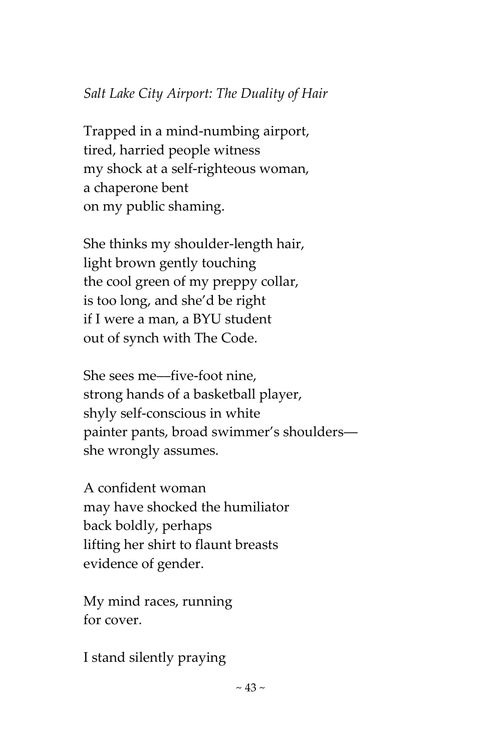*Salt Lake City Airport: The Duality of Hair*

Trapped in a mind-numbing airport,  
tired, harried people witness  
my shock at a self-righteous woman,  
a chaperone bent  
on my public shaming.

She thinks my shoulder-length hair,  
light brown gently touching  
the cool green of my preppy collar,  
is too long, and she'd be right  
if I were a man, a BYU student  
out of synch with The Code.

She sees me—five-foot nine,  
strong hands of a basketball player,  
shyly self-conscious in white  
painter pants, broad swimmer's shoulders—  
she wrongly assumes.

A confident woman  
may have shocked the humiliator  
back boldly, perhaps  
lifting her shirt to flaunt breasts  
evidence of gender.

My mind races, running  
for cover.

I stand silently praying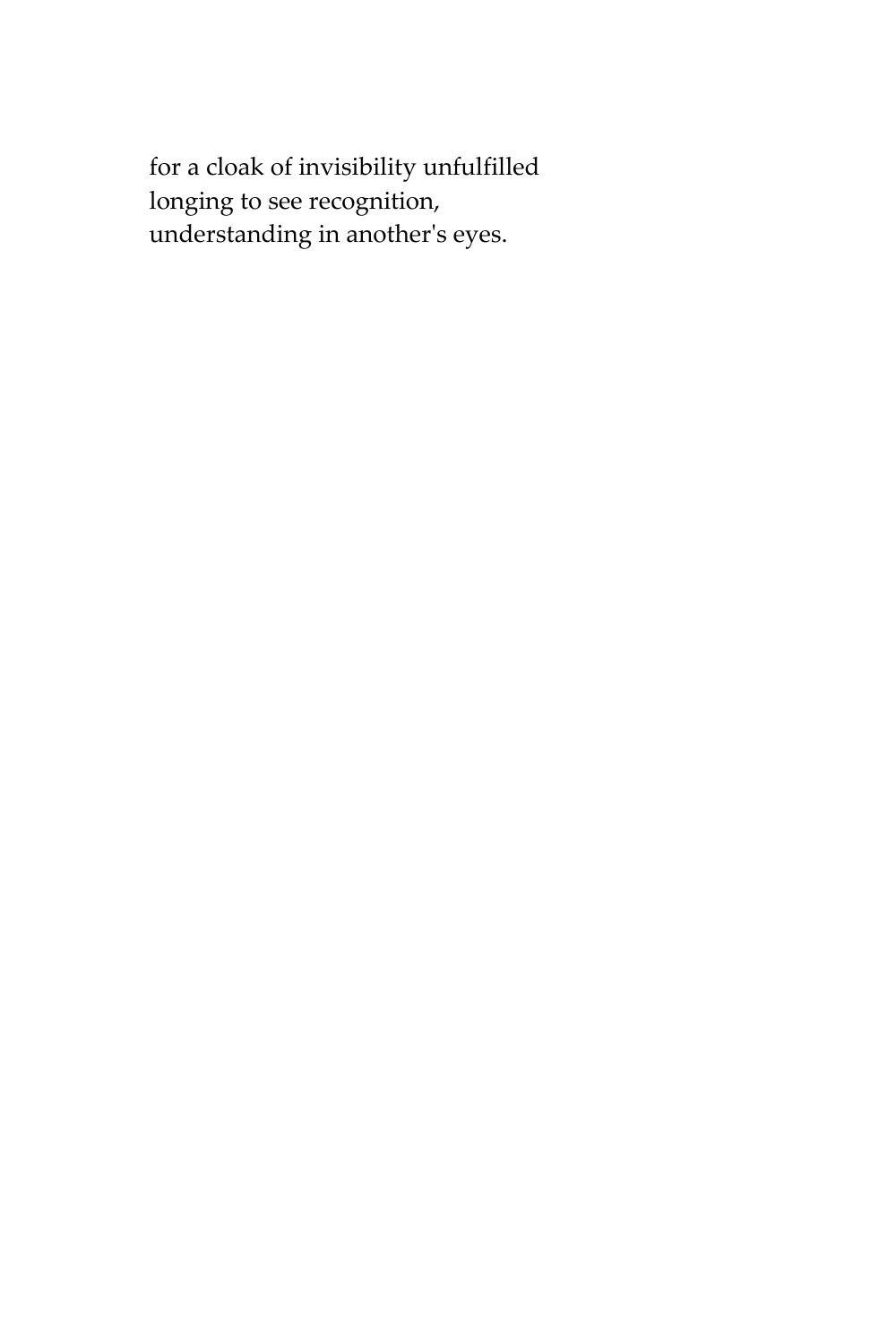for a cloak of invisibility unfulfilled
longing to see recognition,
understanding in another's eyes.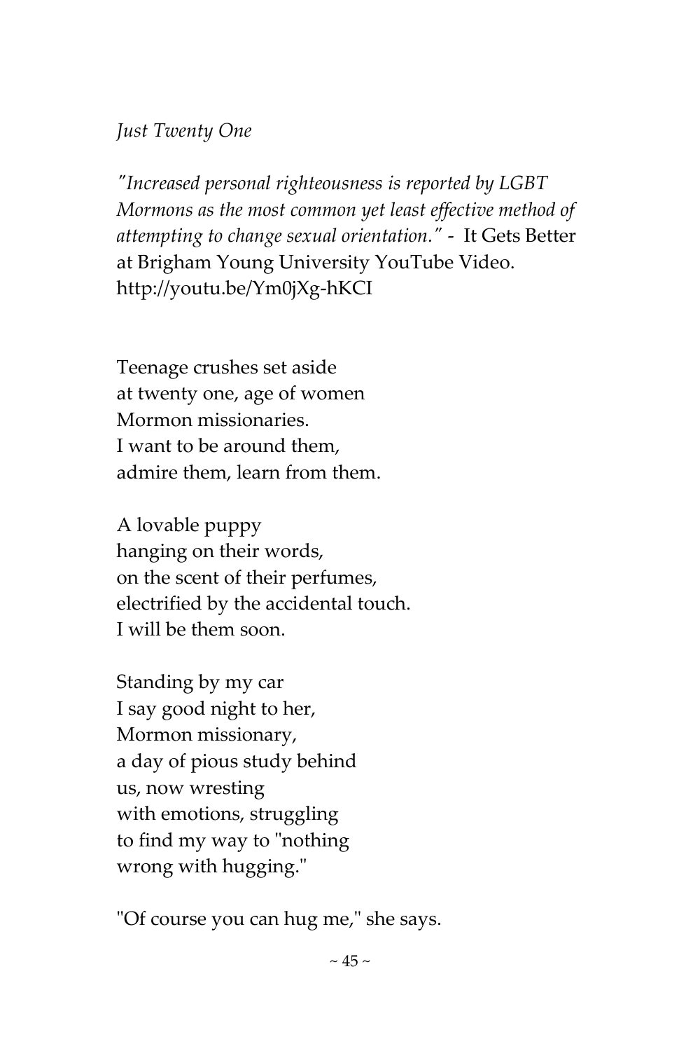*Just Twenty One*

*"Increased personal righteousness is reported by LGBT Mormons as the most common yet least effective method of attempting to change sexual orientation."* - It Gets Better at Brigham Young University YouTube Video. http://youtu.be/Ym0jXg-hKCI

Teenage crushes set aside  
at twenty one, age of women  
Mormon missionaries.  
I want to be around them,  
admire them, learn from them.

A lovable puppy  
hanging on their words,  
on the scent of their perfumes,  
electrified by the accidental touch.  
I will be them soon.

Standing by my car  
I say good night to her,  
Mormon missionary,  
a day of pious study behind  
us, now wresting  
with emotions, struggling  
to find my way to "nothing  
wrong with hugging."

"Of course you can hug me," she says.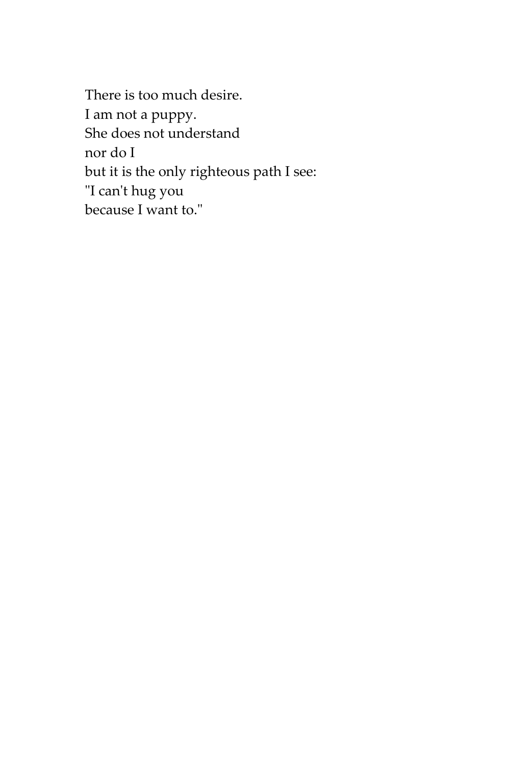There is too much desire.  
I am not a puppy.  
She does not understand  
nor do I  
but it is the only righteous path I see:  
"I can't hug you  
because I want to."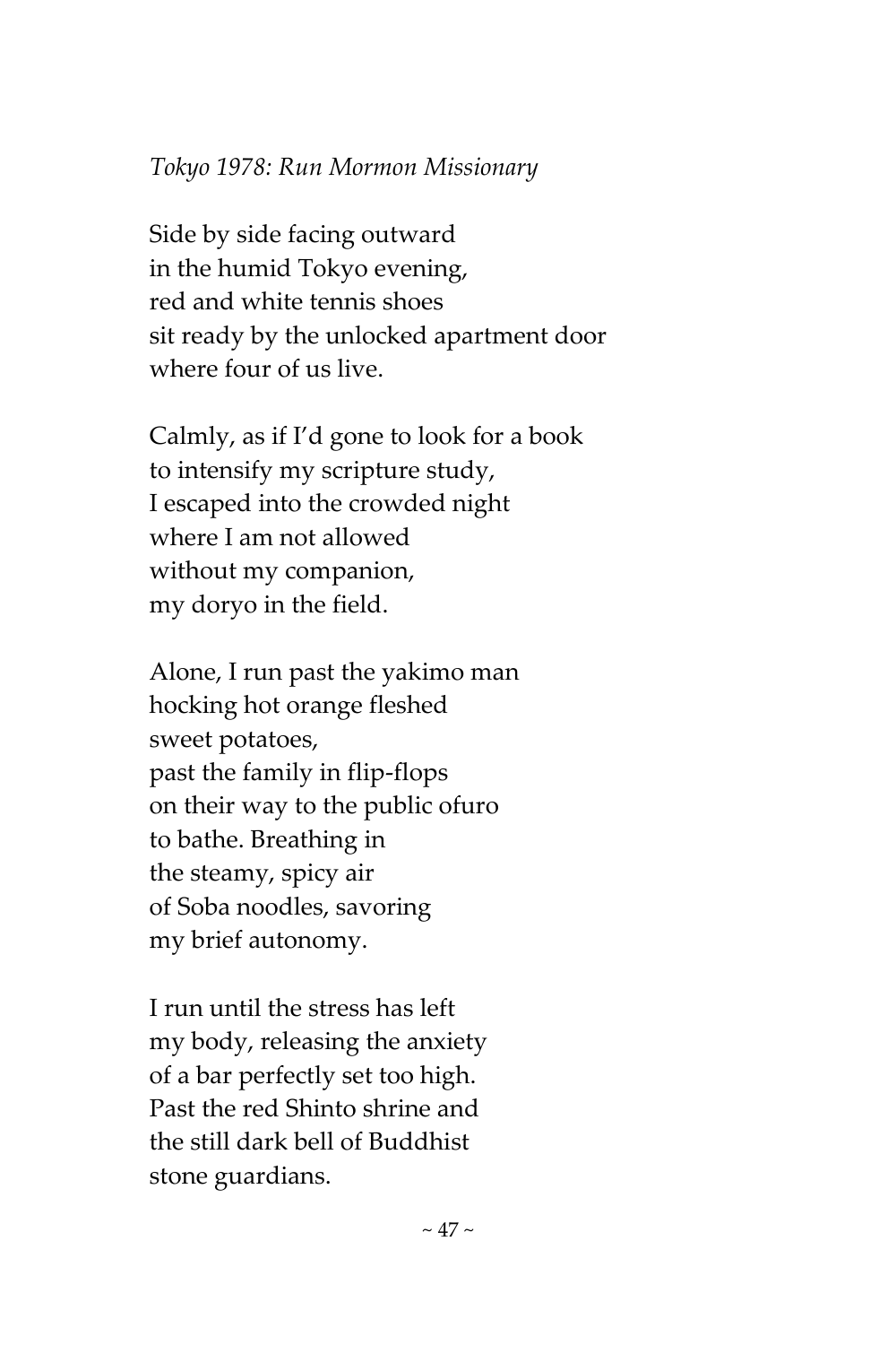*Tokyo 1978: Run Mormon Missionary*

Side by side facing outward
in the humid Tokyo evening,
red and white tennis shoes
sit ready by the unlocked apartment door
where four of us live.

Calmly, as if I'd gone to look for a book
to intensify my scripture study,
I escaped into the crowded night
where I am not allowed
without my companion,
my doryo in the field.

Alone, I run past the yakimo man
hocking hot orange fleshed
sweet potatoes,
past the family in flip-flops
on their way to the public ofuro
to bathe. Breathing in
the steamy, spicy air
of Soba noodles, savoring
my brief autonomy.

I run until the stress has left
my body, releasing the anxiety
of a bar perfectly set too high.
Past the red Shinto shrine and
the still dark bell of Buddhist
stone guardians.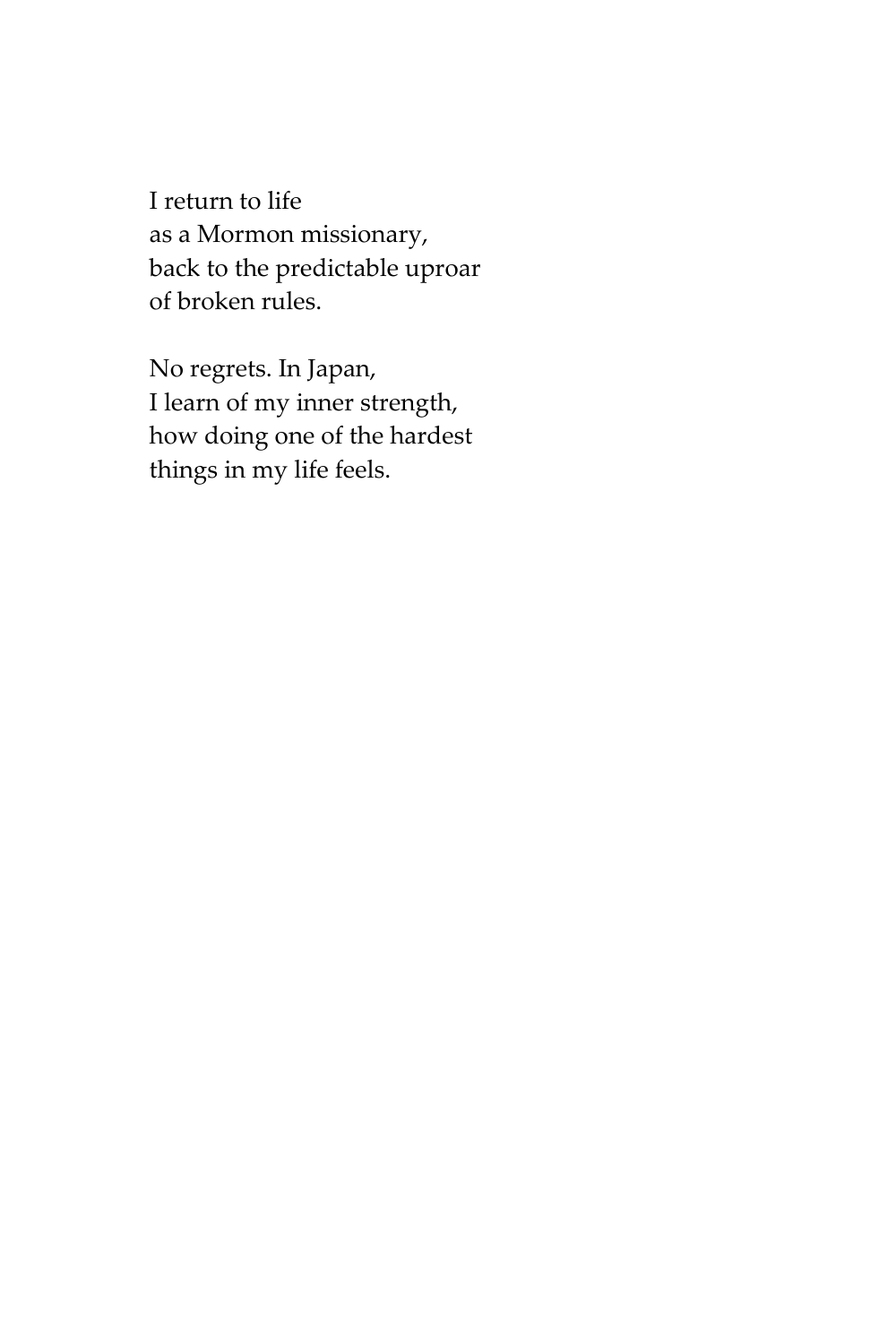I return to life  
as a Mormon missionary,  
back to the predictable uproar  
of broken rules.

No regrets. In Japan,  
I learn of my inner strength,  
how doing one of the hardest  
things in my life feels.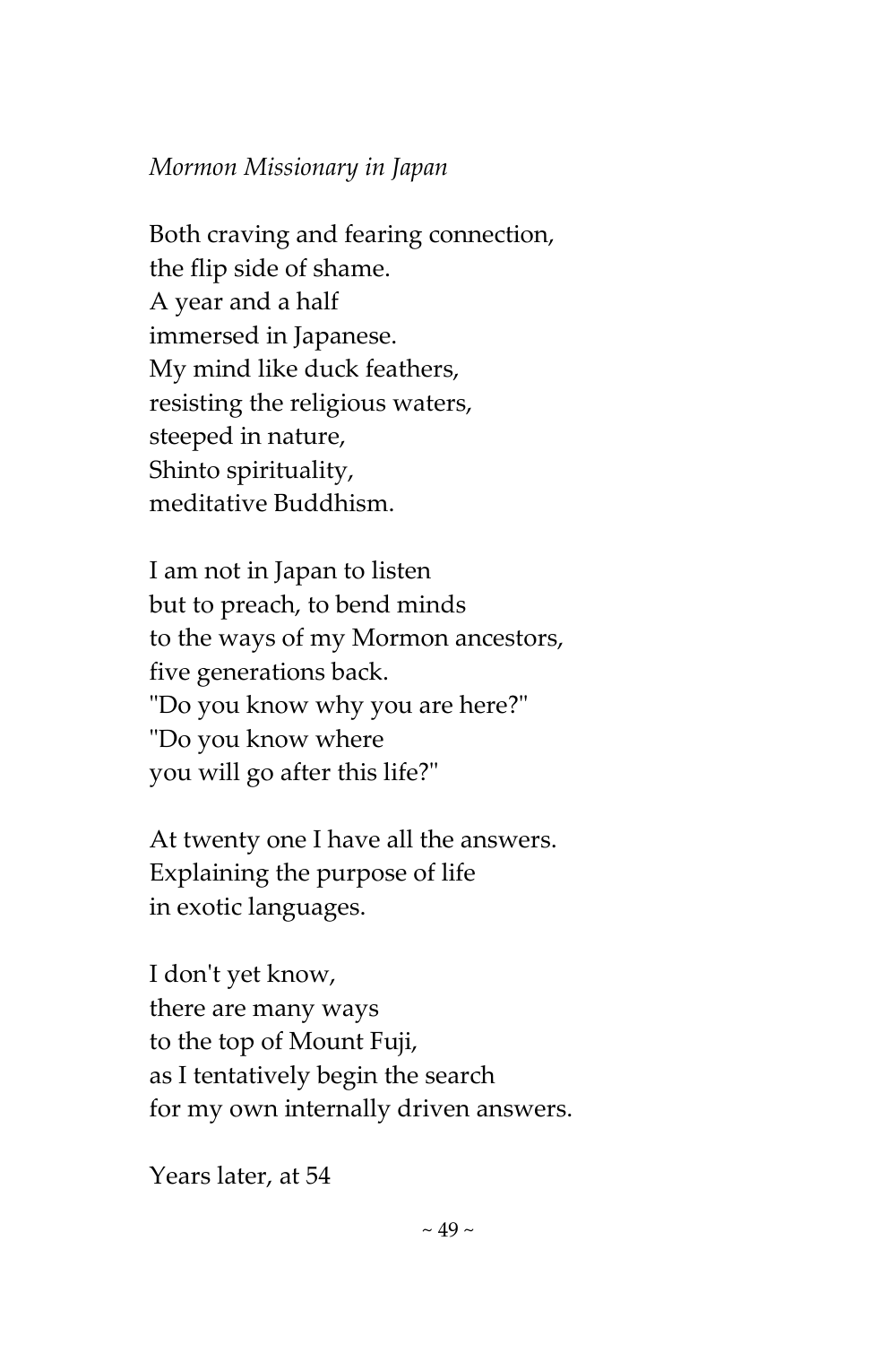*Mormon Missionary in Japan*

Both craving and fearing connection,  
the flip side of shame.  
A year and a half  
immersed in Japanese.  
My mind like duck feathers,  
resisting the religious waters,  
steeped in nature,  
Shinto spirituality,  
meditative Buddhism.

I am not in Japan to listen  
but to preach, to bend minds  
to the ways of my Mormon ancestors,  
five generations back.  
"Do you know why you are here?"  
"Do you know where  
you will go after this life?"

At twenty one I have all the answers.  
Explaining the purpose of life  
in exotic languages.

I don't yet know,  
there are many ways  
to the top of Mount Fuji,  
as I tentatively begin the search  
for my own internally driven answers.

Years later, at 54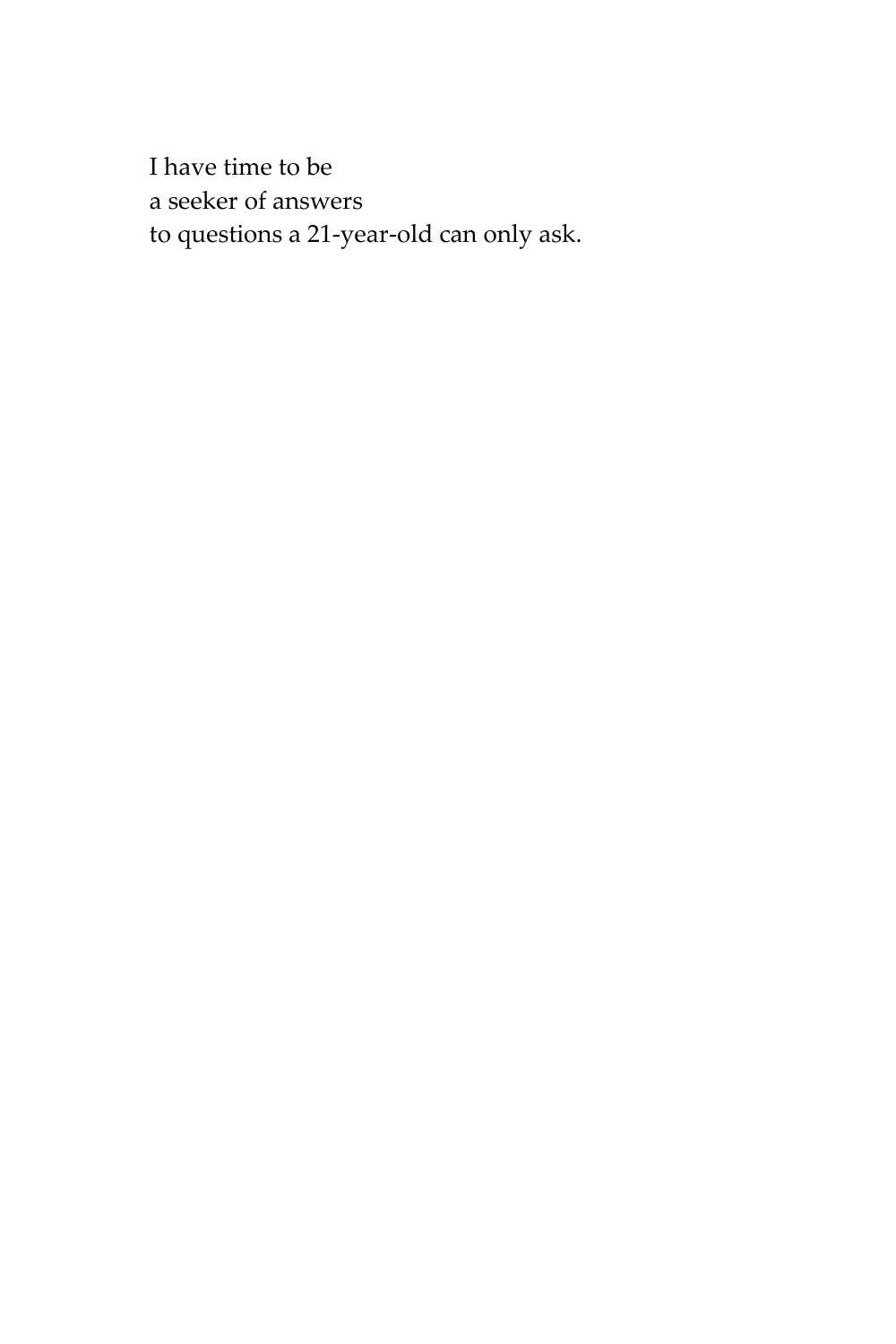I have time to be  
a seeker of answers  
to questions a 21-year-old can only ask.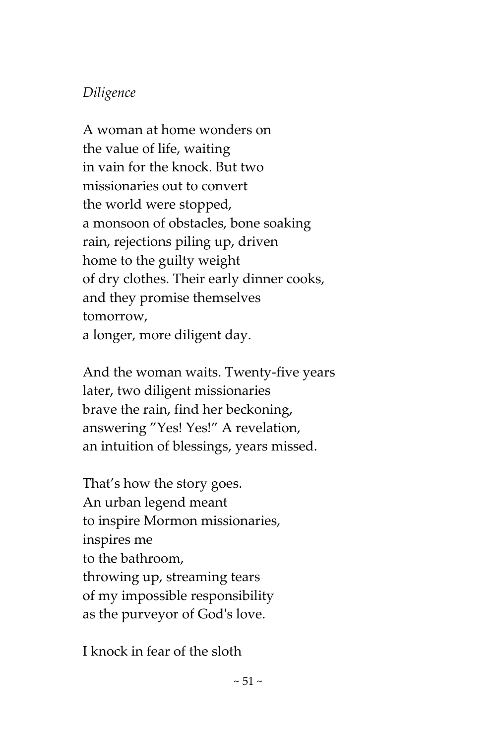*Diligence*

A woman at home wonders on  
the value of life, waiting  
in vain for the knock. But two  
missionaries out to convert  
the world were stopped,  
a monsoon of obstacles, bone soaking  
rain, rejections piling up, driven  
home to the guilty weight  
of dry clothes. Their early dinner cooks,  
and they promise themselves  
tomorrow,  
a longer, more diligent day.

And the woman waits. Twenty-five years  
later, two diligent missionaries  
brave the rain, find her beckoning,  
answering "Yes! Yes!" A revelation,  
an intuition of blessings, years missed.

That's how the story goes.  
An urban legend meant  
to inspire Mormon missionaries,  
inspires me  
to the bathroom,  
throwing up, streaming tears  
of my impossible responsibility  
as the purveyor of God's love.

I knock in fear of the sloth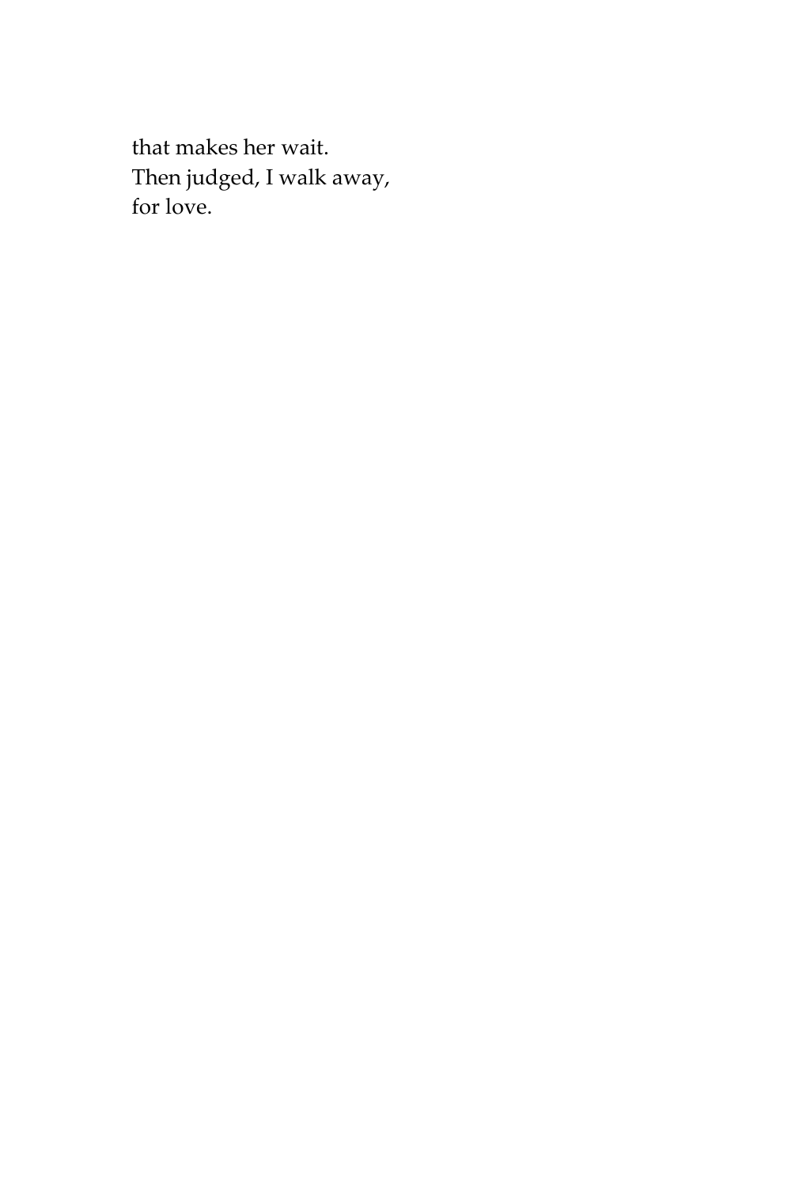that makes her wait.
Then judged, I walk away,
for love.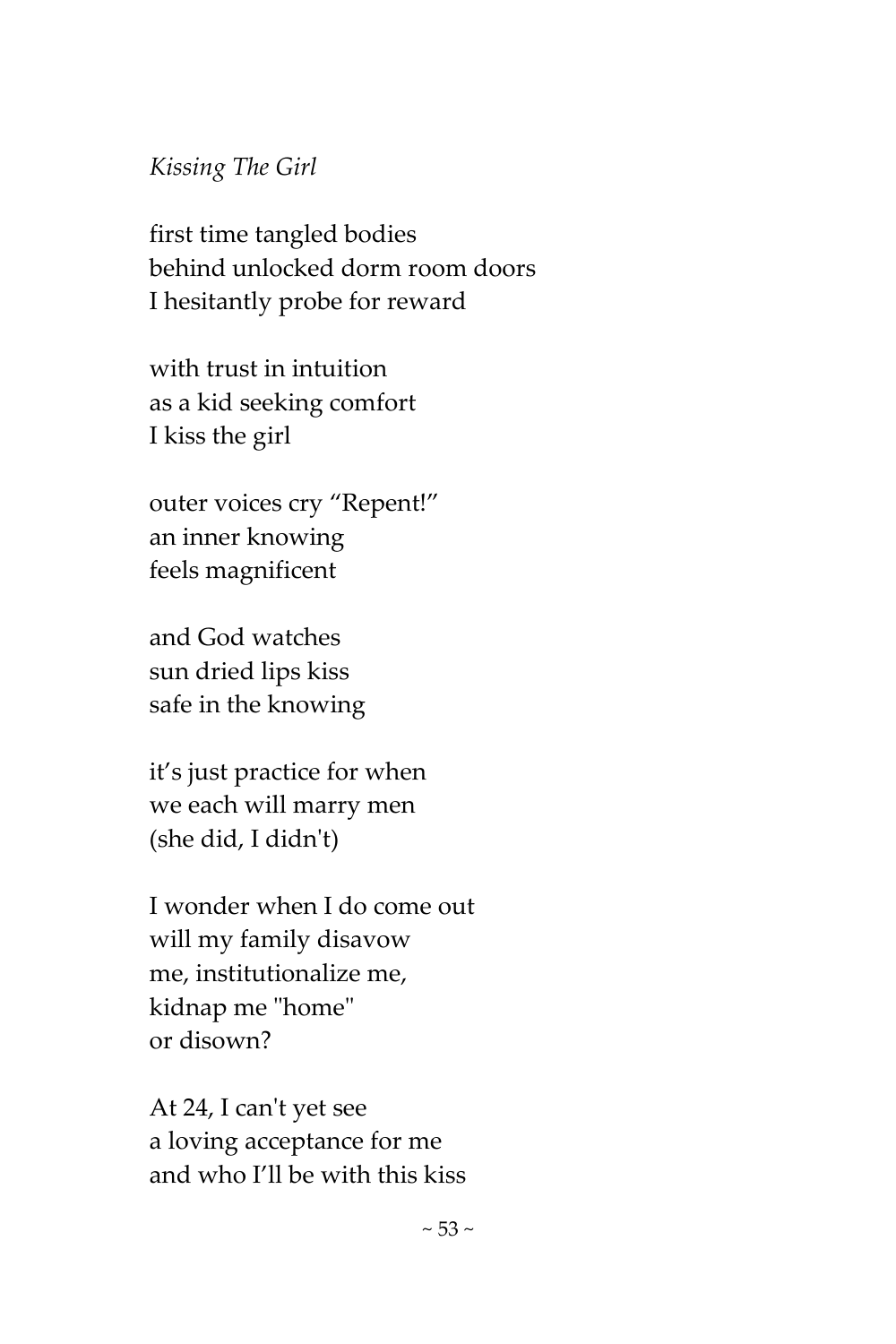*Kissing The Girl*

first time tangled bodies
behind unlocked dorm room doors
I hesitantly probe for reward

with trust in intuition
as a kid seeking comfort
I kiss the girl

outer voices cry "Repent!"
an inner knowing
feels magnificent

and God watches
sun dried lips kiss
safe in the knowing

it's just practice for when
we each will marry men
(she did, I didn't)

I wonder when I do come out
will my family disavow
me, institutionalize me,
kidnap me "home"
or disown?

At 24, I can't yet see
a loving acceptance for me
and who I'll be with this kiss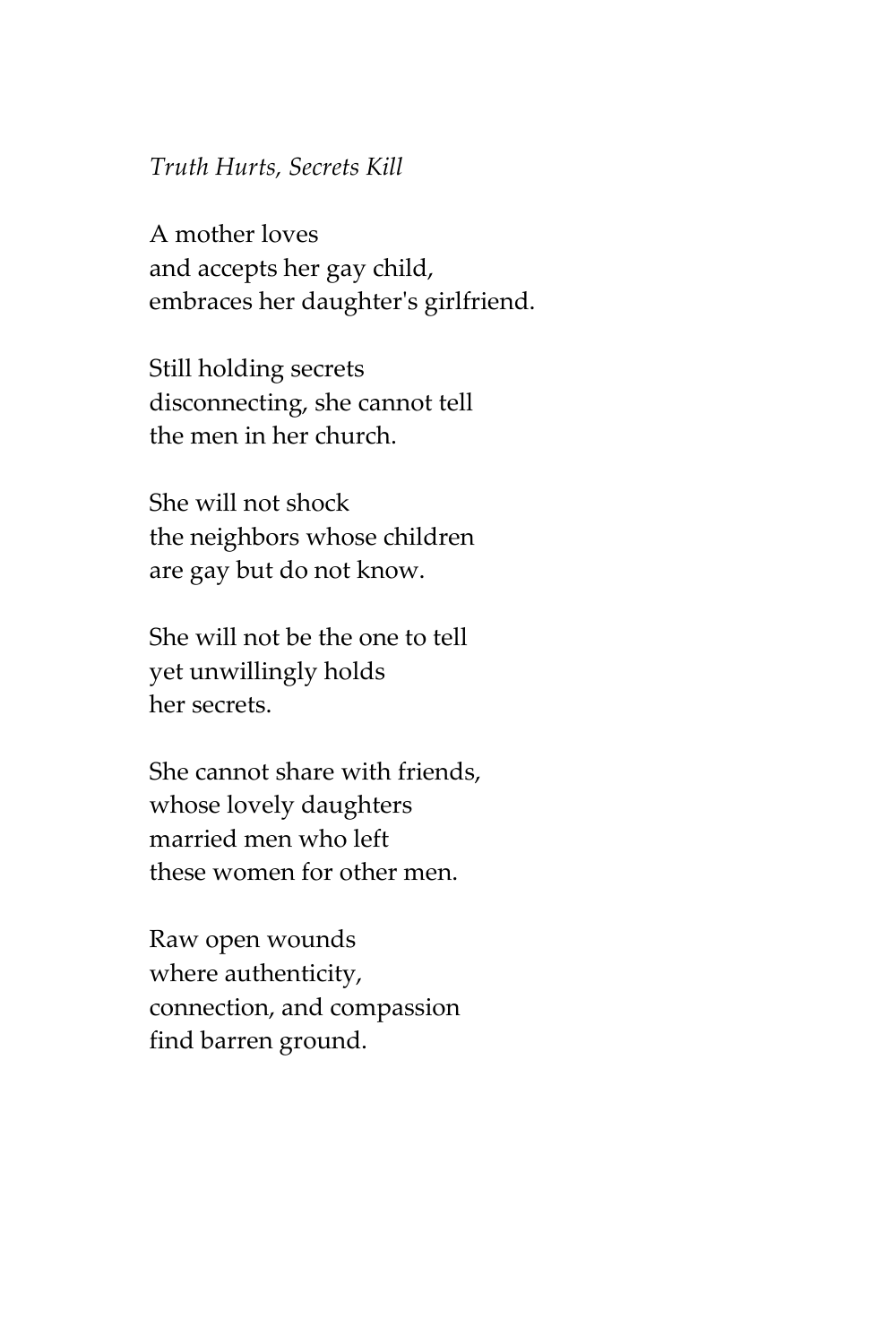*Truth Hurts, Secrets Kill*

A mother loves  
and accepts her gay child,  
embraces her daughter's girlfriend.

Still holding secrets  
disconnecting, she cannot tell  
the men in her church.

She will not shock  
the neighbors whose children  
are gay but do not know.

She will not be the one to tell  
yet unwillingly holds  
her secrets.

She cannot share with friends,  
whose lovely daughters  
married men who left  
these women for other men.

Raw open wounds  
where authenticity,  
connection, and compassion  
find barren ground.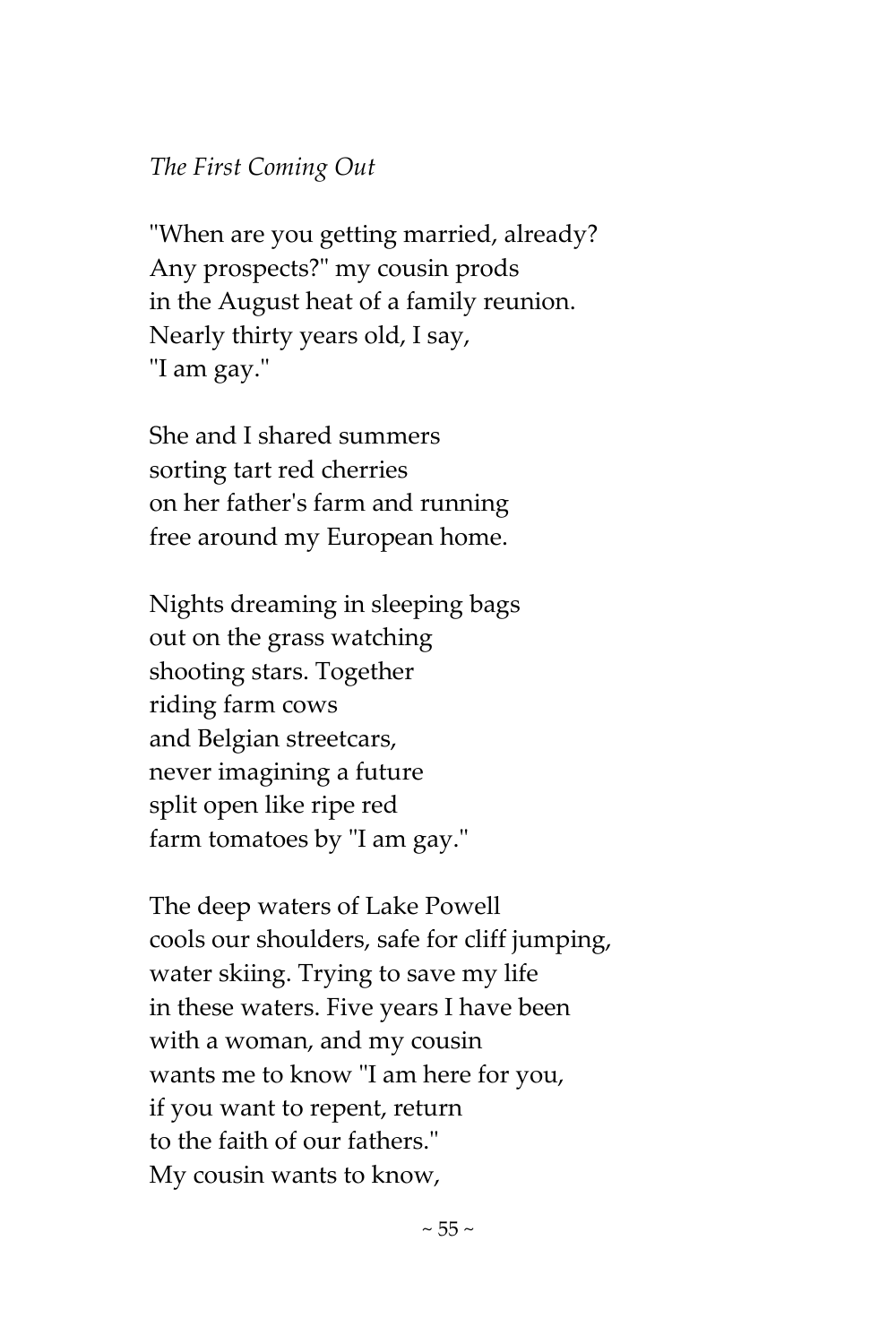*The First Coming Out*

"When are you getting married, already?
Any prospects?" my cousin prods
in the August heat of a family reunion.
Nearly thirty years old, I say,
"I am gay."

She and I shared summers
sorting tart red cherries
on her father's farm and running
free around my European home.

Nights dreaming in sleeping bags
out on the grass watching
shooting stars. Together
riding farm cows
and Belgian streetcars,
never imagining a future
split open like ripe red
farm tomatoes by "I am gay."

The deep waters of Lake Powell
cools our shoulders, safe for cliff jumping,
water skiing. Trying to save my life
in these waters. Five years I have been
with a woman, and my cousin
wants me to know "I am here for you,
if you want to repent, return
to the faith of our fathers."
My cousin wants to know,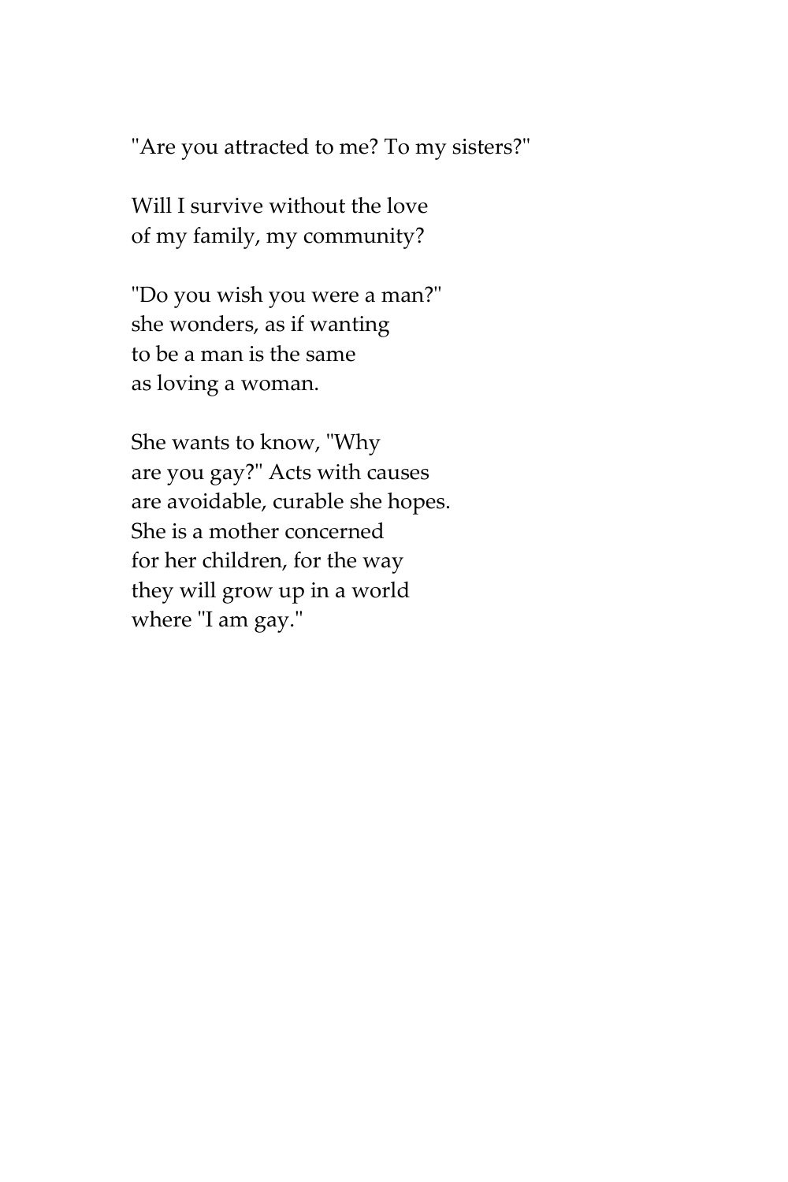"Are you attracted to me? To my sisters?"

Will I survive without the love  
of my family, my community?

"Do you wish you were a man?"  
she wonders, as if wanting  
to be a man is the same  
as loving a woman.

She wants to know, "Why  
are you gay?" Acts with causes  
are avoidable, curable she hopes.  
She is a mother concerned  
for her children, for the way  
they will grow up in a world  
where "I am gay."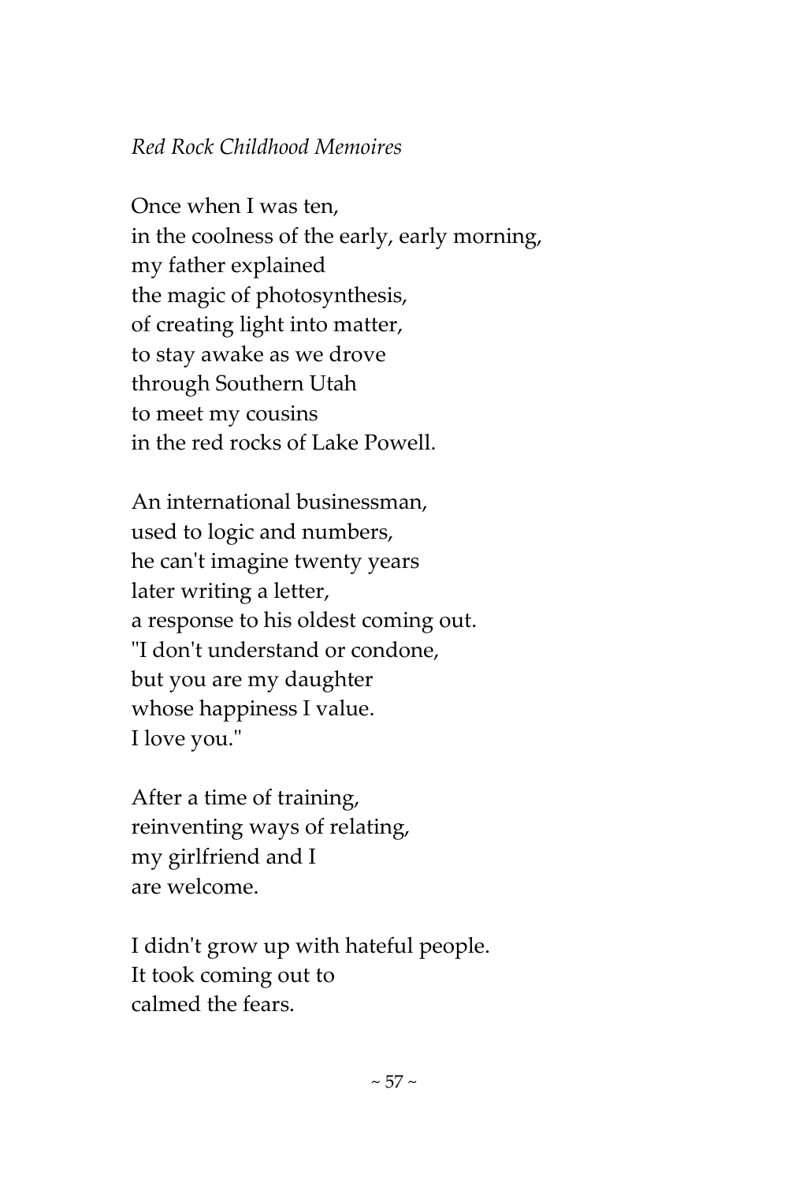*Red Rock Childhood Memoires*

Once when I was ten,
in the coolness of the early, early morning,
my father explained
the magic of photosynthesis,
of creating light into matter,
to stay awake as we drove
through Southern Utah
to meet my cousins
in the red rocks of Lake Powell.

An international businessman,
used to logic and numbers,
he can't imagine twenty years
later writing a letter,
a response to his oldest coming out.
"I don't understand or condone,
but you are my daughter
whose happiness I value.
I love you."

After a time of training,
reinventing ways of relating,
my girlfriend and I
are welcome.

I didn't grow up with hateful people.
It took coming out to
calmed the fears.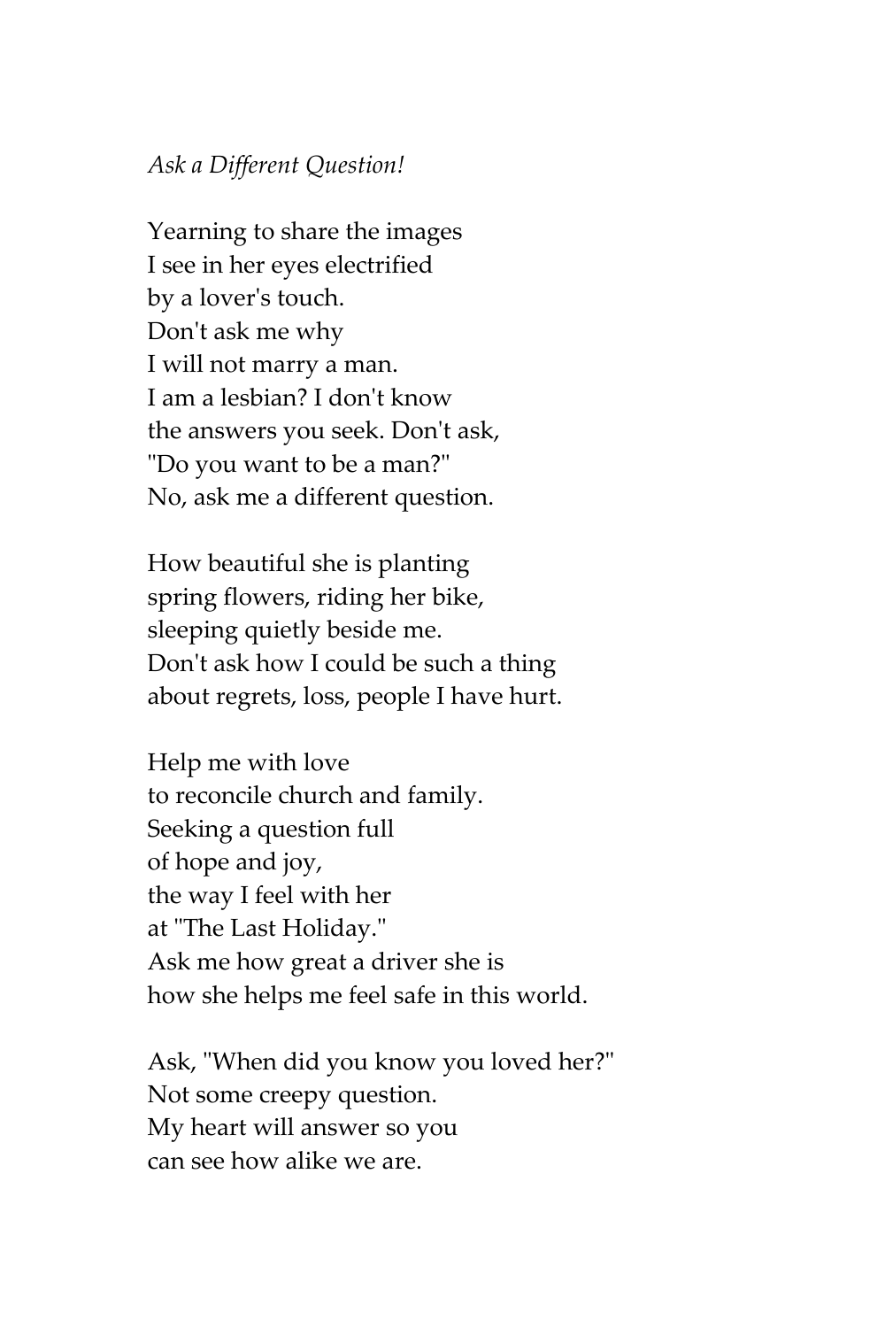*Ask a Different Question!*

Yearning to share the images  
I see in her eyes electrified  
by a lover's touch.  
Don't ask me why  
I will not marry a man.  
I am a lesbian? I don't know  
the answers you seek. Don't ask,  
"Do you want to be a man?"  
No, ask me a different question.

How beautiful she is planting  
spring flowers, riding her bike,  
sleeping quietly beside me.  
Don't ask how I could be such a thing  
about regrets, loss, people I have hurt.

Help me with love  
to reconcile church and family.  
Seeking a question full  
of hope and joy,  
the way I feel with her  
at "The Last Holiday."  
Ask me how great a driver she is  
how she helps me feel safe in this world.

Ask, "When did you know you loved her?"  
Not some creepy question.  
My heart will answer so you  
can see how alike we are.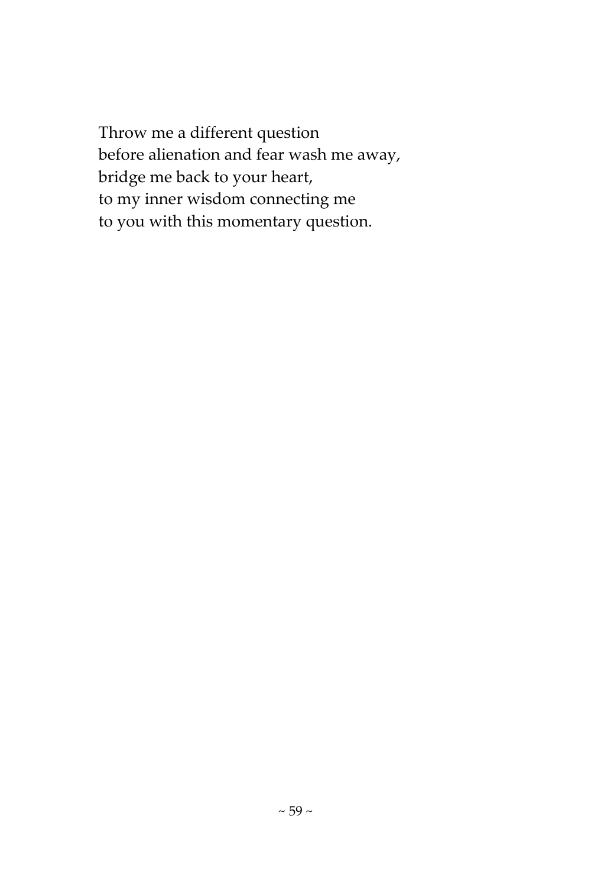Throw me a different question  
before alienation and fear wash me away,  
bridge me back to your heart,  
to my inner wisdom connecting me  
to you with this momentary question.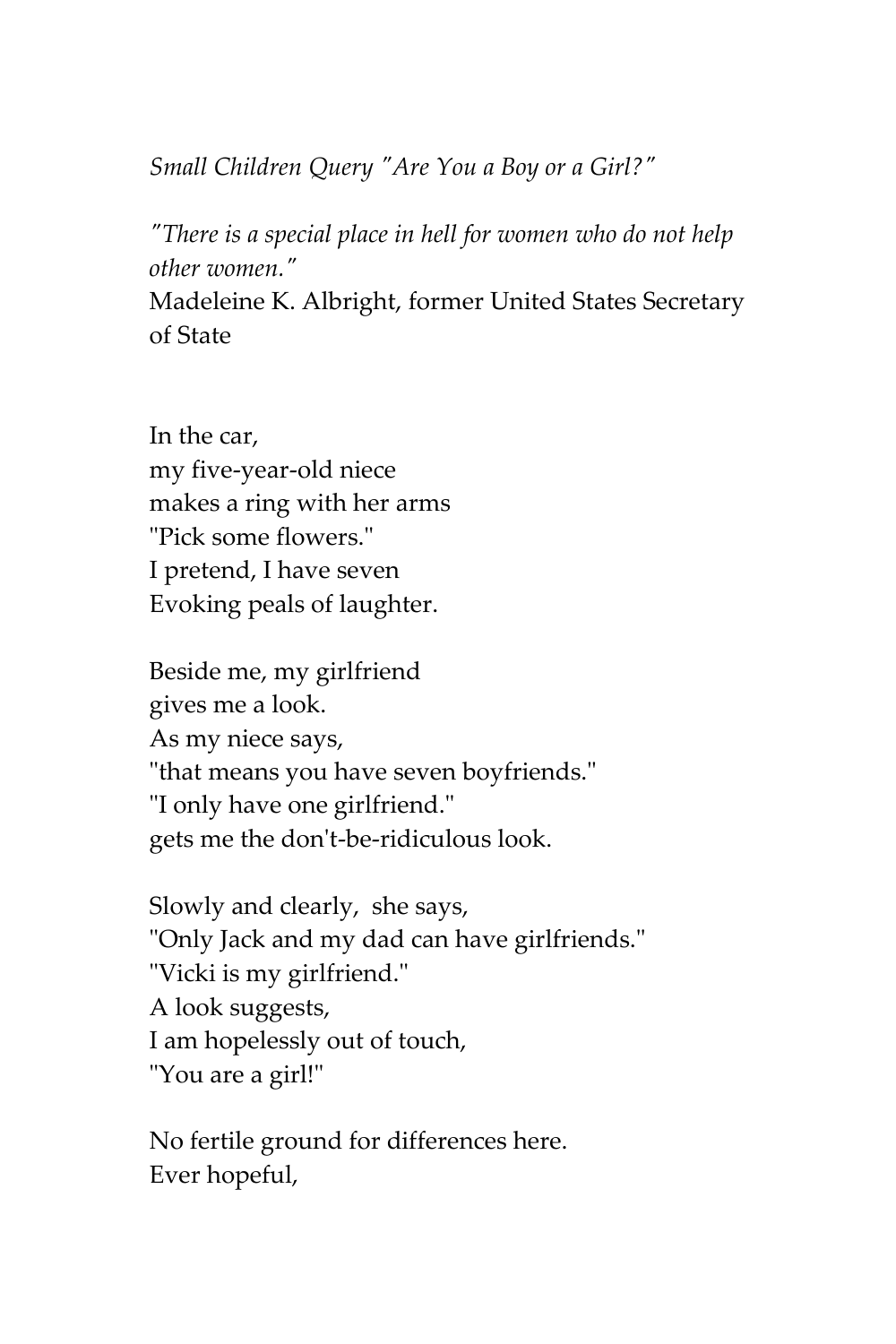*Small Children Query "Are You a Boy or a Girl?"*

*"There is a special place in hell for women who do not help other women."*
Madeleine K. Albright, former United States Secretary of State

In the car,
my five-year-old niece
makes a ring with her arms
"Pick some flowers."
I pretend, I have seven
Evoking peals of laughter.

Beside me, my girlfriend
gives me a look.
As my niece says,
"that means you have seven boyfriends."
"I only have one girlfriend."
gets me the don't-be-ridiculous look.

Slowly and clearly, she says,
"Only Jack and my dad can have girlfriends."
"Vicki is my girlfriend."
A look suggests,
I am hopelessly out of touch,
"You are a girl!"

No fertile ground for differences here.
Ever hopeful,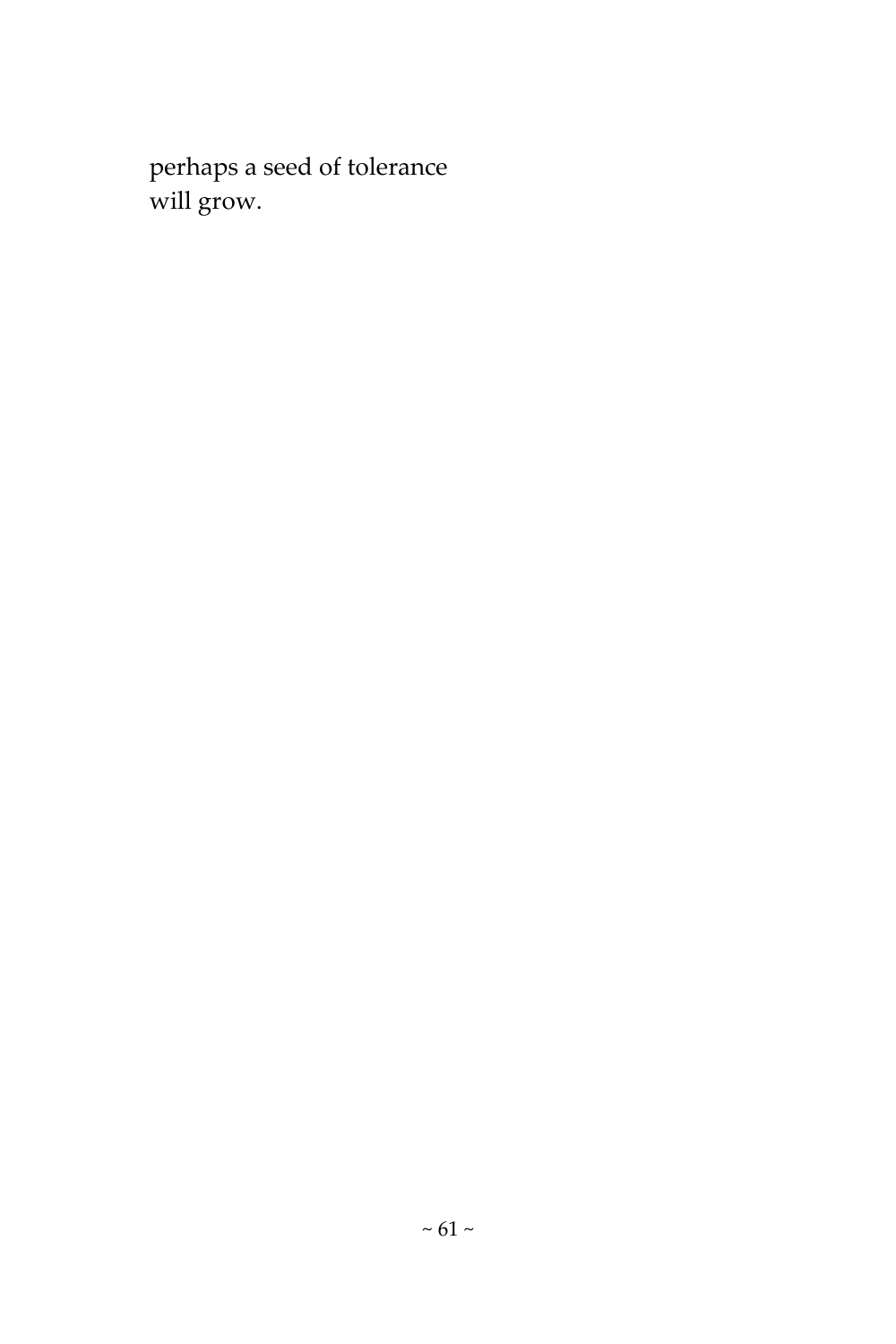perhaps a seed of tolerance
will grow.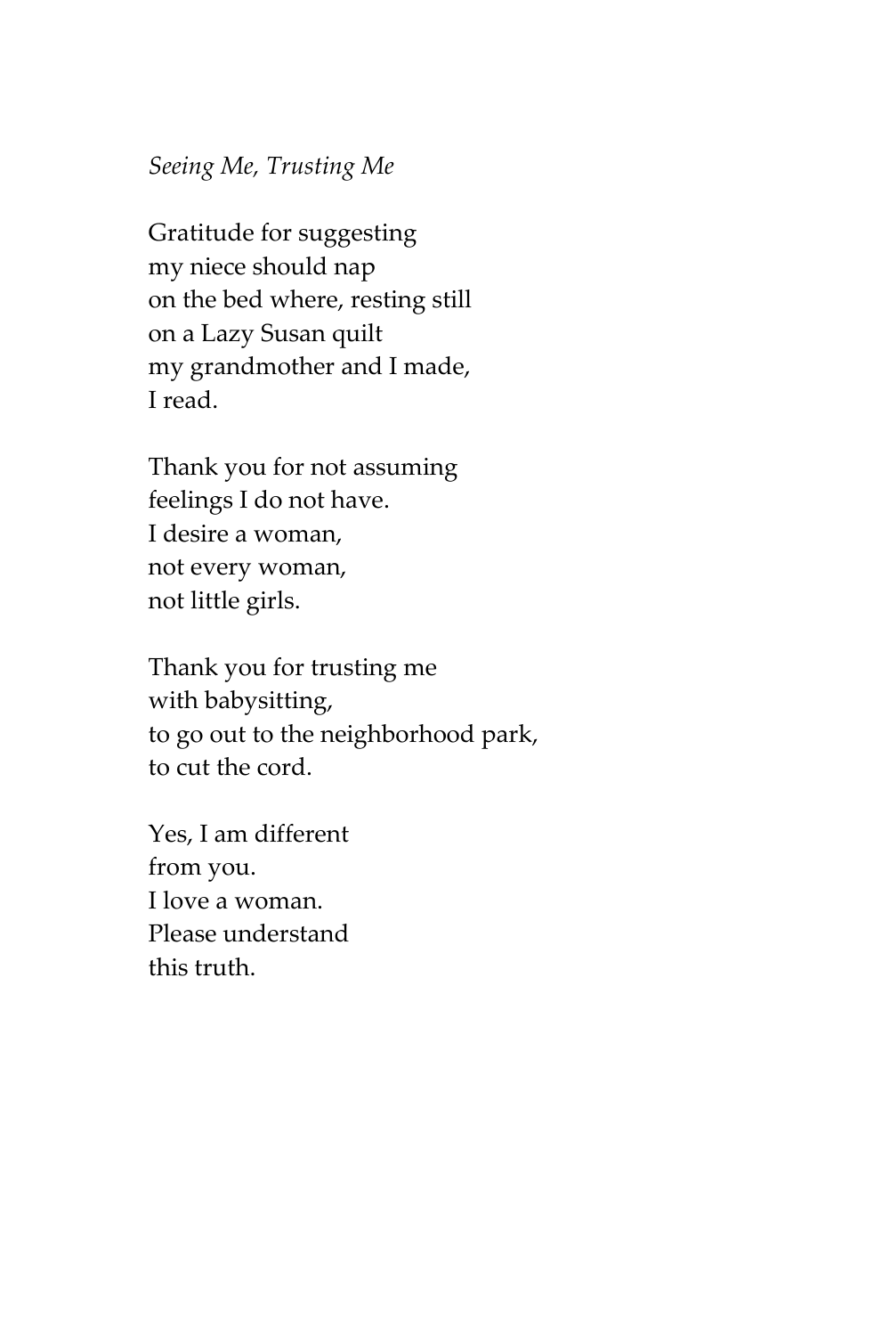*Seeing Me, Trusting Me*

Gratitude for suggesting
my niece should nap
on the bed where, resting still
on a Lazy Susan quilt
my grandmother and I made,
I read.

Thank you for not assuming
feelings I do not have.
I desire a woman,
not every woman,
not little girls.

Thank you for trusting me
with babysitting,
to go out to the neighborhood park,
to cut the cord.

Yes, I am different
from you.
I love a woman.
Please understand
this truth.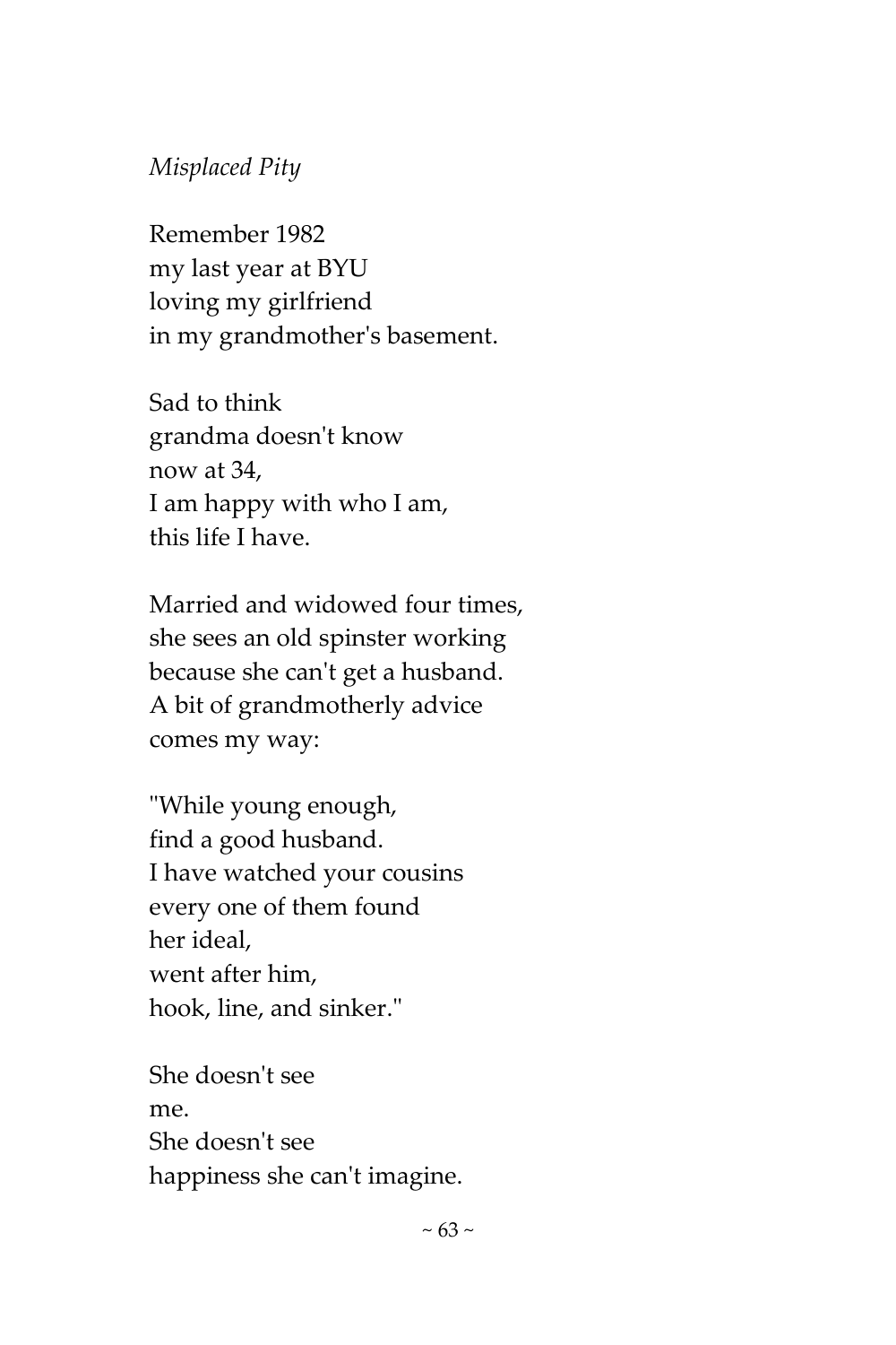*Misplaced Pity*

Remember 1982  
my last year at BYU  
loving my girlfriend  
in my grandmother's basement.

Sad to think  
grandma doesn't know  
now at 34,  
I am happy with who I am,  
this life I have.

Married and widowed four times,  
she sees an old spinster working  
because she can't get a husband.  
A bit of grandmotherly advice  
comes my way:

"While young enough,  
find a good husband.  
I have watched your cousins  
every one of them found  
her ideal,  
went after him,  
hook, line, and sinker."

She doesn't see  
me.  
She doesn't see  
happiness she can't imagine.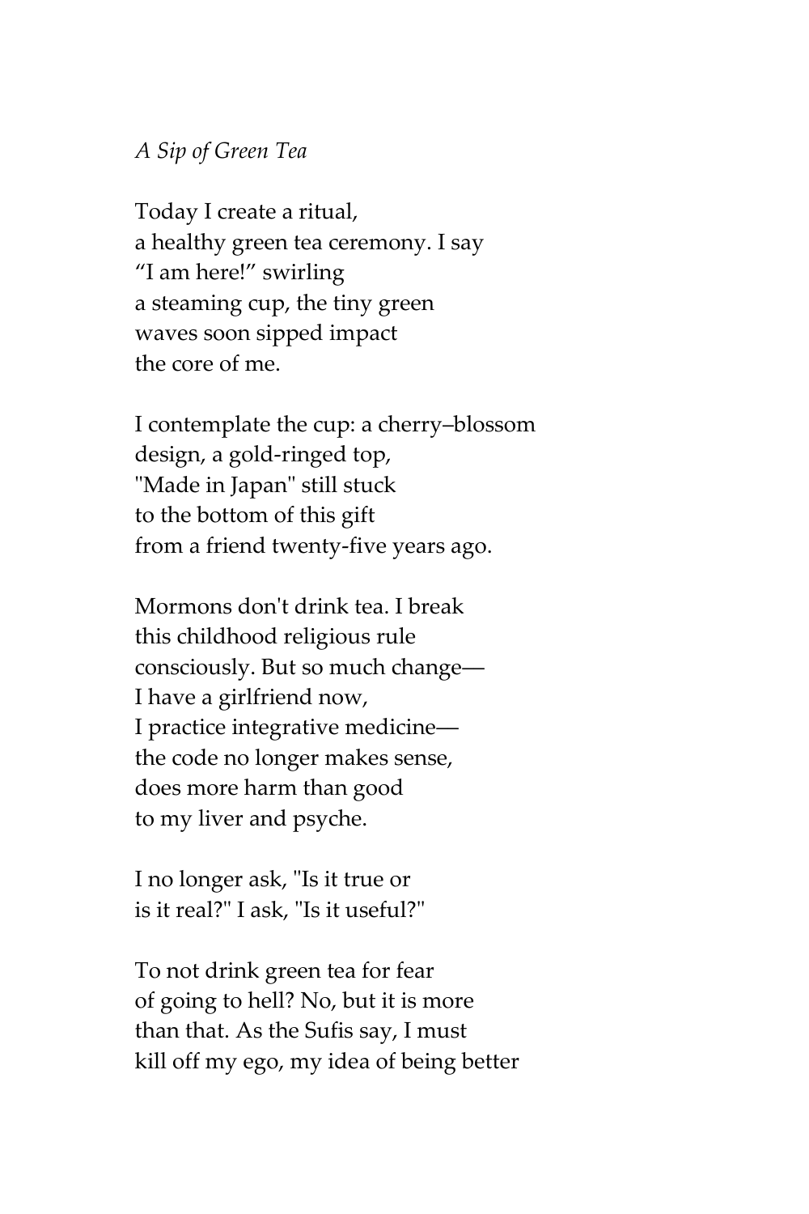*A Sip of Green Tea*

Today I create a ritual,  
a healthy green tea ceremony. I say  
"I am here!" swirling  
a steaming cup, the tiny green  
waves soon sipped impact  
the core of me.

I contemplate the cup: a cherry–blossom  
design, a gold-ringed top,  
"Made in Japan" still stuck  
to the bottom of this gift  
from a friend twenty-five years ago.

Mormons don't drink tea. I break  
this childhood religious rule  
consciously. But so much change—  
I have a girlfriend now,  
I practice integrative medicine—  
the code no longer makes sense,  
does more harm than good  
to my liver and psyche.

I no longer ask, "Is it true or  
is it real?" I ask, "Is it useful?"

To not drink green tea for fear  
of going to hell? No, but it is more  
than that. As the Sufis say, I must  
kill off my ego, my idea of being better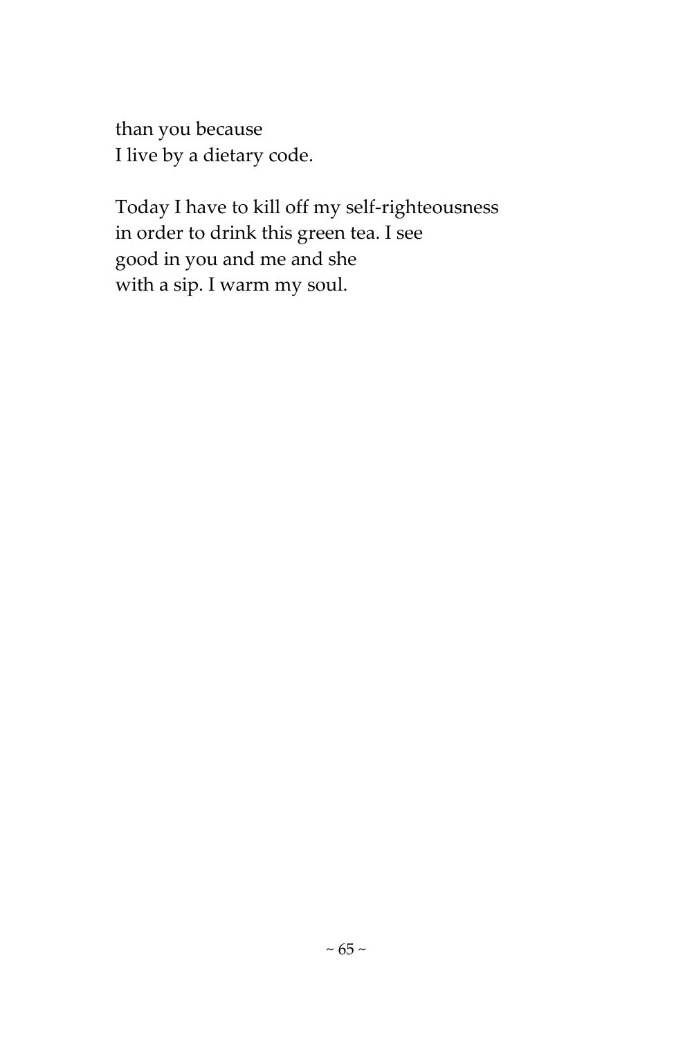than you because
I live by a dietary code.

Today I have to kill off my self-righteousness
in order to drink this green tea. I see
good in you and me and she
with a sip. I warm my soul.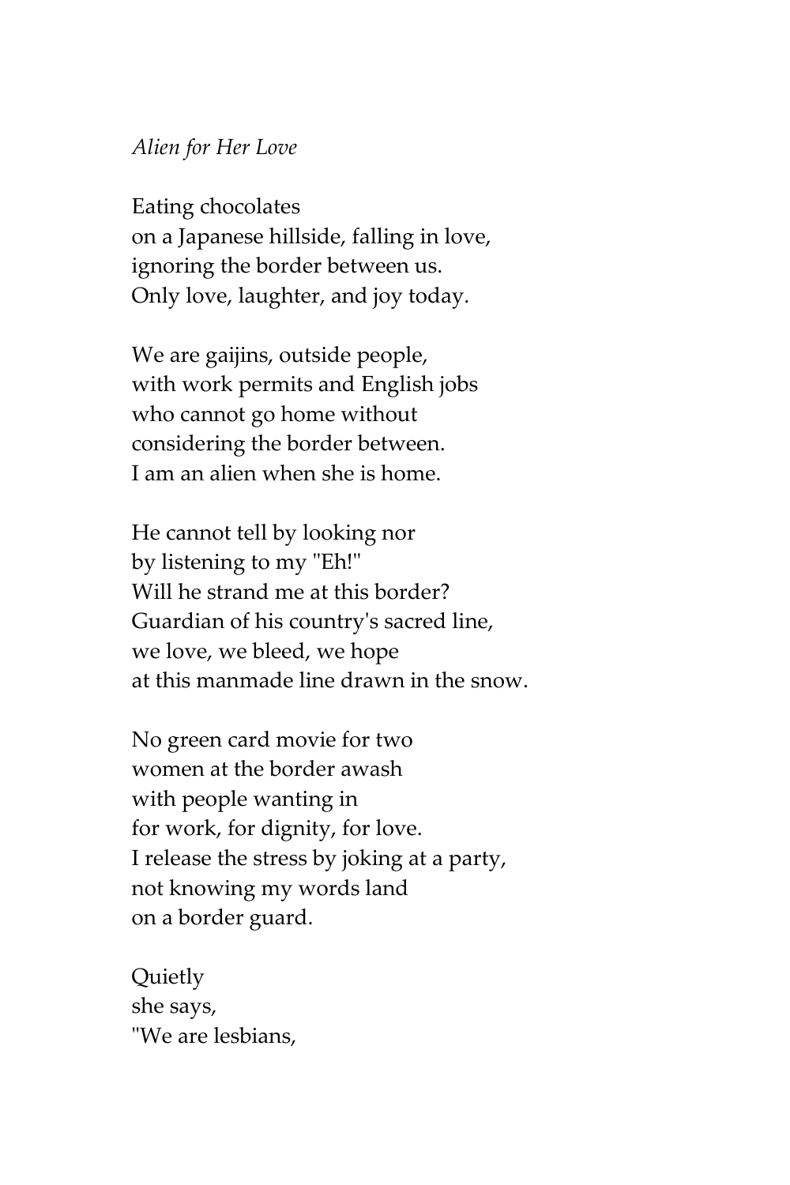*Alien for Her Love*

Eating chocolates
on a Japanese hillside, falling in love,
ignoring the border between us.
Only love, laughter, and joy today.

We are gaijins, outside people,
with work permits and English jobs
who cannot go home without
considering the border between.
I am an alien when she is home.

He cannot tell by looking nor
by listening to my "Eh!"
Will he strand me at this border?
Guardian of his country's sacred line,
we love, we bleed, we hope
at this manmade line drawn in the snow.

No green card movie for two
women at the border awash
with people wanting in
for work, for dignity, for love.
I release the stress by joking at a party,
not knowing my words land
on a border guard.

Quietly
she says,
"We are lesbians,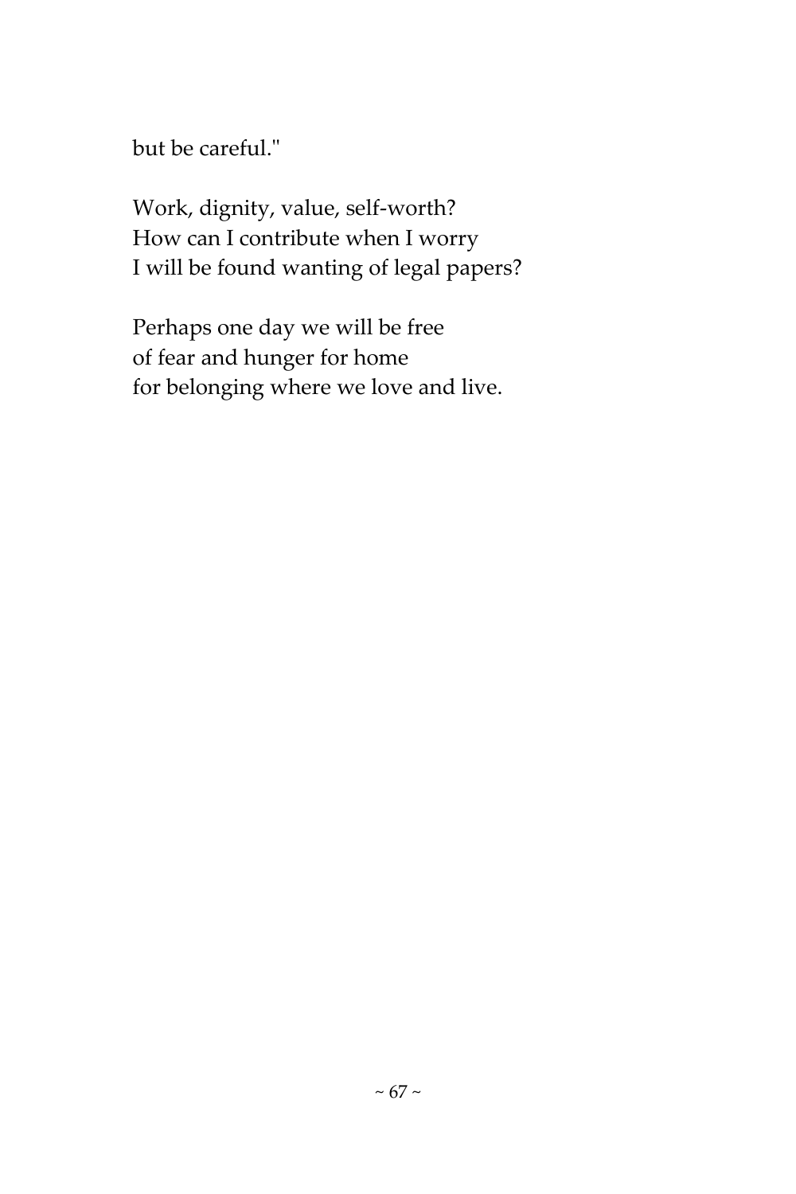but be careful."

Work, dignity, value, self-worth?
How can I contribute when I worry
I will be found wanting of legal papers?

Perhaps one day we will be free
of fear and hunger for home
for belonging where we love and live.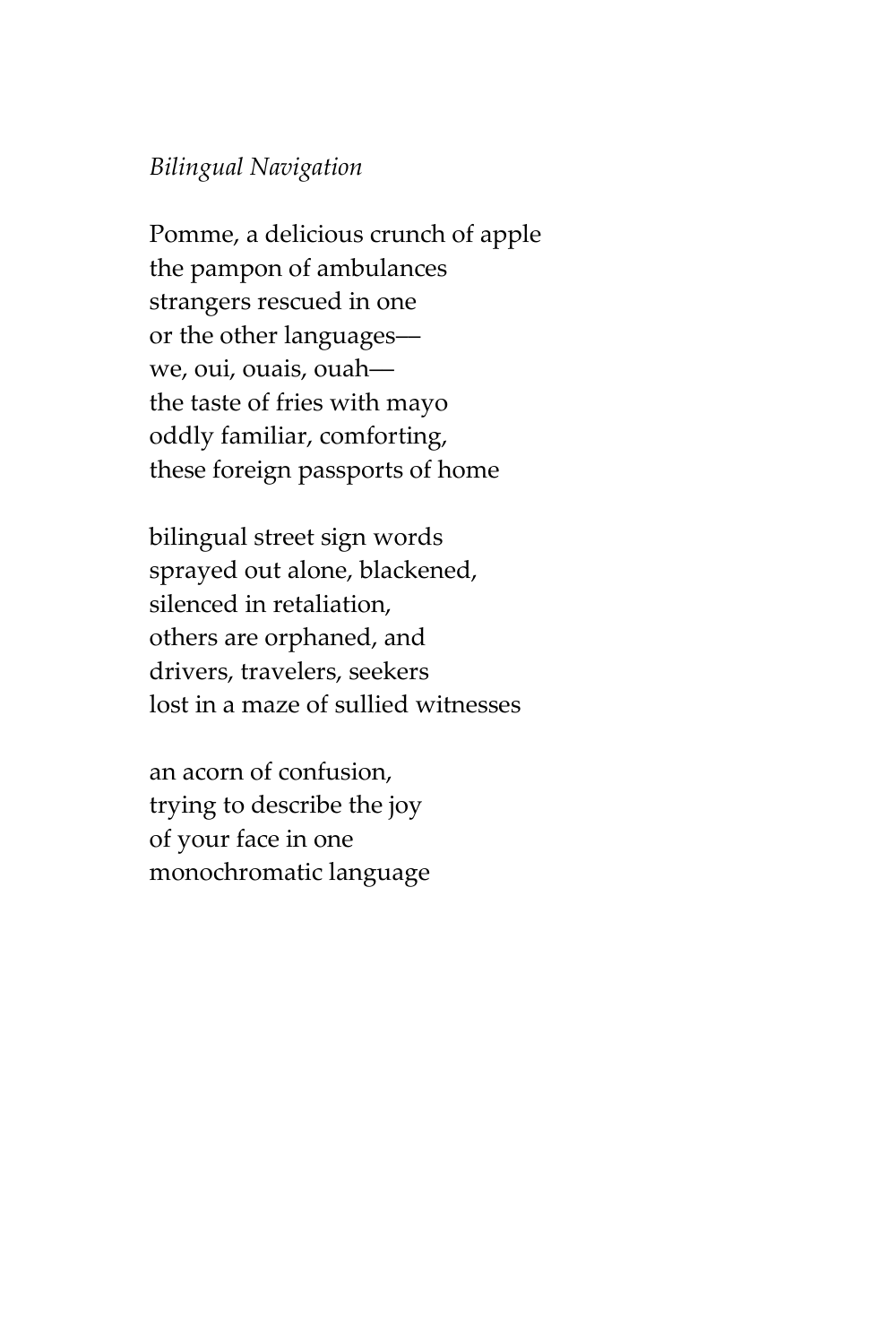*Bilingual Navigation*

Pomme, a delicious crunch of apple  
the pampon of ambulances  
strangers rescued in one  
or the other languages—  
we, oui, ouais, ouah—  
the taste of fries with mayo  
oddly familiar, comforting,  
these foreign passports of home

bilingual street sign words  
sprayed out alone, blackened,  
silenced in retaliation,  
others are orphaned, and  
drivers, travelers, seekers  
lost in a maze of sullied witnesses

an acorn of confusion,  
trying to describe the joy  
of your face in one  
monochromatic language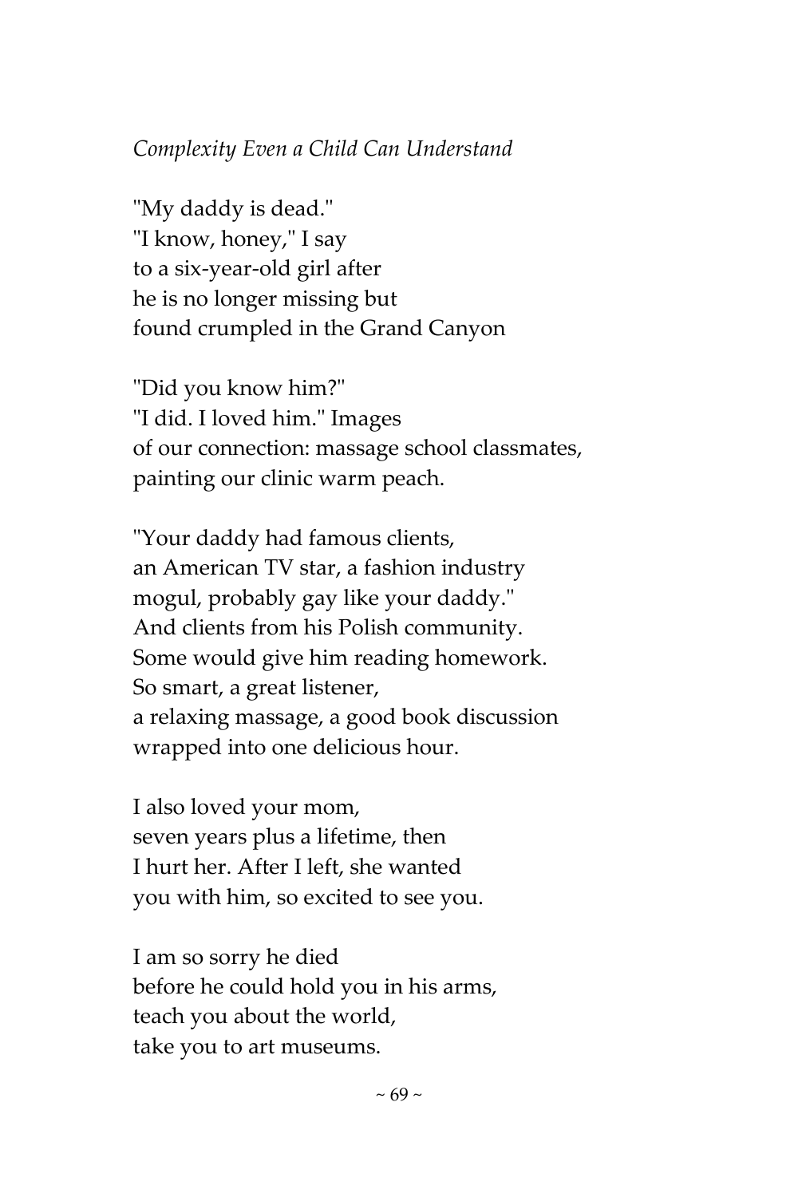*Complexity Even a Child Can Understand*

"My daddy is dead."  
"I know, honey," I say  
to a six-year-old girl after  
he is no longer missing but  
found crumpled in the Grand Canyon

"Did you know him?"  
"I did. I loved him." Images  
of our connection: massage school classmates,  
painting our clinic warm peach.

"Your daddy had famous clients,  
an American TV star, a fashion industry  
mogul, probably gay like your daddy."  
And clients from his Polish community.  
Some would give him reading homework.  
So smart, a great listener,  
a relaxing massage, a good book discussion  
wrapped into one delicious hour.

I also loved your mom,  
seven years plus a lifetime, then  
I hurt her. After I left, she wanted  
you with him, so excited to see you.

I am so sorry he died  
before he could hold you in his arms,  
teach you about the world,  
take you to art museums.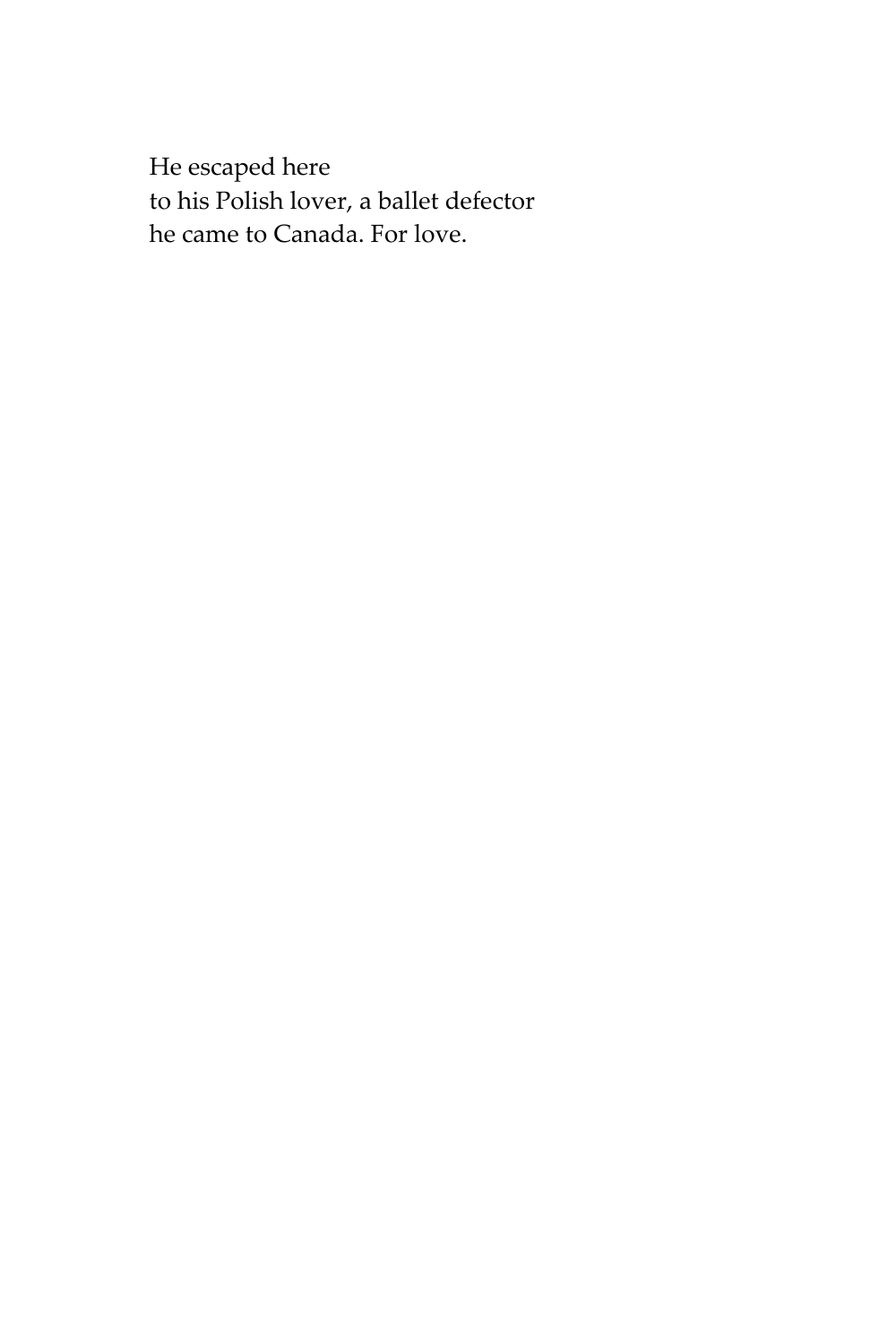He escaped here  
to his Polish lover, a ballet defector  
he came to Canada. For love.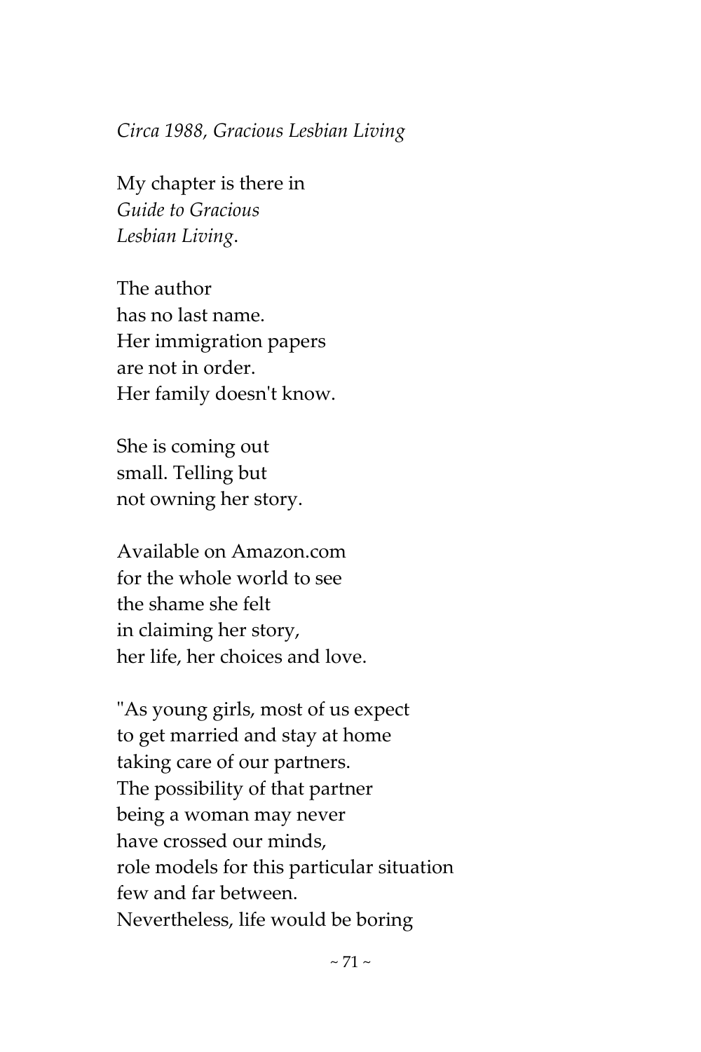*Circa 1988, Gracious Lesbian Living*

My chapter is there in  
*Guide to Gracious*  
*Lesbian Living*.

The author  
has no last name.  
Her immigration papers  
are not in order.  
Her family doesn't know.

She is coming out  
small. Telling but  
not owning her story.

Available on Amazon.com  
for the whole world to see  
the shame she felt  
in claiming her story,  
her life, her choices and love.

"As young girls, most of us expect  
to get married and stay at home  
taking care of our partners.  
The possibility of that partner  
being a woman may never  
have crossed our minds,  
role models for this particular situation  
few and far between.  
Nevertheless, life would be boring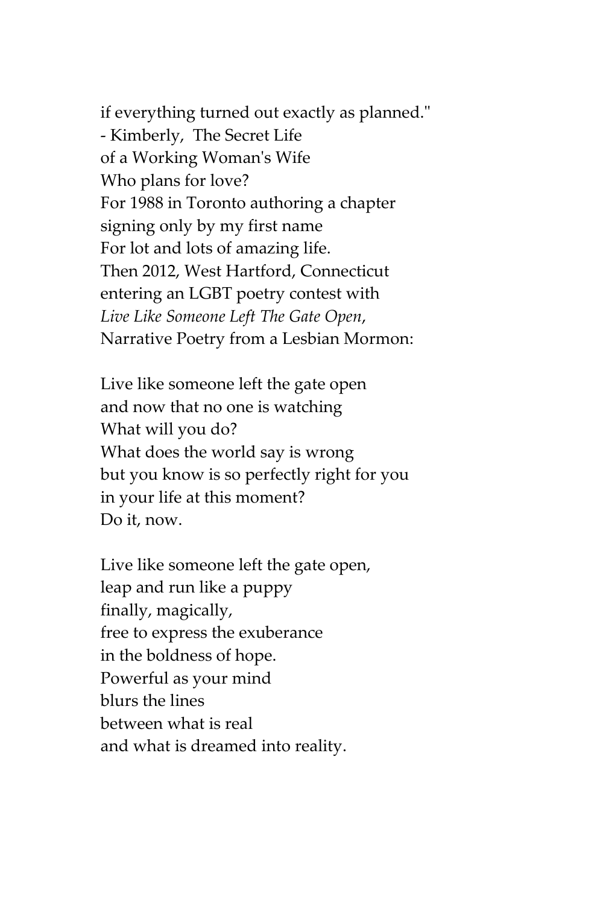if everything turned out exactly as planned."
- Kimberly, The Secret Life
of a Working Woman's Wife
Who plans for love?
For 1988 in Toronto authoring a chapter
signing only by my first name
For lot and lots of amazing life.
Then 2012, West Hartford, Connecticut
entering an LGBT poetry contest with
*Live Like Someone Left The Gate Open*,
Narrative Poetry from a Lesbian Mormon:

Live like someone left the gate open
and now that no one is watching
What will you do?
What does the world say is wrong
but you know is so perfectly right for you
in your life at this moment?
Do it, now.

Live like someone left the gate open,
leap and run like a puppy
finally, magically,
free to express the exuberance
in the boldness of hope.
Powerful as your mind
blurs the lines
between what is real
and what is dreamed into reality.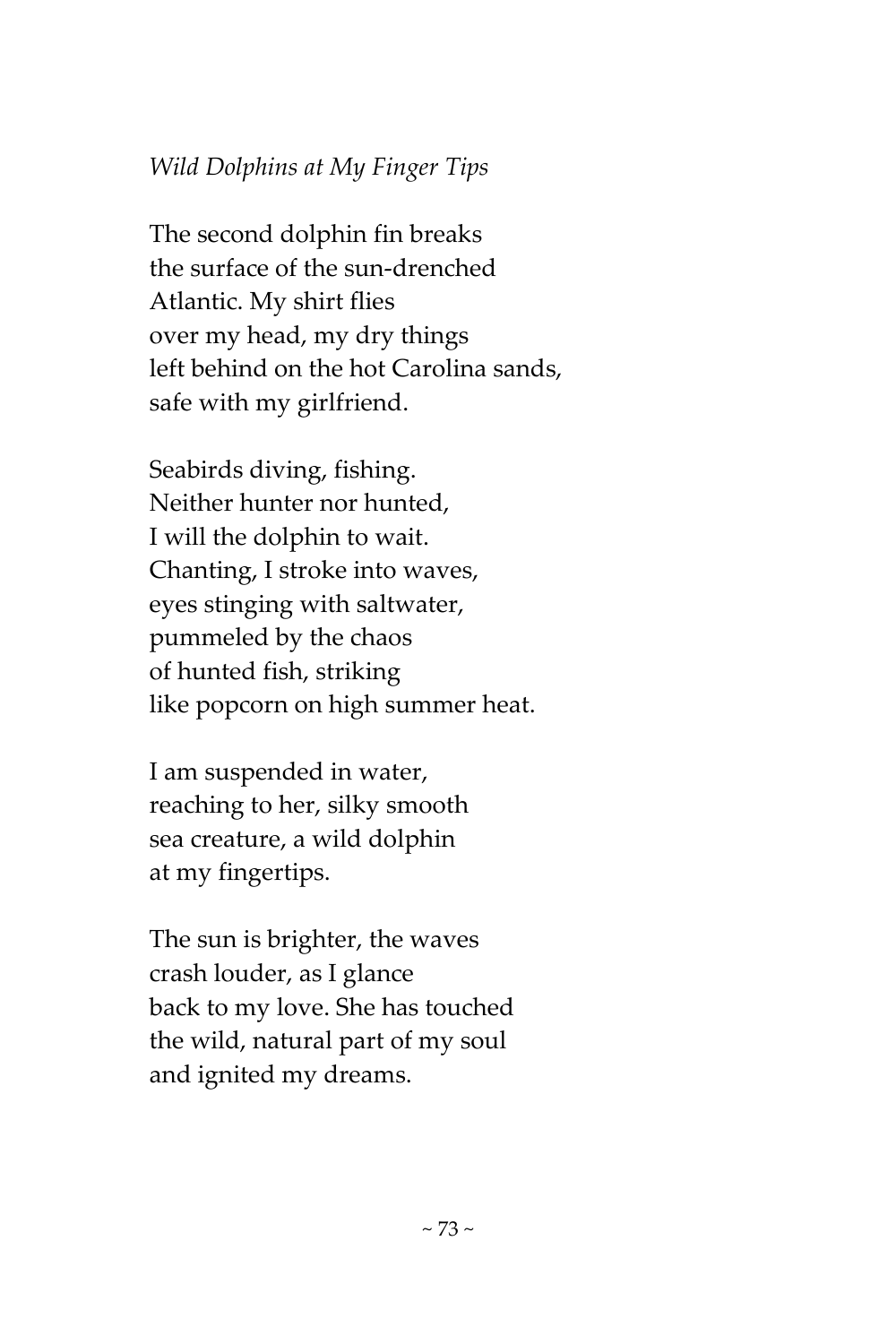*Wild Dolphins at My Finger Tips*

The second dolphin fin breaks  
the surface of the sun-drenched  
Atlantic. My shirt flies  
over my head, my dry things  
left behind on the hot Carolina sands,  
safe with my girlfriend.

Seabirds diving, fishing.  
Neither hunter nor hunted,  
I will the dolphin to wait.  
Chanting, I stroke into waves,  
eyes stinging with saltwater,  
pummeled by the chaos  
of hunted fish, striking  
like popcorn on high summer heat.

I am suspended in water,  
reaching to her, silky smooth  
sea creature, a wild dolphin  
at my fingertips.

The sun is brighter, the waves  
crash louder, as I glance  
back to my love. She has touched  
the wild, natural part of my soul  
and ignited my dreams.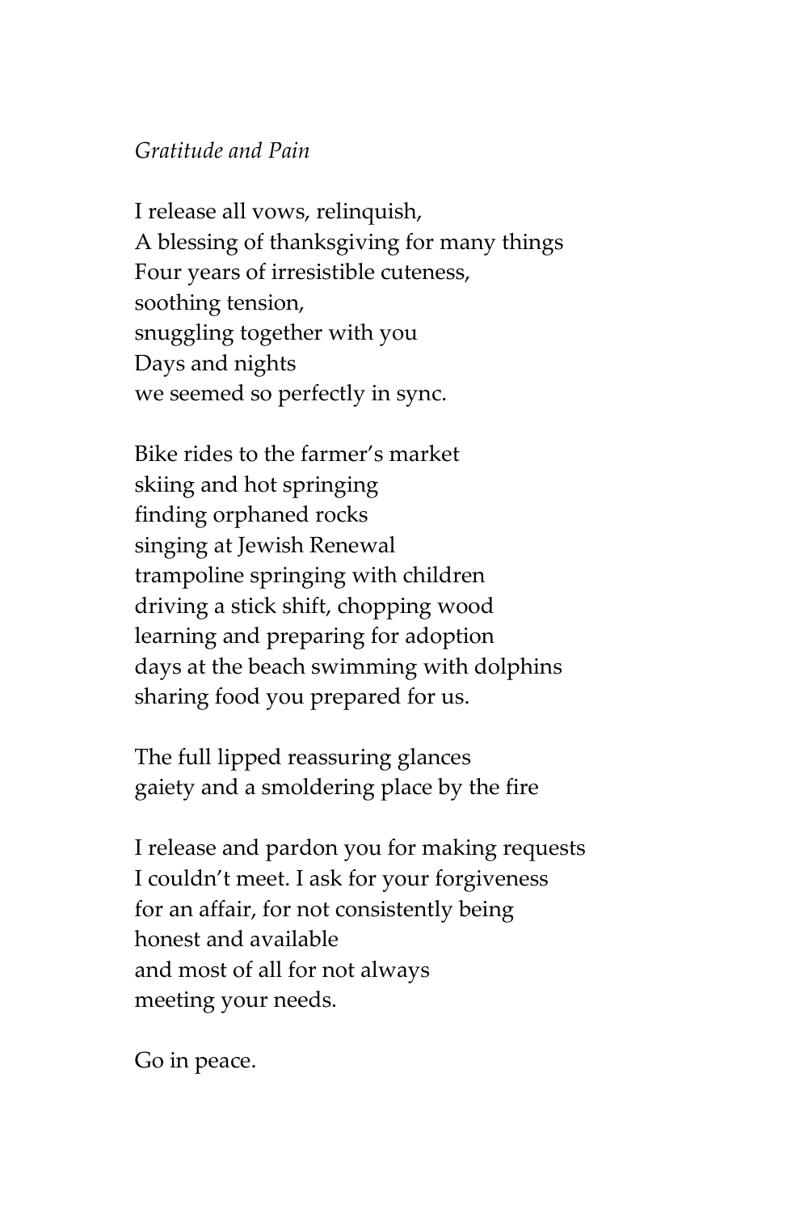*Gratitude and Pain*

I release all vows, relinquish,  
A blessing of thanksgiving for many things  
Four years of irresistible cuteness,  
soothing tension,  
snuggling together with you  
Days and nights  
we seemed so perfectly in sync.

Bike rides to the farmer's market  
skiing and hot springing  
finding orphaned rocks  
singing at Jewish Renewal  
trampoline springing with children  
driving a stick shift, chopping wood  
learning and preparing for adoption  
days at the beach swimming with dolphins  
sharing food you prepared for us.

The full lipped reassuring glances  
gaiety and a smoldering place by the fire

I release and pardon you for making requests  
I couldn't meet. I ask for your forgiveness  
for an affair, for not consistently being  
honest and available  
and most of all for not always  
meeting your needs.

Go in peace.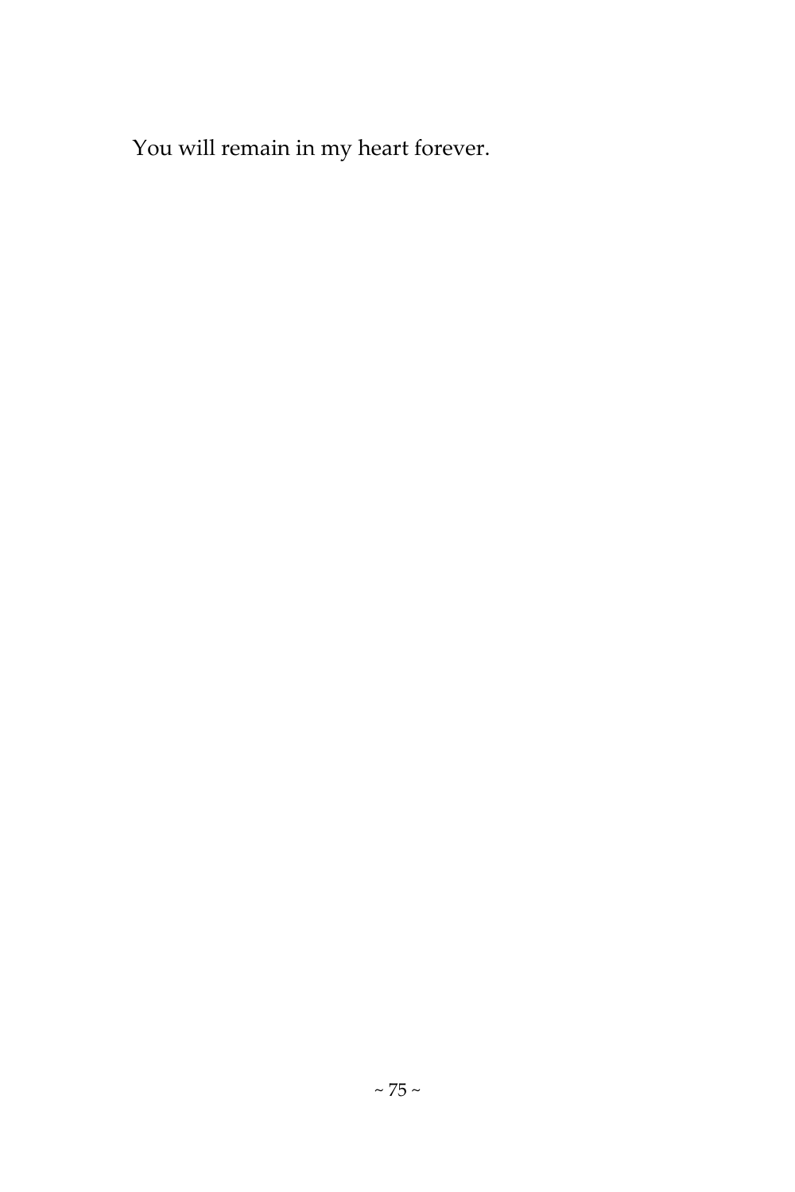You will remain in my heart forever.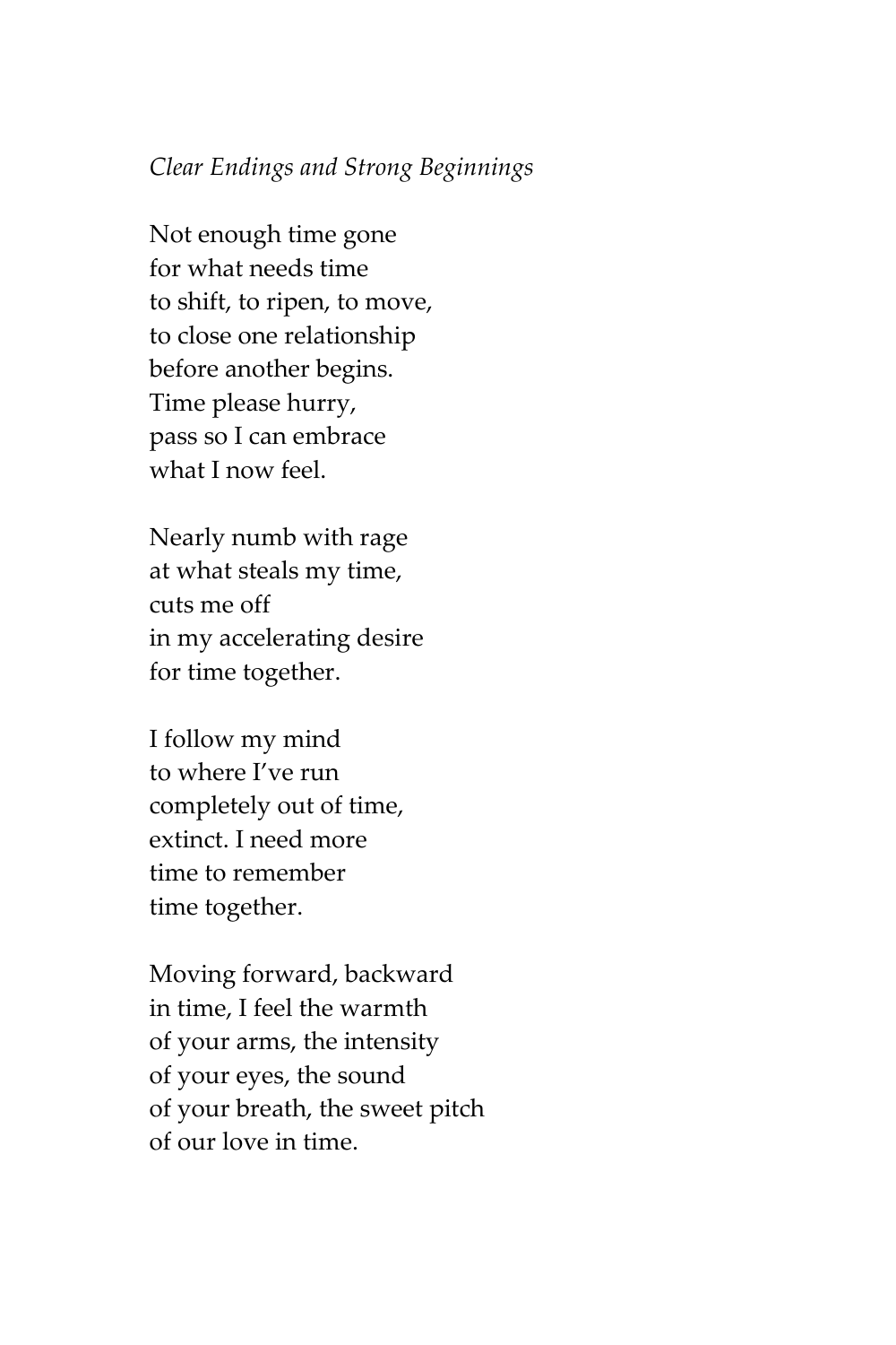*Clear Endings and Strong Beginnings*

Not enough time gone  
for what needs time  
to shift, to ripen, to move,  
to close one relationship  
before another begins.  
Time please hurry,  
pass so I can embrace  
what I now feel.

Nearly numb with rage  
at what steals my time,  
cuts me off  
in my accelerating desire  
for time together.

I follow my mind  
to where I've run  
completely out of time,  
extinct. I need more  
time to remember  
time together.

Moving forward, backward  
in time, I feel the warmth  
of your arms, the intensity  
of your eyes, the sound  
of your breath, the sweet pitch  
of our love in time.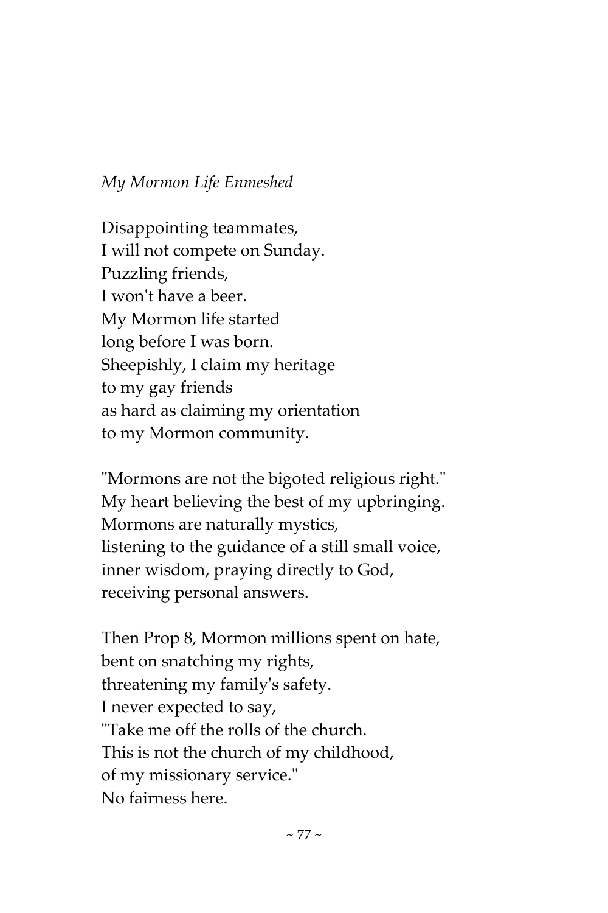*My Mormon Life Enmeshed*

Disappointing teammates,  
I will not compete on Sunday.  
Puzzling friends,  
I won't have a beer.  
My Mormon life started  
long before I was born.  
Sheepishly, I claim my heritage  
to my gay friends  
as hard as claiming my orientation  
to my Mormon community.

"Mormons are not the bigoted religious right."  
My heart believing the best of my upbringing.  
Mormons are naturally mystics,  
listening to the guidance of a still small voice,  
inner wisdom, praying directly to God,  
receiving personal answers.

Then Prop 8, Mormon millions spent on hate,  
bent on snatching my rights,  
threatening my family's safety.  
I never expected to say,  
"Take me off the rolls of the church.  
This is not the church of my childhood,  
of my missionary service."  
No fairness here.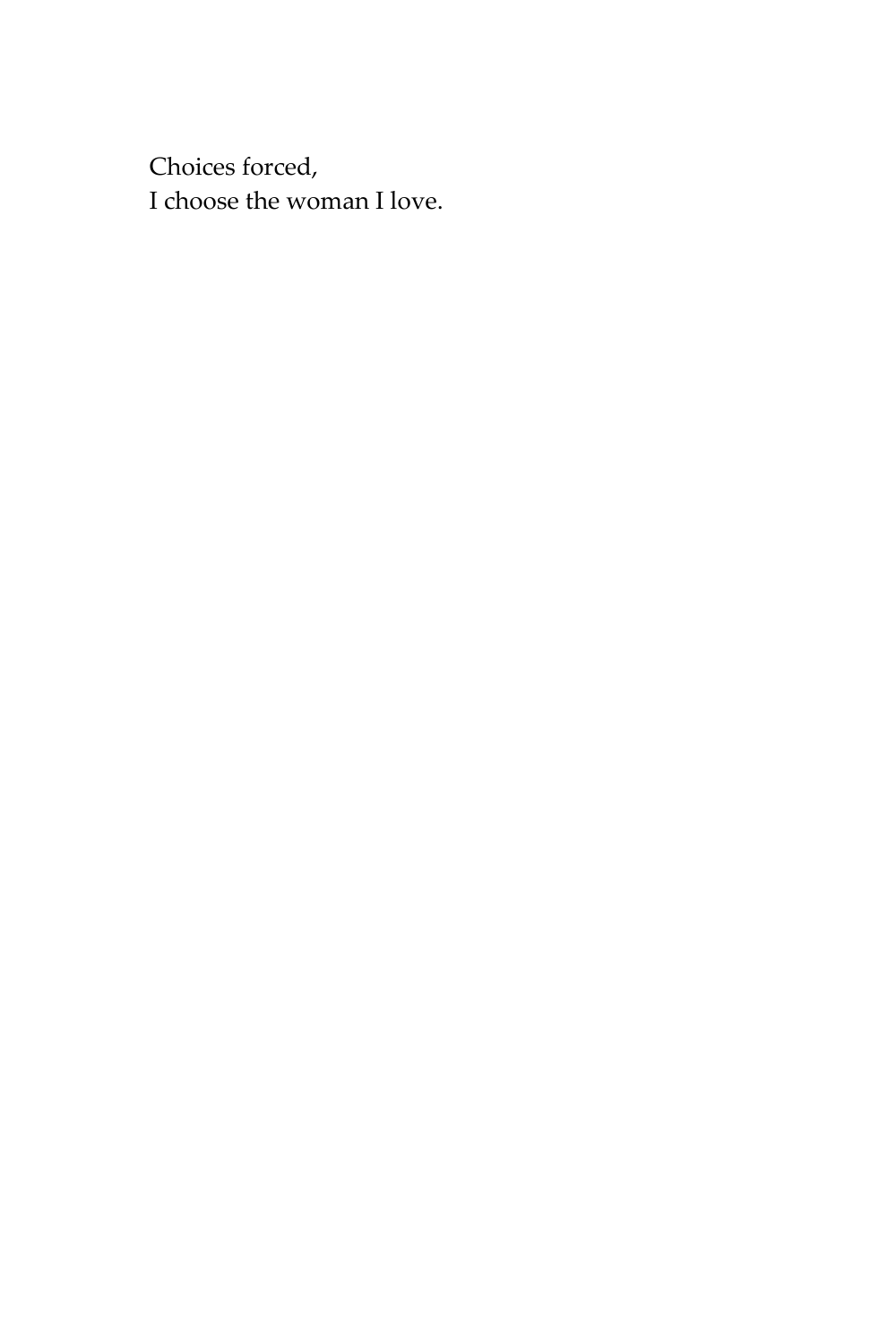Choices forced,  
I choose the woman I love.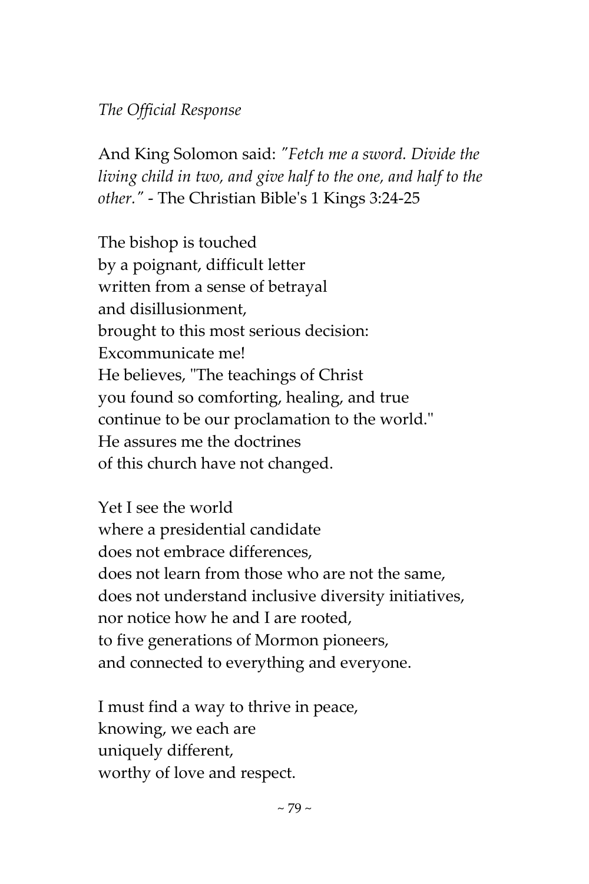*The Official Response*

And King Solomon said: *"Fetch me a sword. Divide the living child in two, and give half to the one, and half to the other."* - The Christian Bible's 1 Kings 3:24-25

The bishop is touched  
by a poignant, difficult letter  
written from a sense of betrayal  
and disillusionment,  
brought to this most serious decision:  
Excommunicate me!  
He believes, "The teachings of Christ  
you found so comforting, healing, and true  
continue to be our proclamation to the world."  
He assures me the doctrines  
of this church have not changed.

Yet I see the world  
where a presidential candidate  
does not embrace differences,  
does not learn from those who are not the same,  
does not understand inclusive diversity initiatives,  
nor notice how he and I are rooted,  
to five generations of Mormon pioneers,  
and connected to everything and everyone.

I must find a way to thrive in peace,  
knowing, we each are  
uniquely different,  
worthy of love and respect.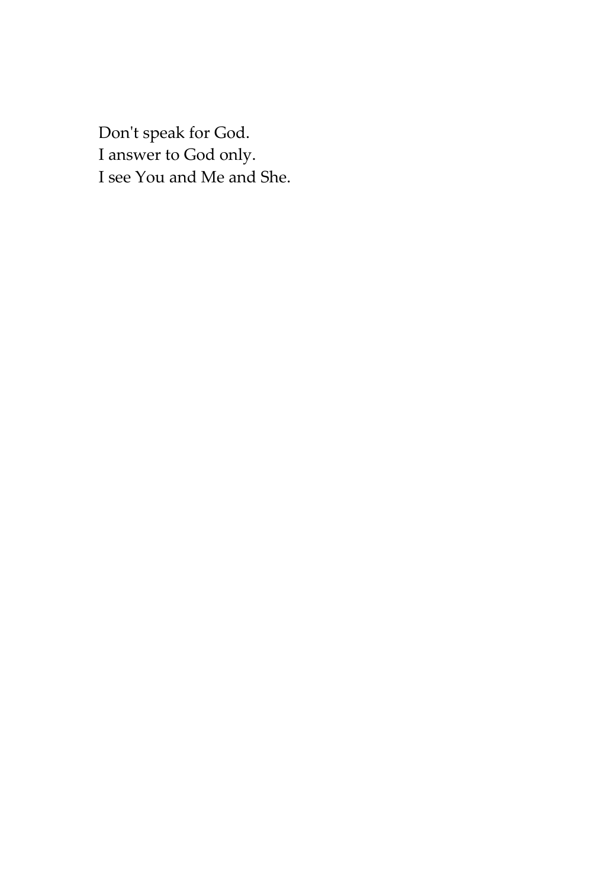Don't speak for God.  
I answer to God only.  
I see You and Me and She.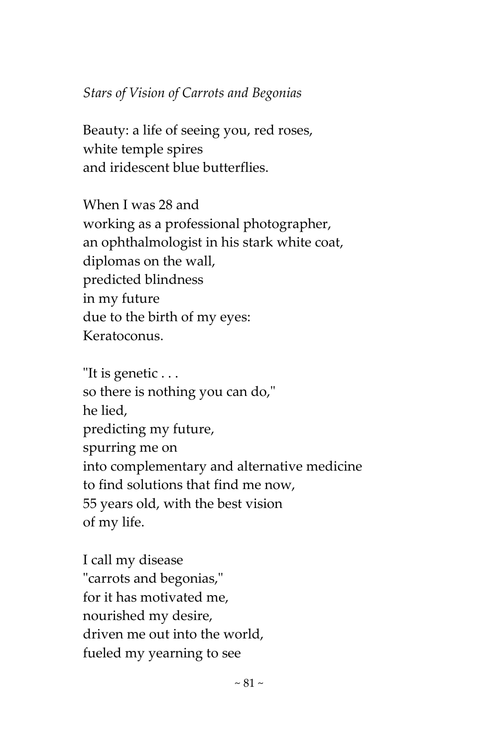*Stars of Vision of Carrots and Begonias*

Beauty: a life of seeing you, red roses,  
white temple spires  
and iridescent blue butterflies.

When I was 28 and  
working as a professional photographer,  
an ophthalmologist in his stark white coat,  
diplomas on the wall,  
predicted blindness  
in my future  
due to the birth of my eyes:  
Keratoconus.

"It is genetic . . .  
so there is nothing you can do,"  
he lied,  
predicting my future,  
spurring me on  
into complementary and alternative medicine  
to find solutions that find me now,  
55 years old, with the best vision  
of my life.

I call my disease  
"carrots and begonias,"  
for it has motivated me,  
nourished my desire,  
driven me out into the world,  
fueled my yearning to see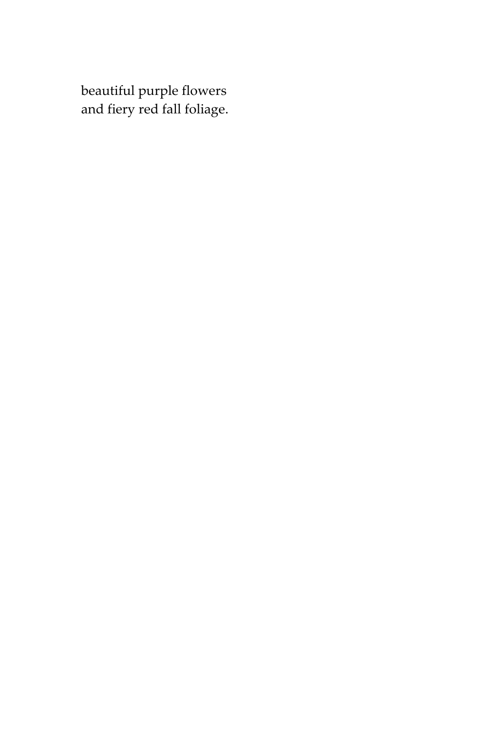beautiful purple flowers
and fiery red fall foliage.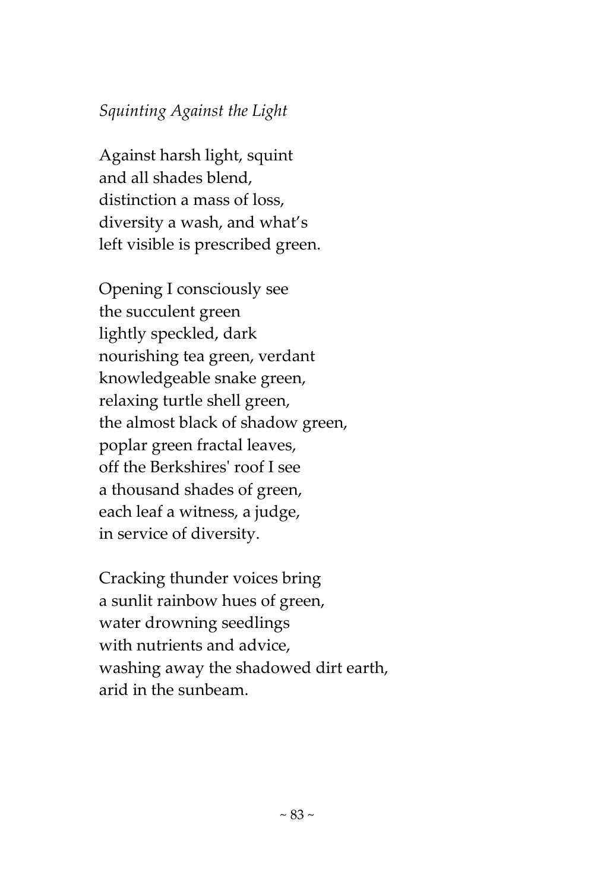*Squinting Against the Light*

Against harsh light, squint  
and all shades blend,  
distinction a mass of loss,  
diversity a wash, and what's  
left visible is prescribed green.

Opening I consciously see  
the succulent green  
lightly speckled, dark  
nourishing tea green, verdant  
knowledgeable snake green,  
relaxing turtle shell green,  
the almost black of shadow green,  
poplar green fractal leaves,  
off the Berkshires' roof I see  
a thousand shades of green,  
each leaf a witness, a judge,  
in service of diversity.

Cracking thunder voices bring  
a sunlit rainbow hues of green,  
water drowning seedlings  
with nutrients and advice,  
washing away the shadowed dirt earth,  
arid in the sunbeam.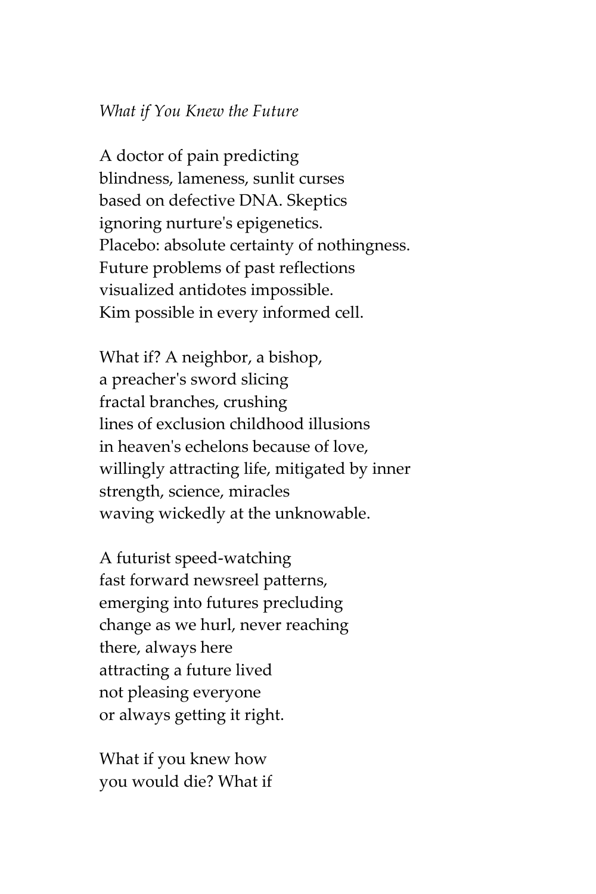*What if You Knew the Future*

A doctor of pain predicting  
blindness, lameness, sunlit curses  
based on defective DNA. Skeptics  
ignoring nurture's epigenetics.  
Placebo: absolute certainty of nothingness.  
Future problems of past reflections  
visualized antidotes impossible.  
Kim possible in every informed cell.

What if? A neighbor, a bishop,  
a preacher's sword slicing  
fractal branches, crushing  
lines of exclusion childhood illusions  
in heaven's echelons because of love,  
willingly attracting life, mitigated by inner  
strength, science, miracles  
waving wickedly at the unknowable.

A futurist speed-watching  
fast forward newsreel patterns,  
emerging into futures precluding  
change as we hurl, never reaching  
there, always here  
attracting a future lived  
not pleasing everyone  
or always getting it right.

What if you knew how  
you would die? What if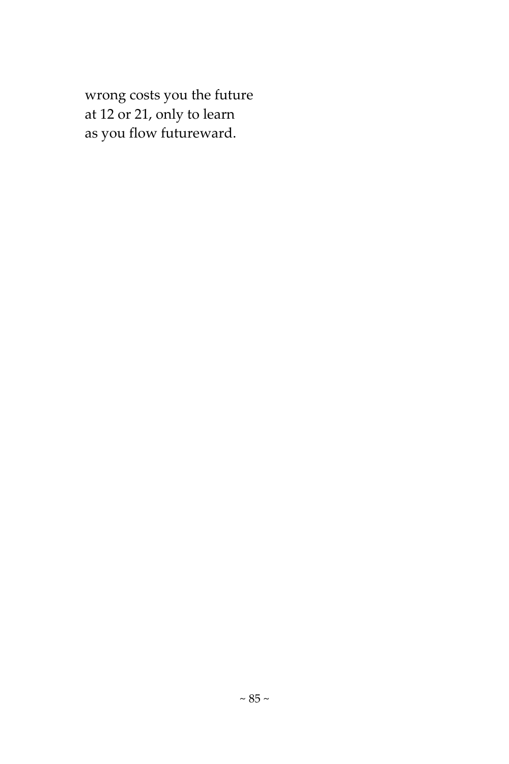wrong costs you the future  
at 12 or 21, only to learn  
as you flow futureward.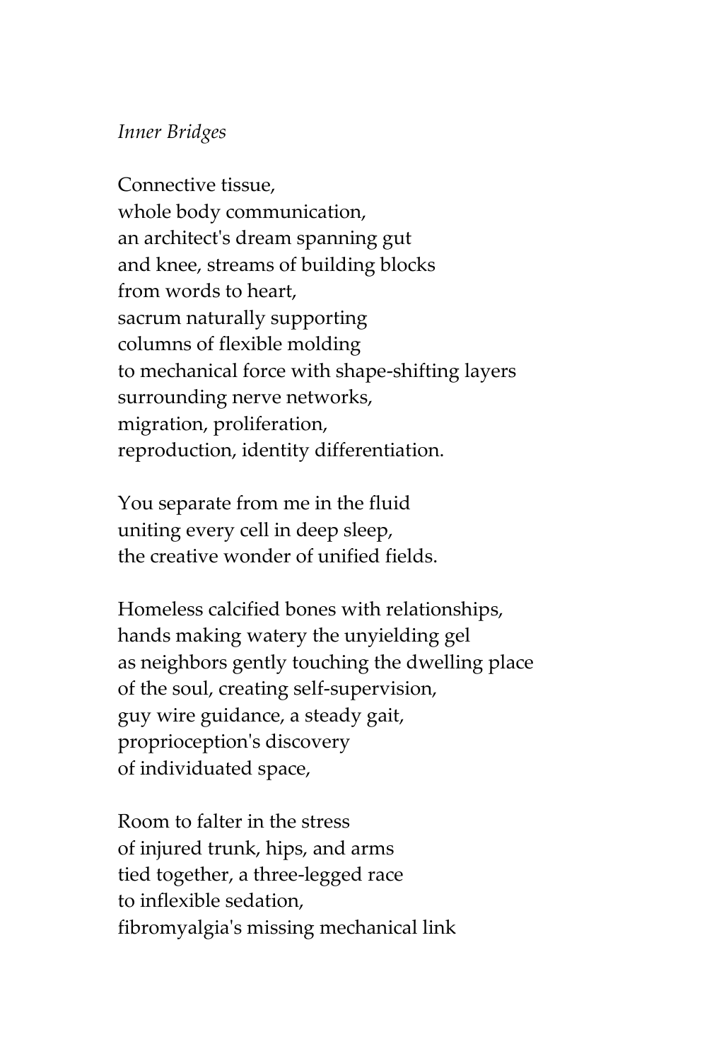*Inner Bridges*

Connective tissue,
whole body communication,
an architect's dream spanning gut
and knee, streams of building blocks
from words to heart,
sacrum naturally supporting
columns of flexible molding
to mechanical force with shape-shifting layers
surrounding nerve networks,
migration, proliferation,
reproduction, identity differentiation.

You separate from me in the fluid
uniting every cell in deep sleep,
the creative wonder of unified fields.

Homeless calcified bones with relationships,
hands making watery the unyielding gel
as neighbors gently touching the dwelling place
of the soul, creating self-supervision,
guy wire guidance, a steady gait,
proprioception's discovery
of individuated space,

Room to falter in the stress
of injured trunk, hips, and arms
tied together, a three-legged race
to inflexible sedation,
fibromyalgia's missing mechanical link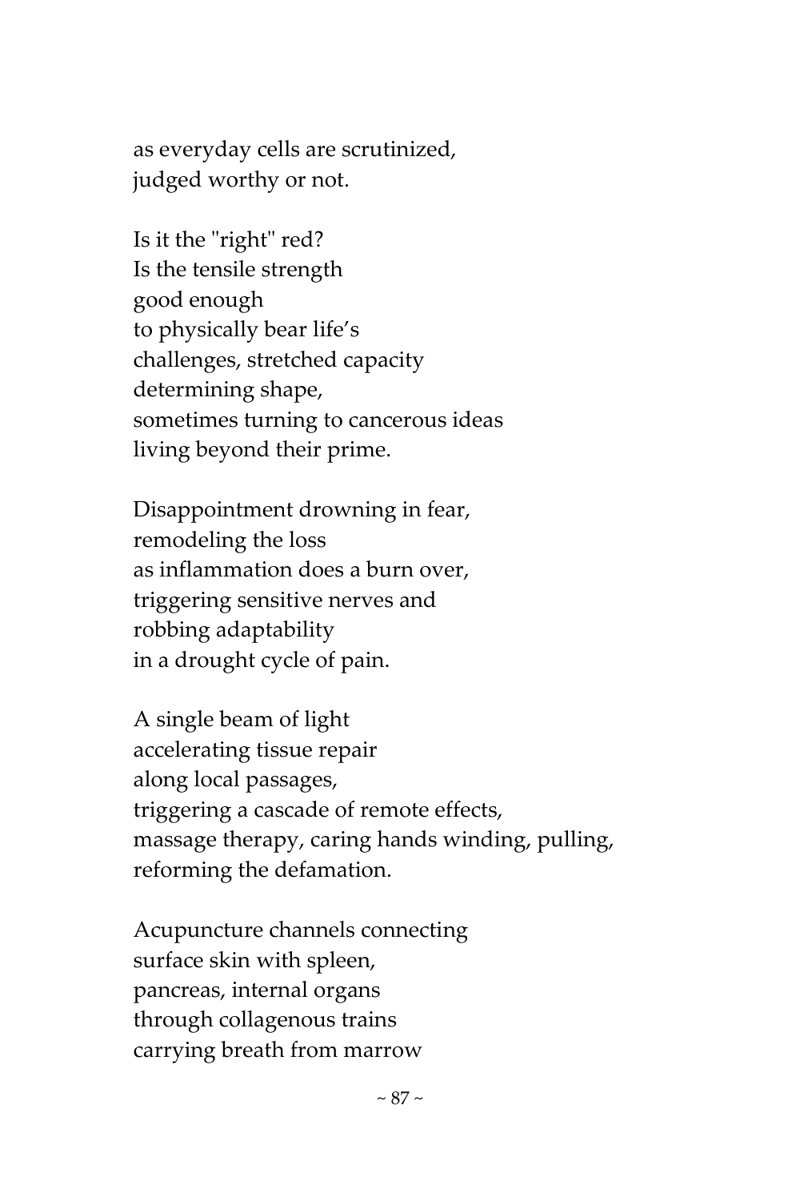as everyday cells are scrutinized,  
judged worthy or not.

Is it the "right" red?  
Is the tensile strength  
good enough  
to physically bear life's  
challenges, stretched capacity  
determining shape,  
sometimes turning to cancerous ideas  
living beyond their prime.

Disappointment drowning in fear,  
remodeling the loss  
as inflammation does a burn over,  
triggering sensitive nerves and  
robbing adaptability  
in a drought cycle of pain.

A single beam of light  
accelerating tissue repair  
along local passages,  
triggering a cascade of remote effects,  
massage therapy, caring hands winding, pulling,  
reforming the defamation.

Acupuncture channels connecting  
surface skin with spleen,  
pancreas, internal organs  
through collagenous trains  
carrying breath from marrow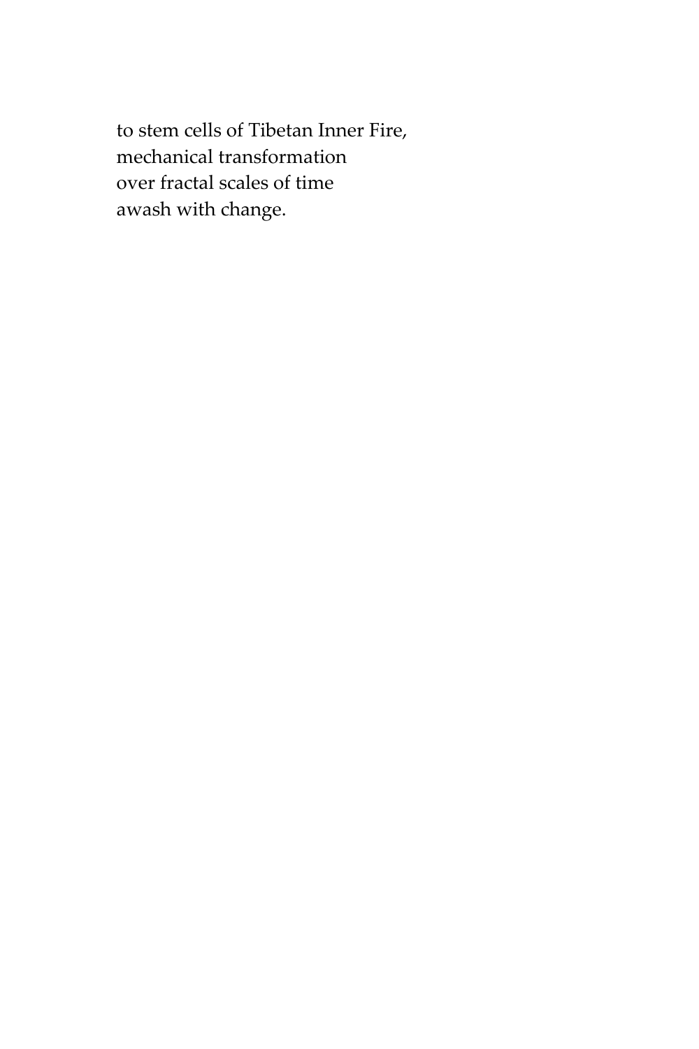to stem cells of Tibetan Inner Fire,  
mechanical transformation  
over fractal scales of time  
awash with change.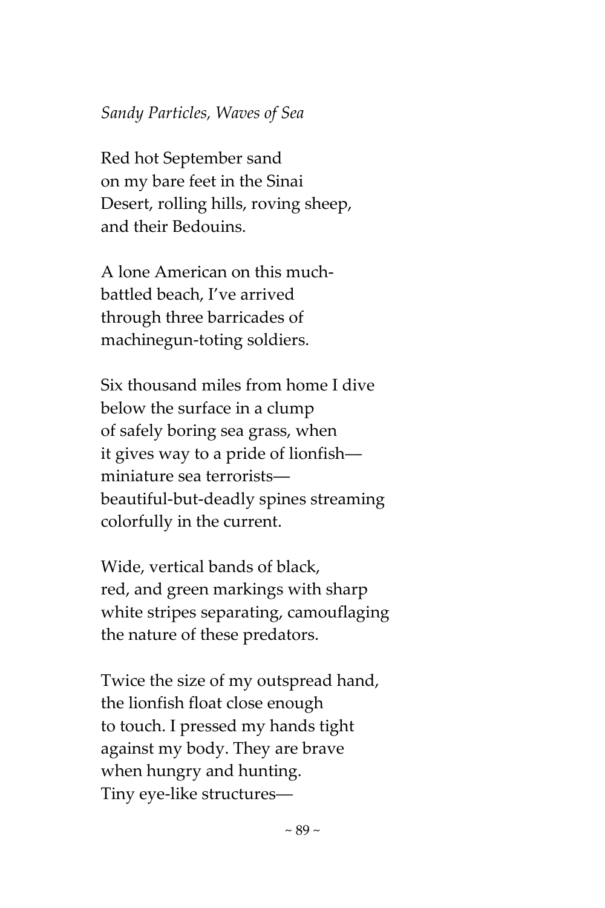*Sandy Particles, Waves of Sea*

Red hot September sand  
on my bare feet in the Sinai  
Desert, rolling hills, roving sheep,  
and their Bedouins.

A lone American on this much-  
battled beach, I've arrived  
through three barricades of  
machinegun-toting soldiers.

Six thousand miles from home I dive  
below the surface in a clump  
of safely boring sea grass, when  
it gives way to a pride of lionfish—  
miniature sea terrorists—  
beautiful-but-deadly spines streaming  
colorfully in the current.

Wide, vertical bands of black,  
red, and green markings with sharp  
white stripes separating, camouflaging  
the nature of these predators.

Twice the size of my outspread hand,  
the lionfish float close enough  
to touch. I pressed my hands tight  
against my body. They are brave  
when hungry and hunting.  
Tiny eye-like structures—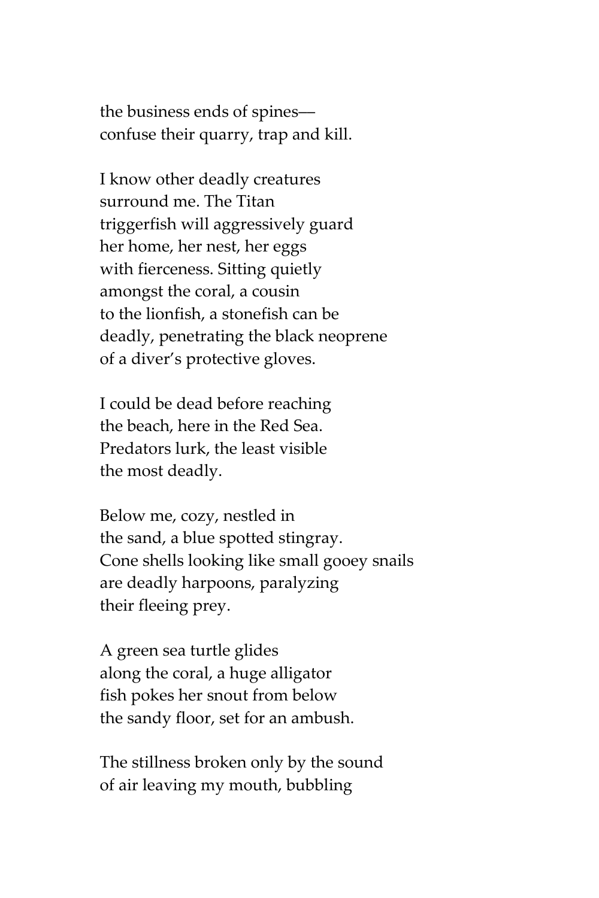the business ends of spines—
confuse their quarry, trap and kill.

I know other deadly creatures
surround me. The Titan
triggerfish will aggressively guard
her home, her nest, her eggs
with fierceness. Sitting quietly
amongst the coral, a cousin
to the lionfish, a stonefish can be
deadly, penetrating the black neoprene
of a diver's protective gloves.

I could be dead before reaching
the beach, here in the Red Sea.
Predators lurk, the least visible
the most deadly.

Below me, cozy, nestled in
the sand, a blue spotted stingray.
Cone shells looking like small gooey snails
are deadly harpoons, paralyzing
their fleeing prey.

A green sea turtle glides
along the coral, a huge alligator
fish pokes her snout from below
the sandy floor, set for an ambush.

The stillness broken only by the sound
of air leaving my mouth, bubbling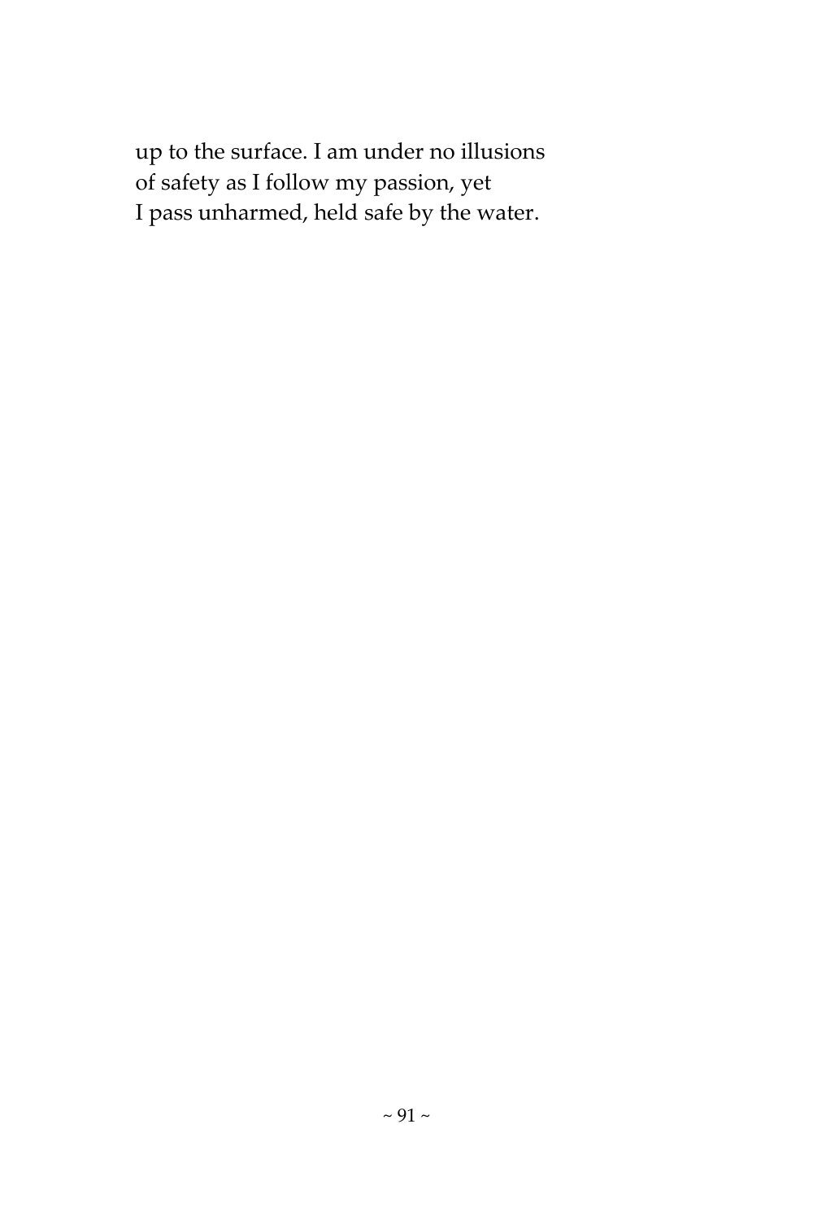up to the surface. I am under no illusions
of safety as I follow my passion, yet
I pass unharmed, held safe by the water.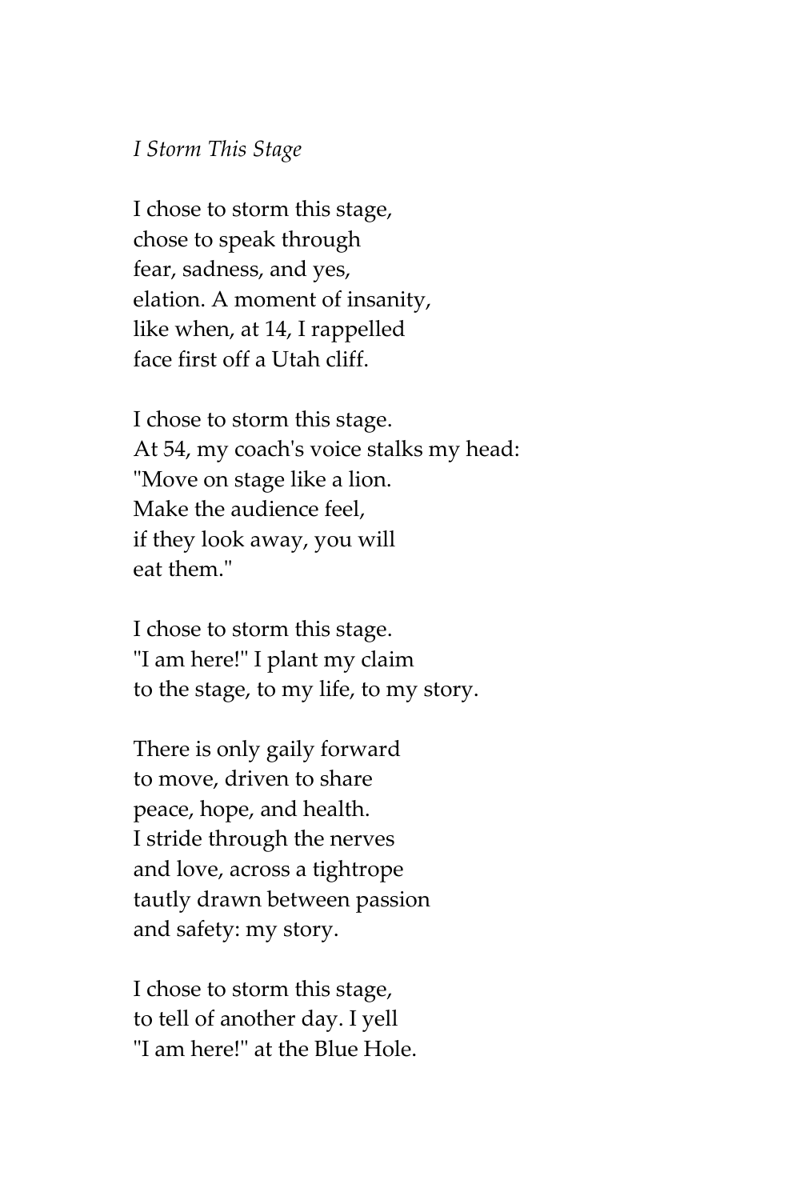*I Storm This Stage*

I chose to storm this stage,  
chose to speak through  
fear, sadness, and yes,  
elation. A moment of insanity,  
like when, at 14, I rappelled  
face first off a Utah cliff.

I chose to storm this stage.  
At 54, my coach's voice stalks my head:  
"Move on stage like a lion.  
Make the audience feel,  
if they look away, you will  
eat them."

I chose to storm this stage.  
"I am here!" I plant my claim  
to the stage, to my life, to my story.

There is only gaily forward  
to move, driven to share  
peace, hope, and health.  
I stride through the nerves  
and love, across a tightrope  
tautly drawn between passion  
and safety: my story.

I chose to storm this stage,  
to tell of another day. I yell  
"I am here!" at the Blue Hole.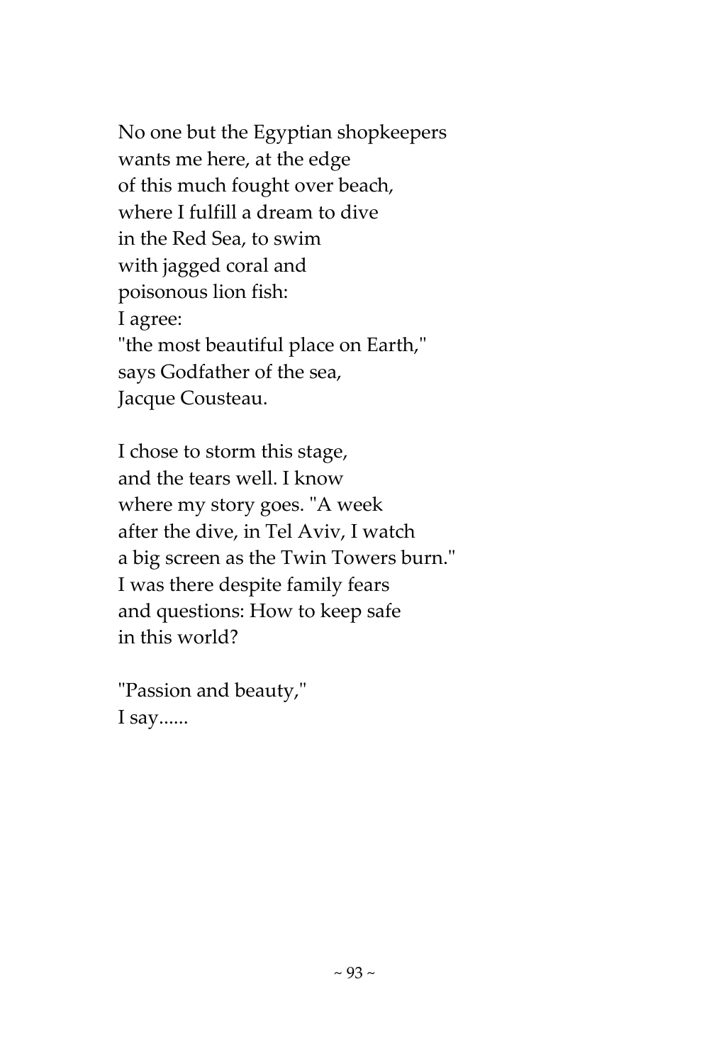No one but the Egyptian shopkeepers  
wants me here, at the edge  
of this much fought over beach,  
where I fulfill a dream to dive  
in the Red Sea, to swim  
with jagged coral and  
poisonous lion fish:  
I agree:  
"the most beautiful place on Earth,"  
says Godfather of the sea,  
Jacque Cousteau.

I chose to storm this stage,  
and the tears well. I know  
where my story goes. "A week  
after the dive, in Tel Aviv, I watch  
a big screen as the Twin Towers burn."  
I was there despite family fears  
and questions: How to keep safe  
in this world?

"Passion and beauty,"  
I say......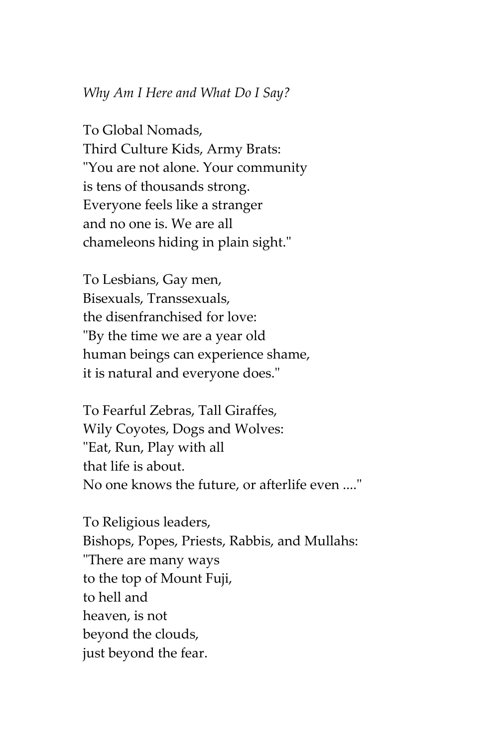*Why Am I Here and What Do I Say?*

To Global Nomads,  
Third Culture Kids, Army Brats:  
"You are not alone. Your community  
is tens of thousands strong.  
Everyone feels like a stranger  
and no one is. We are all  
chameleons hiding in plain sight."

To Lesbians, Gay men,  
Bisexuals, Transsexuals,  
the disenfranchised for love:  
"By the time we are a year old  
human beings can experience shame,  
it is natural and everyone does."

To Fearful Zebras, Tall Giraffes,  
Wily Coyotes, Dogs and Wolves:  
"Eat, Run, Play with all  
that life is about.  
No one knows the future, or afterlife even ...."

To Religious leaders,  
Bishops, Popes, Priests, Rabbis, and Mullahs:  
"There are many ways  
to the top of Mount Fuji,  
to hell and  
heaven, is not  
beyond the clouds,  
just beyond the fear.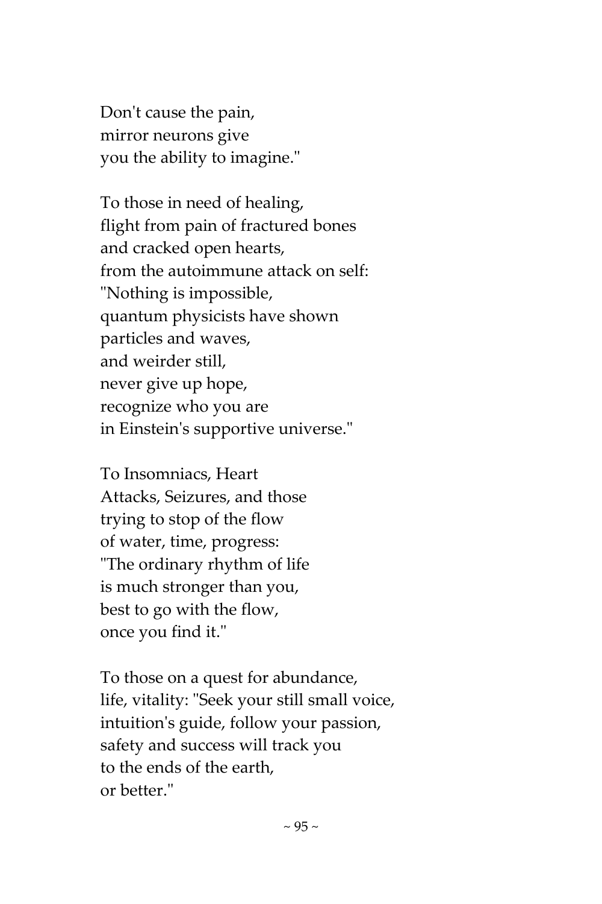Don't cause the pain,  
mirror neurons give  
you the ability to imagine."

To those in need of healing,  
flight from pain of fractured bones  
and cracked open hearts,  
from the autoimmune attack on self:  
"Nothing is impossible,  
quantum physicists have shown  
particles and waves,  
and weirder still,  
never give up hope,  
recognize who you are  
in Einstein's supportive universe."

To Insomniacs, Heart  
Attacks, Seizures, and those  
trying to stop of the flow  
of water, time, progress:  
"The ordinary rhythm of life  
is much stronger than you,  
best to go with the flow,  
once you find it."

To those on a quest for abundance,  
life, vitality: "Seek your still small voice,  
intuition's guide, follow your passion,  
safety and success will track you  
to the ends of the earth,  
or better."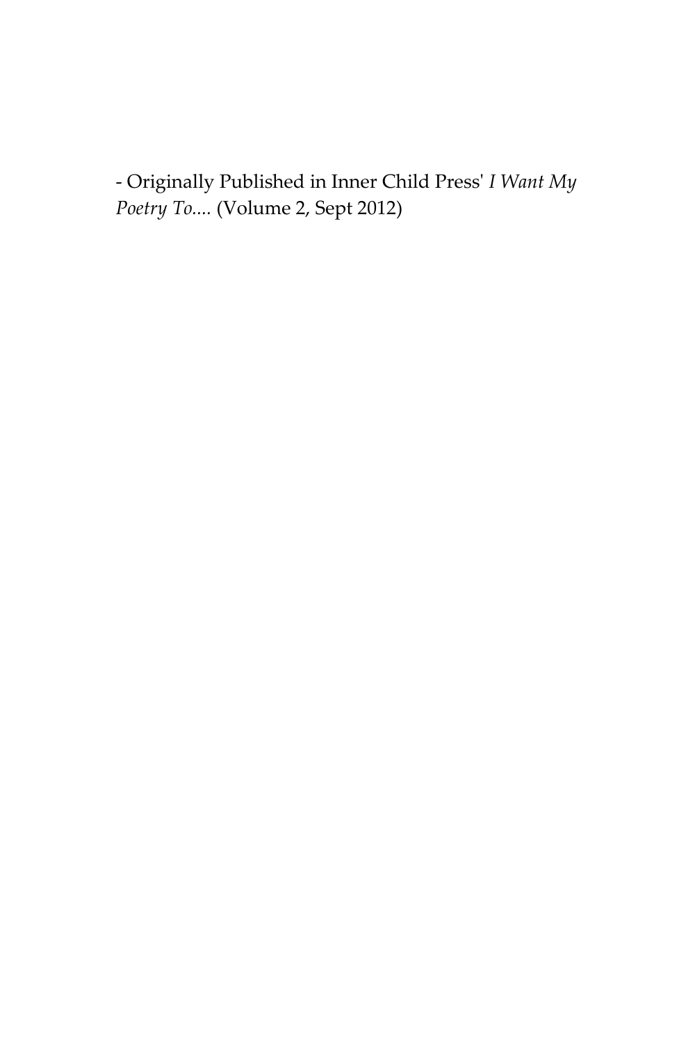- Originally Published in Inner Child Press' *I Want My Poetry To....* (Volume 2, Sept 2012)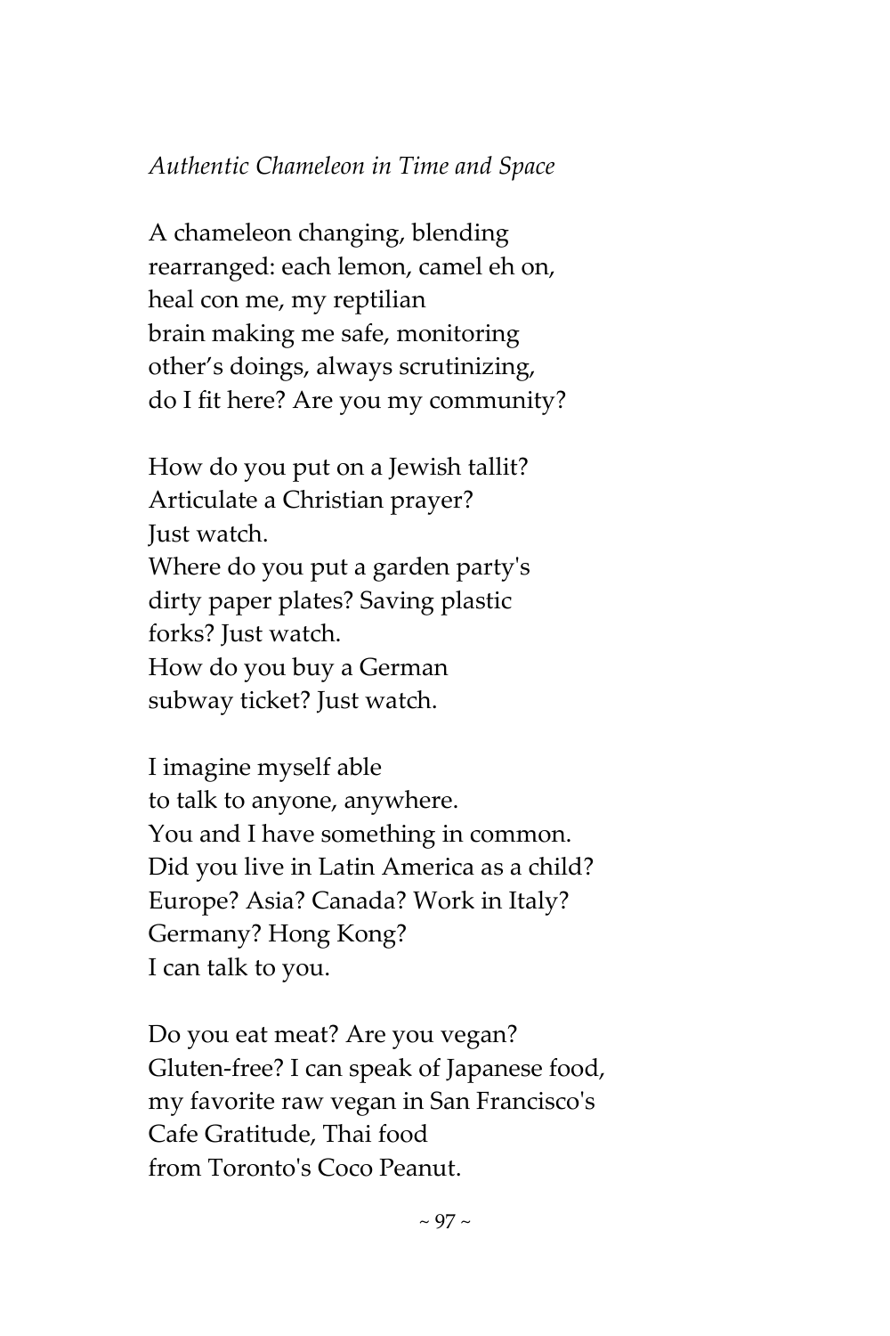*Authentic Chameleon in Time and Space*

A chameleon changing, blending  
rearranged: each lemon, camel eh on,  
heal con me, my reptilian  
brain making me safe, monitoring  
other's doings, always scrutinizing,  
do I fit here? Are you my community?

How do you put on a Jewish tallit?  
Articulate a Christian prayer?  
Just watch.  
Where do you put a garden party's  
dirty paper plates? Saving plastic  
forks? Just watch.  
How do you buy a German  
subway ticket? Just watch.

I imagine myself able  
to talk to anyone, anywhere.  
You and I have something in common.  
Did you live in Latin America as a child?  
Europe? Asia? Canada? Work in Italy?  
Germany? Hong Kong?  
I can talk to you.

Do you eat meat? Are you vegan?  
Gluten-free? I can speak of Japanese food,  
my favorite raw vegan in San Francisco's  
Cafe Gratitude, Thai food  
from Toronto's Coco Peanut.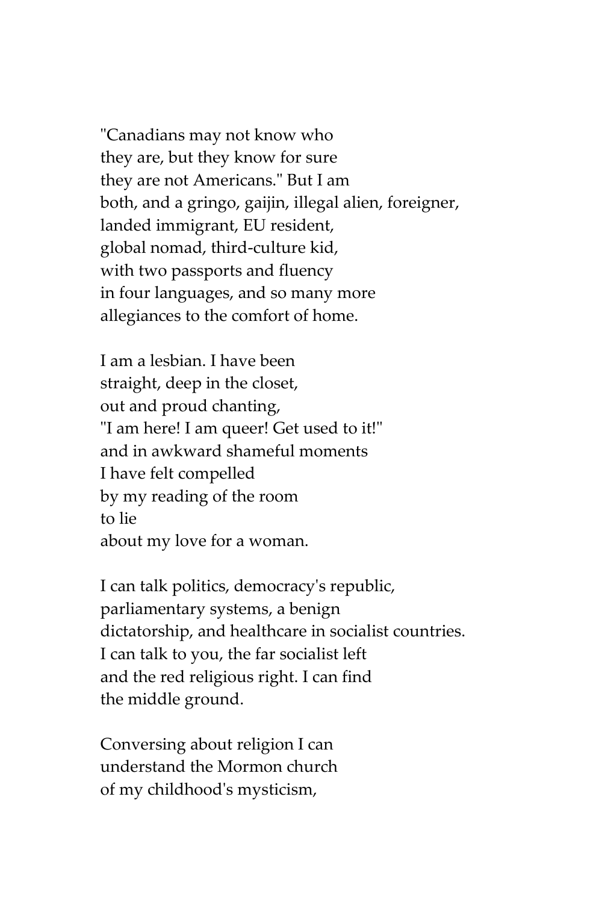"Canadians may not know who
they are, but they know for sure
they are not Americans." But I am
both, and a gringo, gaijin, illegal alien, foreigner,
landed immigrant, EU resident,
global nomad, third-culture kid,
with two passports and fluency
in four languages, and so many more
allegiances to the comfort of home.

I am a lesbian. I have been
straight, deep in the closet,
out and proud chanting,
"I am here! I am queer! Get used to it!"
and in awkward shameful moments
I have felt compelled
by my reading of the room
to lie
about my love for a woman.

I can talk politics, democracy's republic,
parliamentary systems, a benign
dictatorship, and healthcare in socialist countries.
I can talk to you, the far socialist left
and the red religious right. I can find
the middle ground.

Conversing about religion I can
understand the Mormon church
of my childhood's mysticism,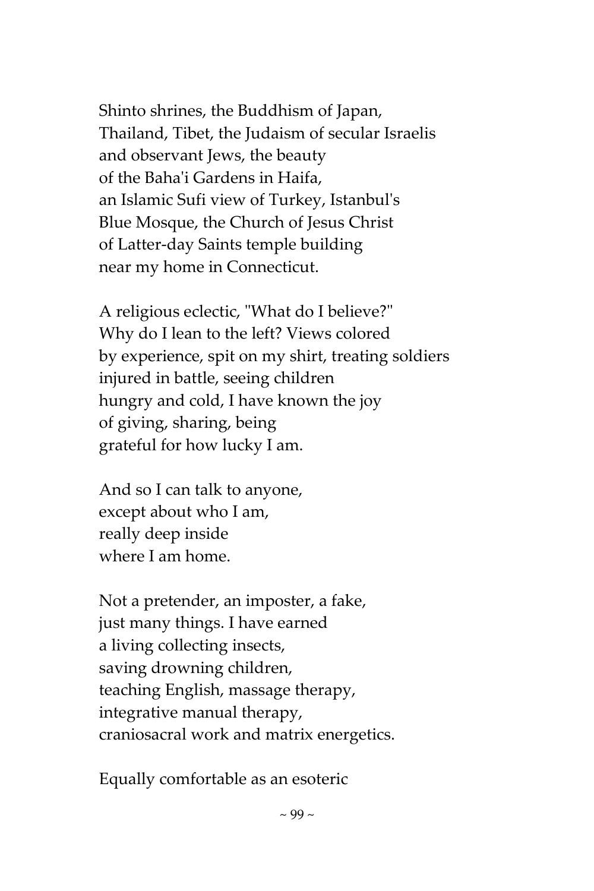Shinto shrines, the Buddhism of Japan,  
Thailand, Tibet, the Judaism of secular Israelis  
and observant Jews, the beauty  
of the Baha'i Gardens in Haifa,  
an Islamic Sufi view of Turkey, Istanbul's  
Blue Mosque, the Church of Jesus Christ  
of Latter-day Saints temple building  
near my home in Connecticut.

A religious eclectic, "What do I believe?"  
Why do I lean to the left? Views colored  
by experience, spit on my shirt, treating soldiers  
injured in battle, seeing children  
hungry and cold, I have known the joy  
of giving, sharing, being  
grateful for how lucky I am.

And so I can talk to anyone,  
except about who I am,  
really deep inside  
where I am home.

Not a pretender, an imposter, a fake,  
just many things. I have earned  
a living collecting insects,  
saving drowning children,  
teaching English, massage therapy,  
integrative manual therapy,  
craniosacral work and matrix energetics.

Equally comfortable as an esoteric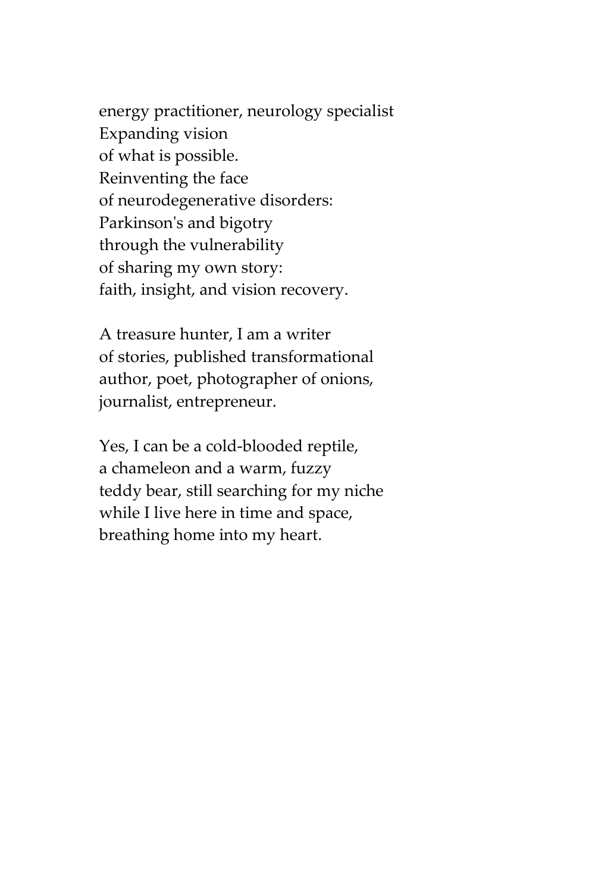energy practitioner, neurology specialist
Expanding vision
of what is possible.
Reinventing the face
of neurodegenerative disorders:
Parkinson's and bigotry
through the vulnerability
of sharing my own story:
faith, insight, and vision recovery.

A treasure hunter, I am a writer
of stories, published transformational
author, poet, photographer of onions,
journalist, entrepreneur.

Yes, I can be a cold-blooded reptile,
a chameleon and a warm, fuzzy
teddy bear, still searching for my niche
while I live here in time and space,
breathing home into my heart.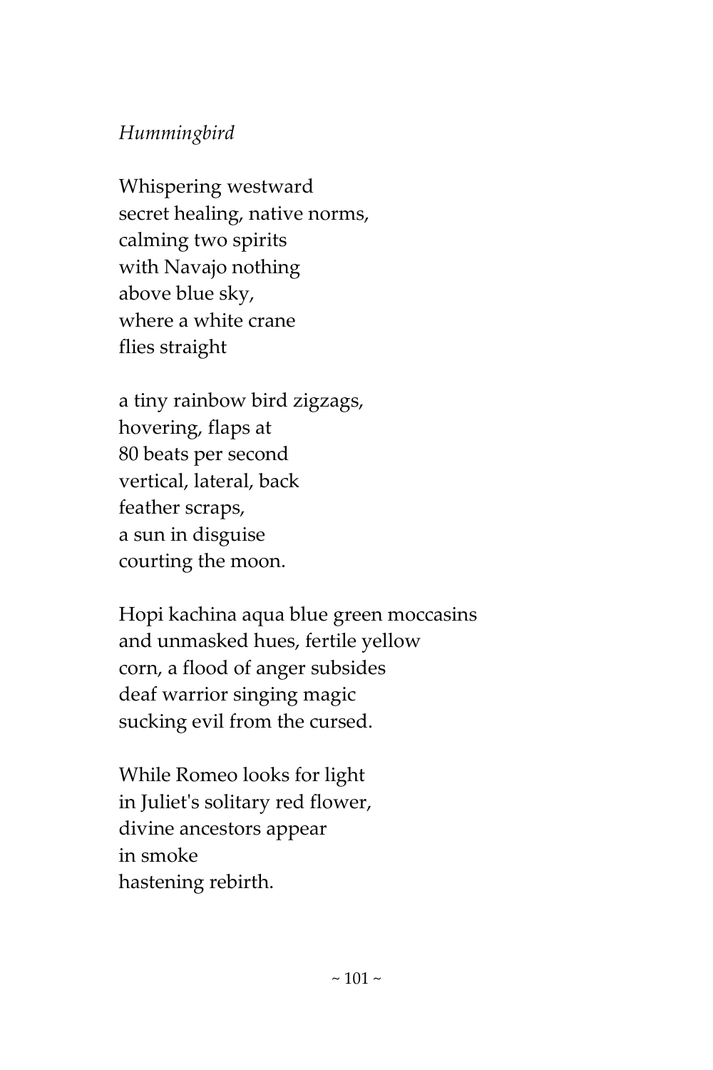*Hummingbird*

Whispering westward  
secret healing, native norms,  
calming two spirits  
with Navajo nothing  
above blue sky,  
where a white crane  
flies straight

a tiny rainbow bird zigzags,  
hovering, flaps at  
80 beats per second  
vertical, lateral, back  
feather scraps,  
a sun in disguise  
courting the moon.

Hopi kachina aqua blue green moccasins  
and unmasked hues, fertile yellow  
corn, a flood of anger subsides  
deaf warrior singing magic  
sucking evil from the cursed.

While Romeo looks for light  
in Juliet's solitary red flower,  
divine ancestors appear  
in smoke  
hastening rebirth.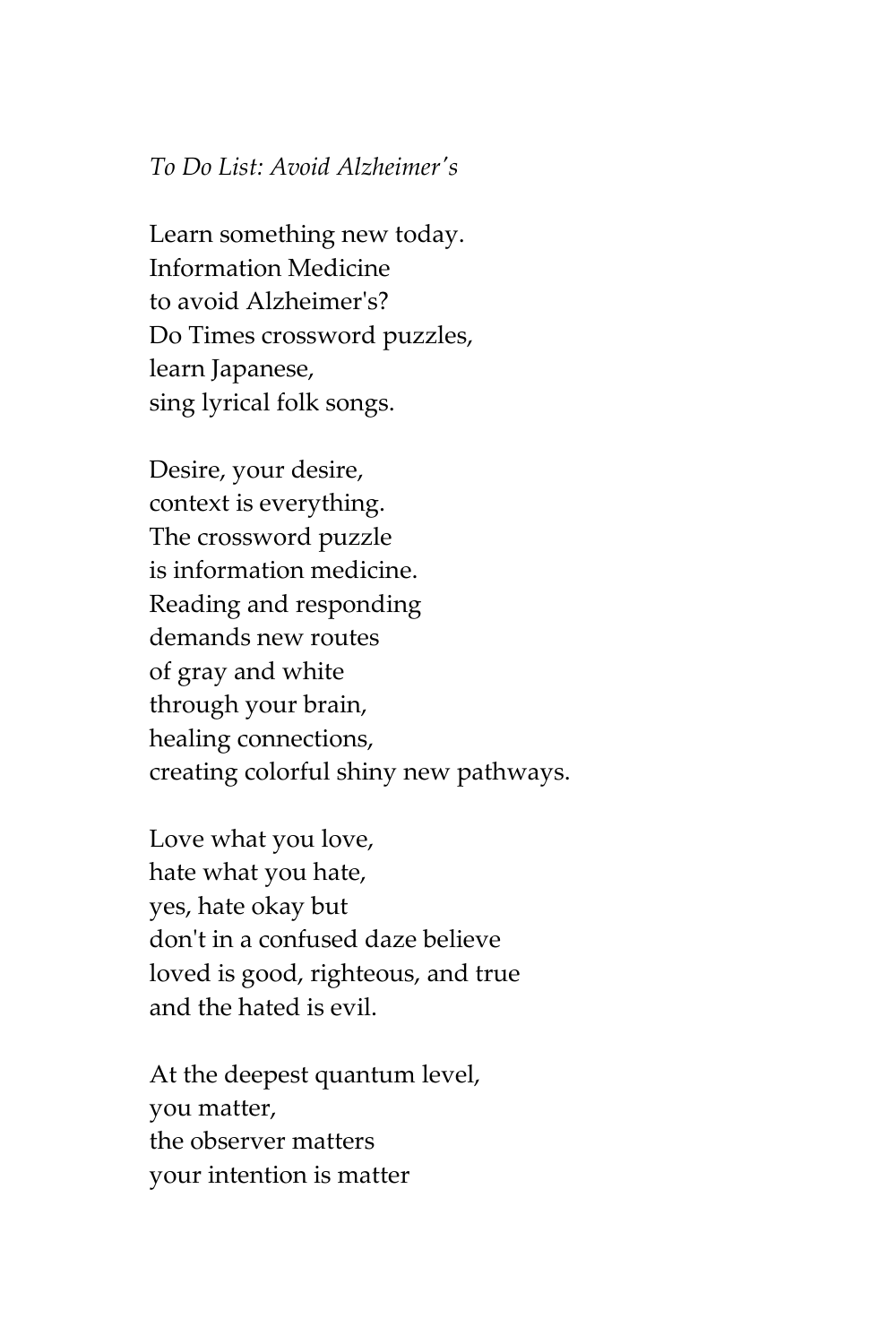*To Do List: Avoid Alzheimer's*

Learn something new today.
Information Medicine
to avoid Alzheimer's?
Do Times crossword puzzles,
learn Japanese,
sing lyrical folk songs.

Desire, your desire,
context is everything.
The crossword puzzle
is information medicine.
Reading and responding
demands new routes
of gray and white
through your brain,
healing connections,
creating colorful shiny new pathways.

Love what you love,
hate what you hate,
yes, hate okay but
don't in a confused daze believe
loved is good, righteous, and true
and the hated is evil.

At the deepest quantum level,
you matter,
the observer matters
your intention is matter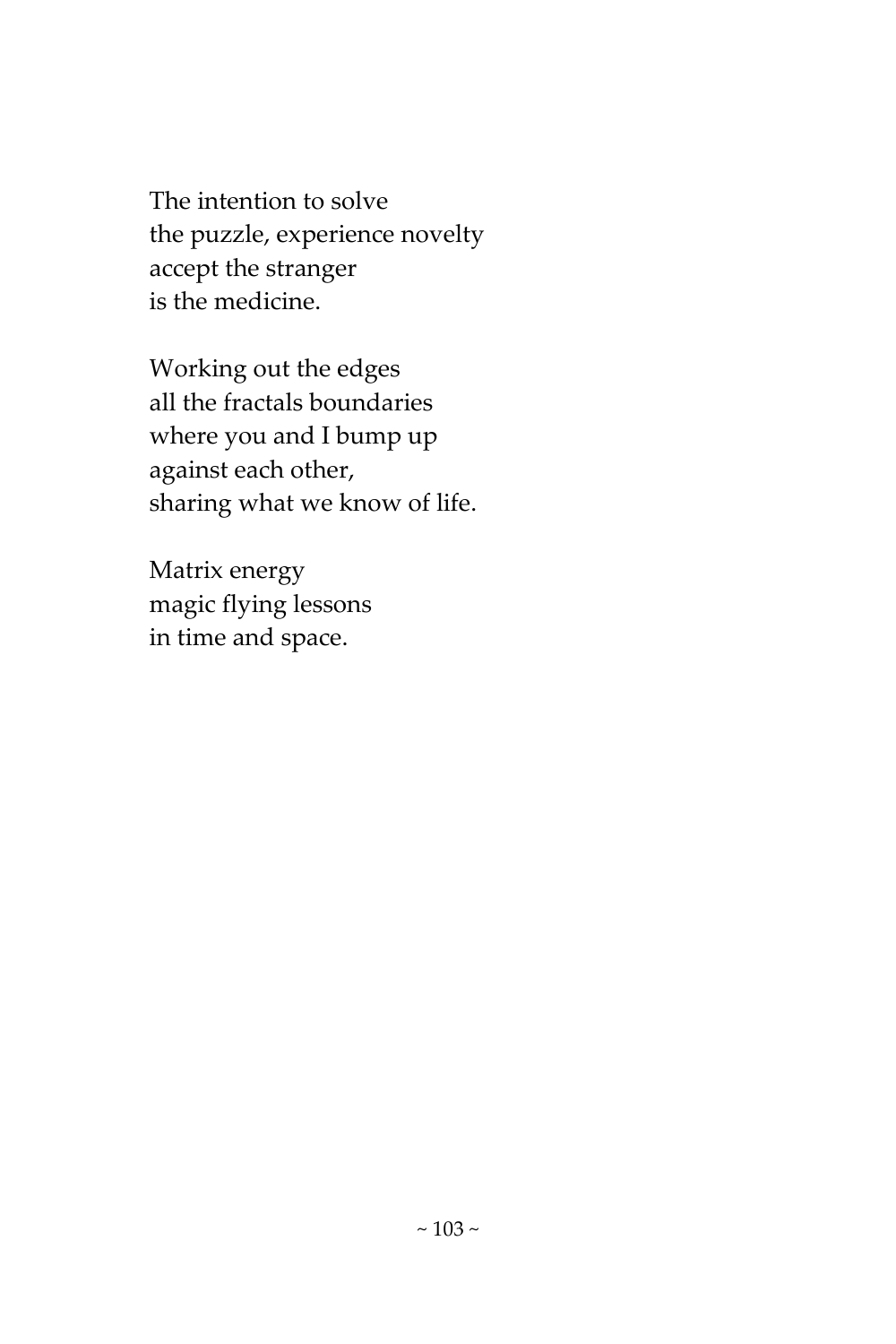The intention to solve
the puzzle, experience novelty
accept the stranger
is the medicine.

Working out the edges
all the fractals boundaries
where you and I bump up
against each other,
sharing what we know of life.

Matrix energy
magic flying lessons
in time and space.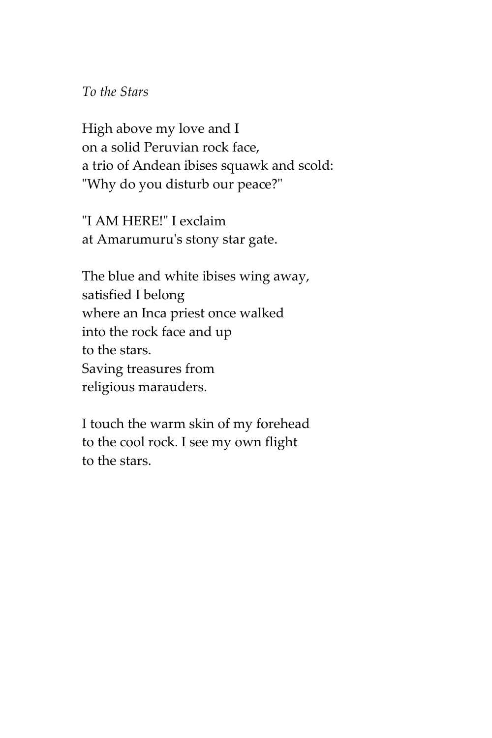*To the Stars*

High above my love and I  
on a solid Peruvian rock face,  
a trio of Andean ibises squawk and scold:  
"Why do you disturb our peace?"

"I AM HERE!" I exclaim  
at Amarumuru's stony star gate.

The blue and white ibises wing away,  
satisfied I belong  
where an Inca priest once walked  
into the rock face and up  
to the stars.  
Saving treasures from  
religious marauders.

I touch the warm skin of my forehead  
to the cool rock. I see my own flight  
to the stars.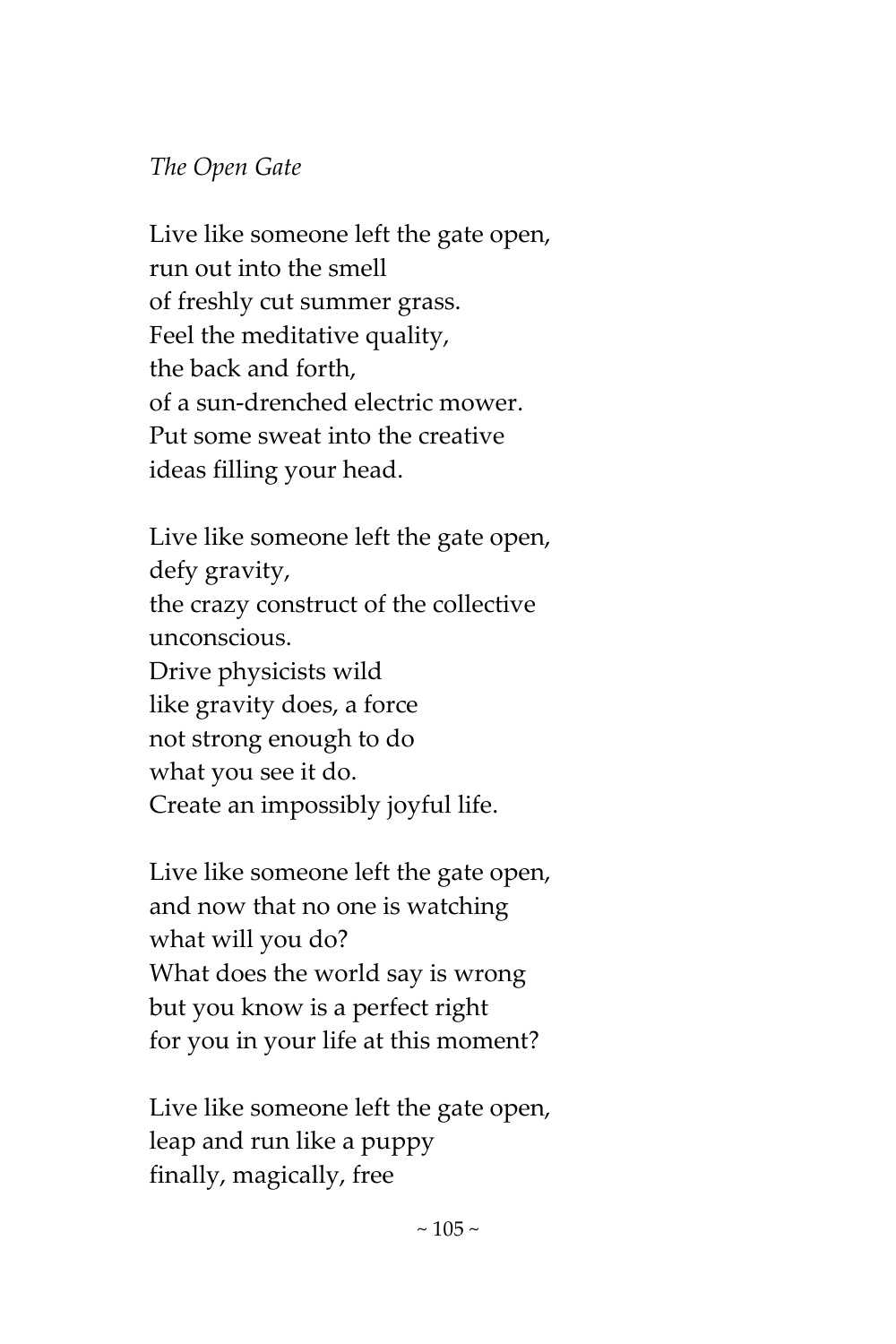*The Open Gate*

Live like someone left the gate open,
run out into the smell
of freshly cut summer grass.
Feel the meditative quality,
the back and forth,
of a sun-drenched electric mower.
Put some sweat into the creative
ideas filling your head.

Live like someone left the gate open,
defy gravity,
the crazy construct of the collective
unconscious.
Drive physicists wild
like gravity does, a force
not strong enough to do
what you see it do.
Create an impossibly joyful life.

Live like someone left the gate open,
and now that no one is watching
what will you do?
What does the world say is wrong
but you know is a perfect right
for you in your life at this moment?

Live like someone left the gate open,
leap and run like a puppy
finally, magically, free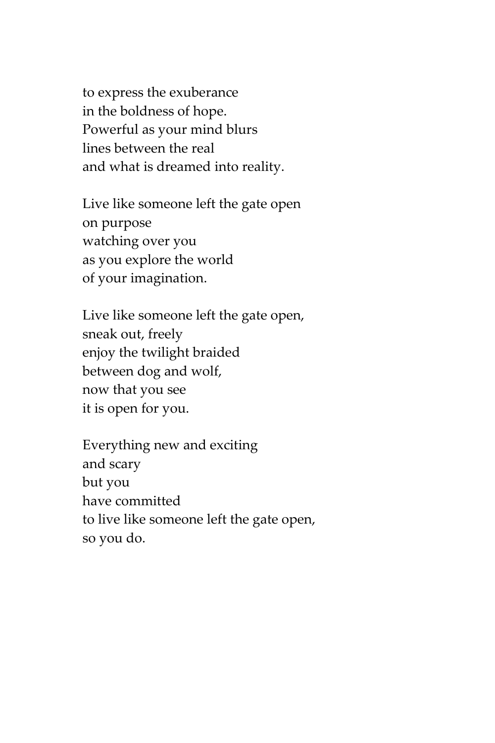to express the exuberance  
in the boldness of hope.  
Powerful as your mind blurs  
lines between the real  
and what is dreamed into reality.

Live like someone left the gate open  
on purpose  
watching over you  
as you explore the world  
of your imagination.

Live like someone left the gate open,  
sneak out, freely  
enjoy the twilight braided  
between dog and wolf,  
now that you see  
it is open for you.

Everything new and exciting  
and scary  
but you  
have committed  
to live like someone left the gate open,  
so you do.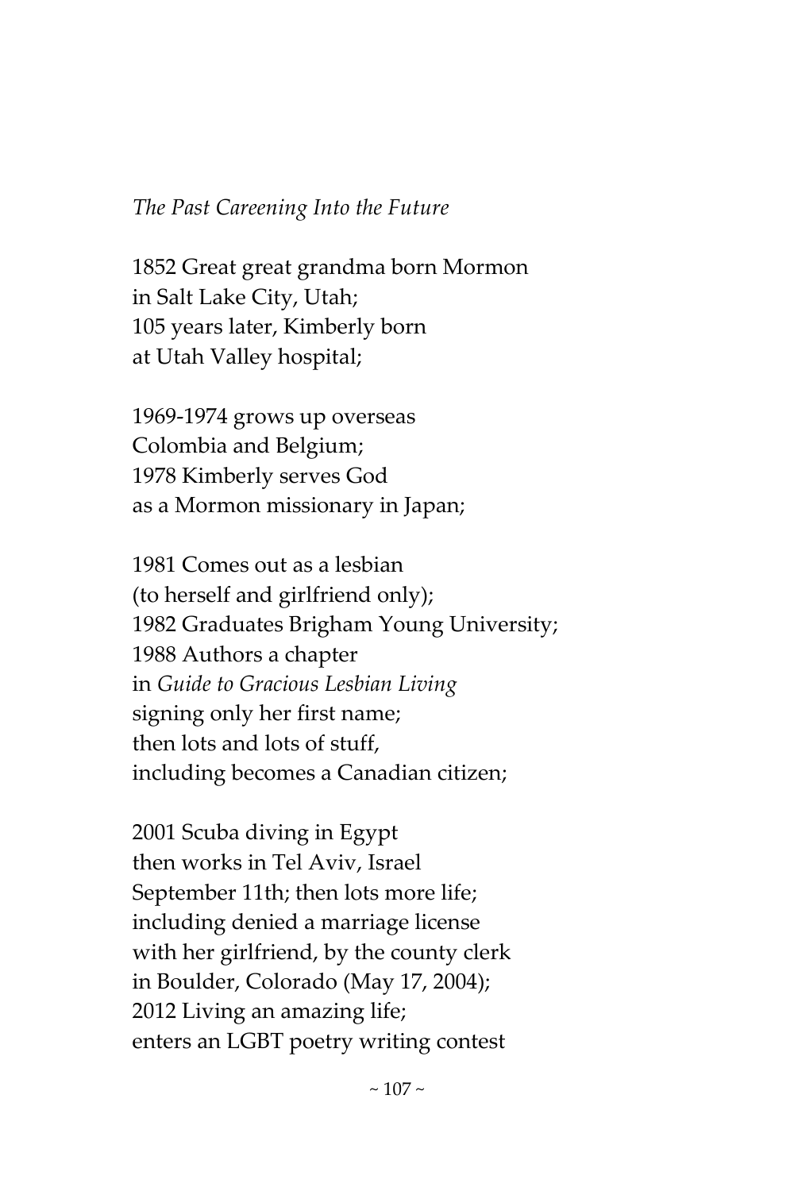*The Past Careening Into the Future*

1852 Great great grandma born Mormon
in Salt Lake City, Utah;
105 years later, Kimberly born
at Utah Valley hospital;

1969-1974 grows up overseas
Colombia and Belgium;
1978 Kimberly serves God
as a Mormon missionary in Japan;

1981 Comes out as a lesbian
(to herself and girlfriend only);
1982 Graduates Brigham Young University;
1988 Authors a chapter
in *Guide to Gracious Lesbian Living*
signing only her first name;
then lots and lots of stuff,
including becomes a Canadian citizen;

2001 Scuba diving in Egypt
then works in Tel Aviv, Israel
September 11th; then lots more life;
including denied a marriage license
with her girlfriend, by the county clerk
in Boulder, Colorado (May 17, 2004);
2012 Living an amazing life;
enters an LGBT poetry writing contest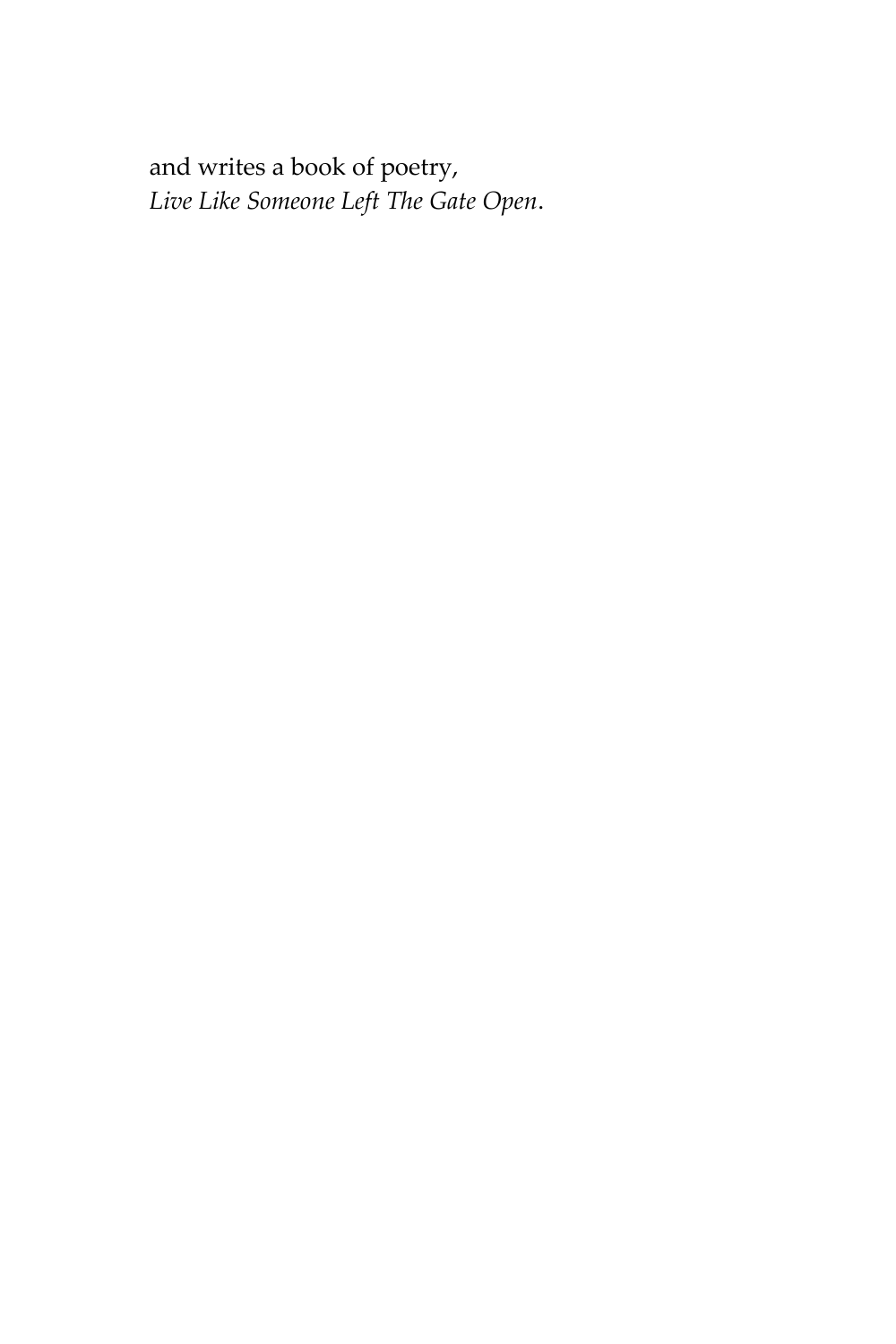and writes a book of poetry,
*Live Like Someone Left The Gate Open*.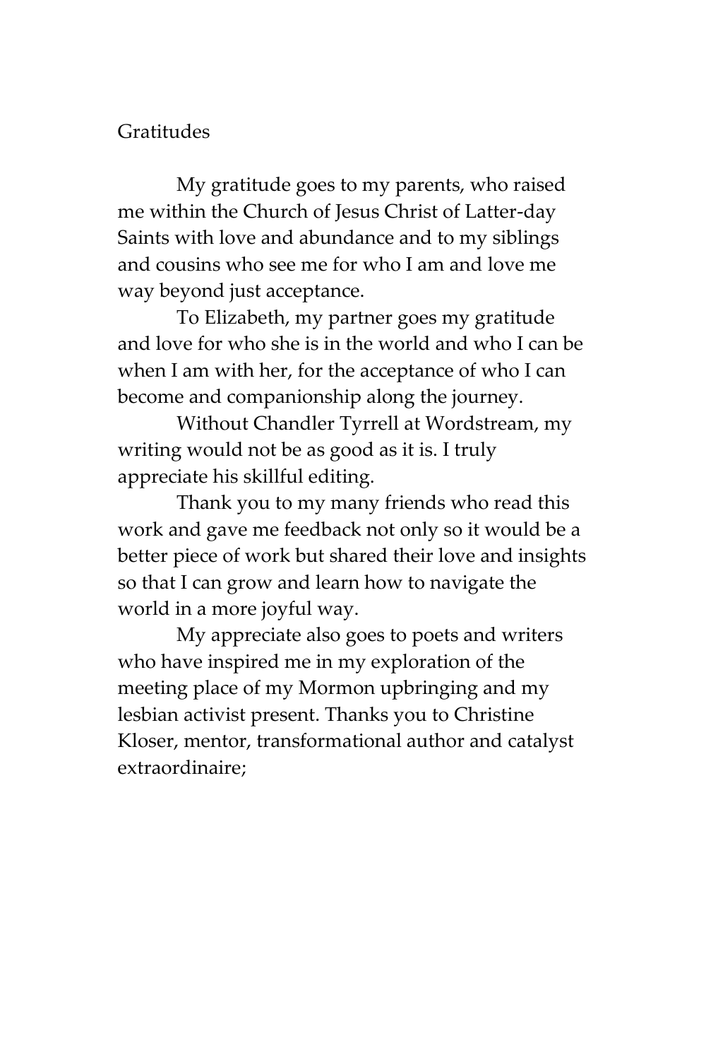# Gratitudes

My gratitude goes to my parents, who raised me within the Church of Jesus Christ of Latter-day Saints with love and abundance and to my siblings and cousins who see me for who I am and love me way beyond just acceptance.

To Elizabeth, my partner goes my gratitude and love for who she is in the world and who I can be when I am with her, for the acceptance of who I can become and companionship along the journey.

Without Chandler Tyrrell at Wordstream, my writing would not be as good as it is. I truly appreciate his skillful editing.

Thank you to my many friends who read this work and gave me feedback not only so it would be a better piece of work but shared their love and insights so that I can grow and learn how to navigate the world in a more joyful way.

My appreciate also goes to poets and writers who have inspired me in my exploration of the meeting place of my Mormon upbringing and my lesbian activist present. Thanks you to Christine Kloser, mentor, transformational author and catalyst extraordinaire;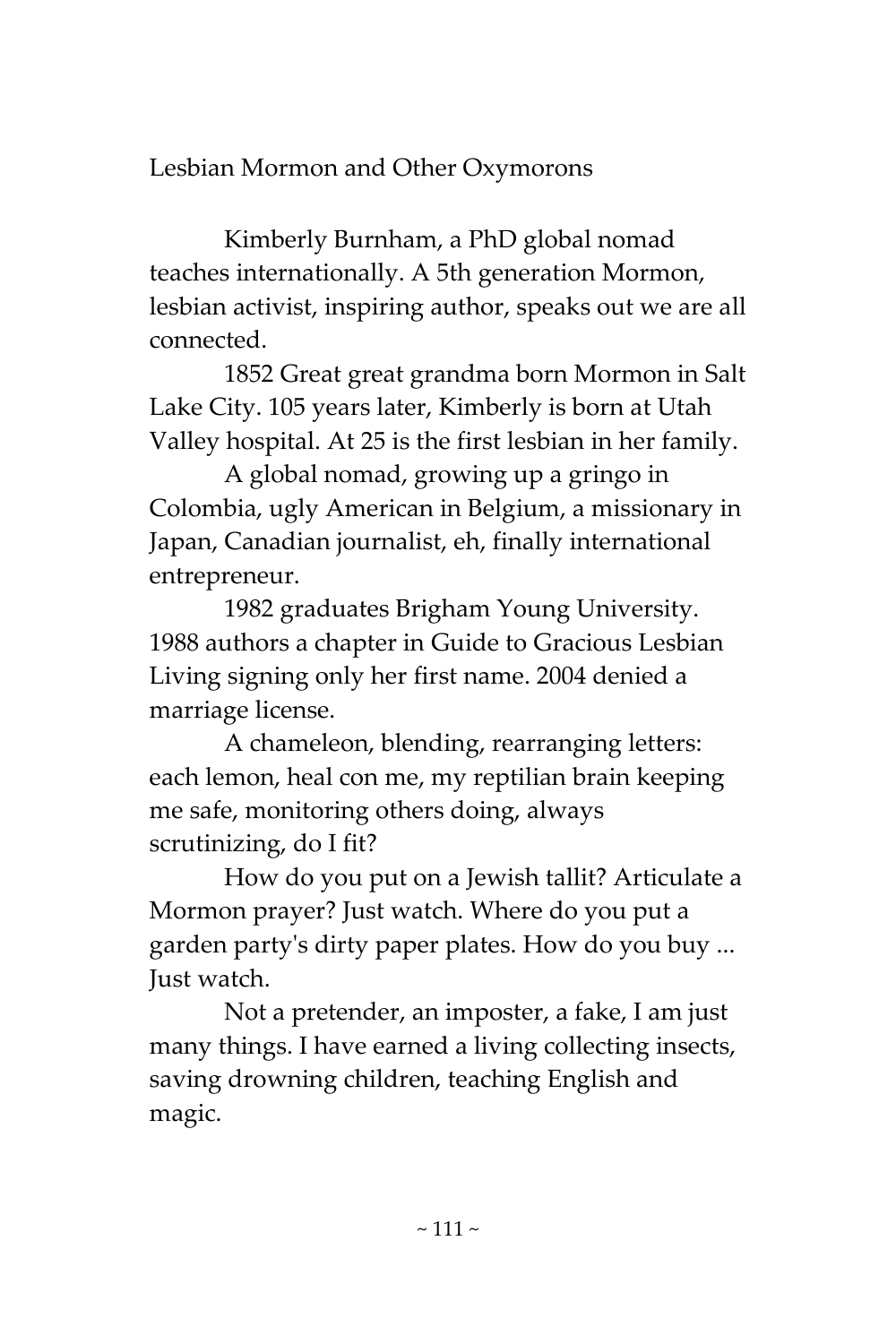# Lesbian Mormon and Other Oxymorons

Kimberly Burnham, a PhD global nomad teaches internationally. A 5th generation Mormon, lesbian activist, inspiring author, speaks out we are all connected.

1852 Great great grandma born Mormon in Salt Lake City. 105 years later, Kimberly is born at Utah Valley hospital. At 25 is the first lesbian in her family.

A global nomad, growing up a gringo in Colombia, ugly American in Belgium, a missionary in Japan, Canadian journalist, eh, finally international entrepreneur.

1982 graduates Brigham Young University. 1988 authors a chapter in Guide to Gracious Lesbian Living signing only her first name. 2004 denied a marriage license.

A chameleon, blending, rearranging letters: each lemon, heal con me, my reptilian brain keeping me safe, monitoring others doing, always scrutinizing, do I fit?

How do you put on a Jewish tallit? Articulate a Mormon prayer? Just watch. Where do you put a garden party's dirty paper plates. How do you buy ... Just watch.

Not a pretender, an imposter, a fake, I am just many things. I have earned a living collecting insects, saving drowning children, teaching English and magic.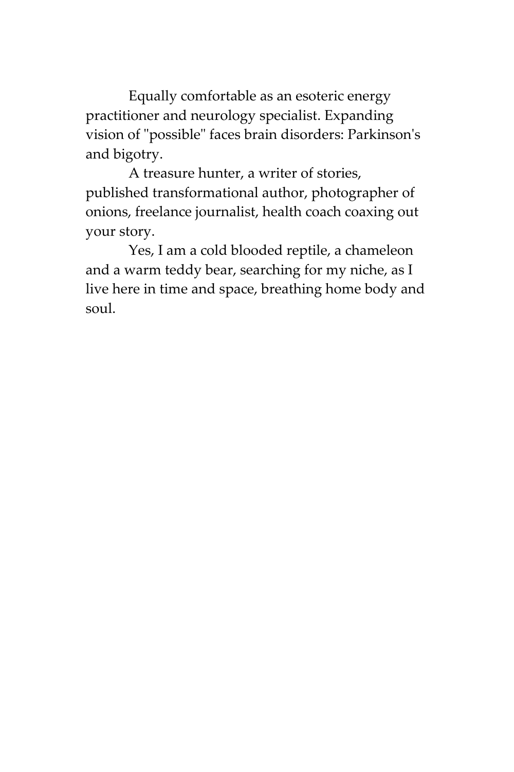Equally comfortable as an esoteric energy practitioner and neurology specialist. Expanding vision of "possible" faces brain disorders: Parkinson's and bigotry.

A treasure hunter, a writer of stories, published transformational author, photographer of onions, freelance journalist, health coach coaxing out your story.

Yes, I am a cold blooded reptile, a chameleon and a warm teddy bear, searching for my niche, as I live here in time and space, breathing home body and soul.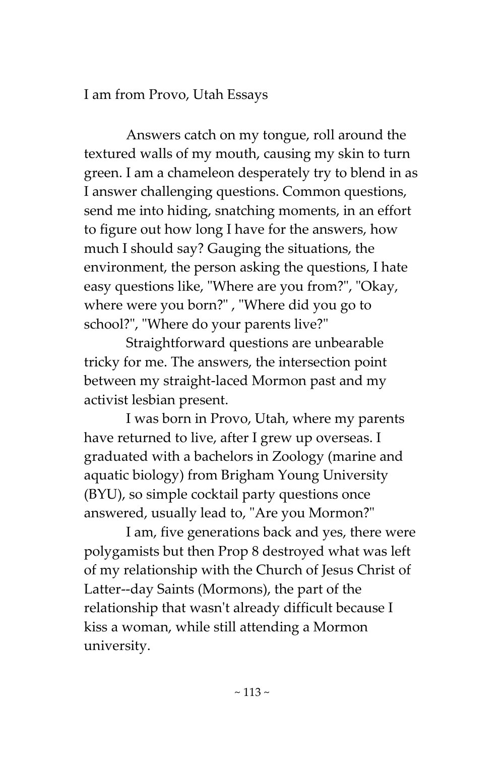I am from Provo, Utah Essays

Answers catch on my tongue, roll around the textured walls of my mouth, causing my skin to turn green. I am a chameleon desperately try to blend in as I answer challenging questions. Common questions, send me into hiding, snatching moments, in an effort to figure out how long I have for the answers, how much I should say? Gauging the situations, the environment, the person asking the questions, I hate easy questions like, "Where are you from?", "Okay, where were you born?" , "Where did you go to school?", "Where do your parents live?"

Straightforward questions are unbearable tricky for me. The answers, the intersection point between my straight-laced Mormon past and my activist lesbian present.

I was born in Provo, Utah, where my parents have returned to live, after I grew up overseas. I graduated with a bachelors in Zoology (marine and aquatic biology) from Brigham Young University (BYU), so simple cocktail party questions once answered, usually lead to, "Are you Mormon?"

I am, five generations back and yes, there were polygamists but then Prop 8 destroyed what was left of my relationship with the Church of Jesus Christ of Latter--day Saints (Mormons), the part of the relationship that wasn't already difficult because I kiss a woman, while still attending a Mormon university.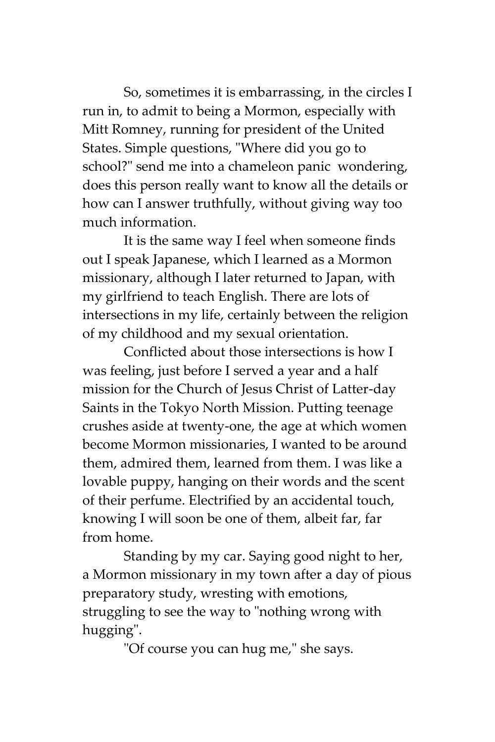So, sometimes it is embarrassing, in the circles I run in, to admit to being a Mormon, especially with Mitt Romney, running for president of the United States. Simple questions, "Where did you go to school?" send me into a chameleon panic wondering, does this person really want to know all the details or how can I answer truthfully, without giving way too much information.

It is the same way I feel when someone finds out I speak Japanese, which I learned as a Mormon missionary, although I later returned to Japan, with my girlfriend to teach English. There are lots of intersections in my life, certainly between the religion of my childhood and my sexual orientation.

Conflicted about those intersections is how I was feeling, just before I served a year and a half mission for the Church of Jesus Christ of Latter-day Saints in the Tokyo North Mission. Putting teenage crushes aside at twenty-one, the age at which women become Mormon missionaries, I wanted to be around them, admired them, learned from them. I was like a lovable puppy, hanging on their words and the scent of their perfume. Electrified by an accidental touch, knowing I will soon be one of them, albeit far, far from home.

Standing by my car. Saying good night to her, a Mormon missionary in my town after a day of pious preparatory study, wresting with emotions, struggling to see the way to "nothing wrong with hugging".

"Of course you can hug me," she says.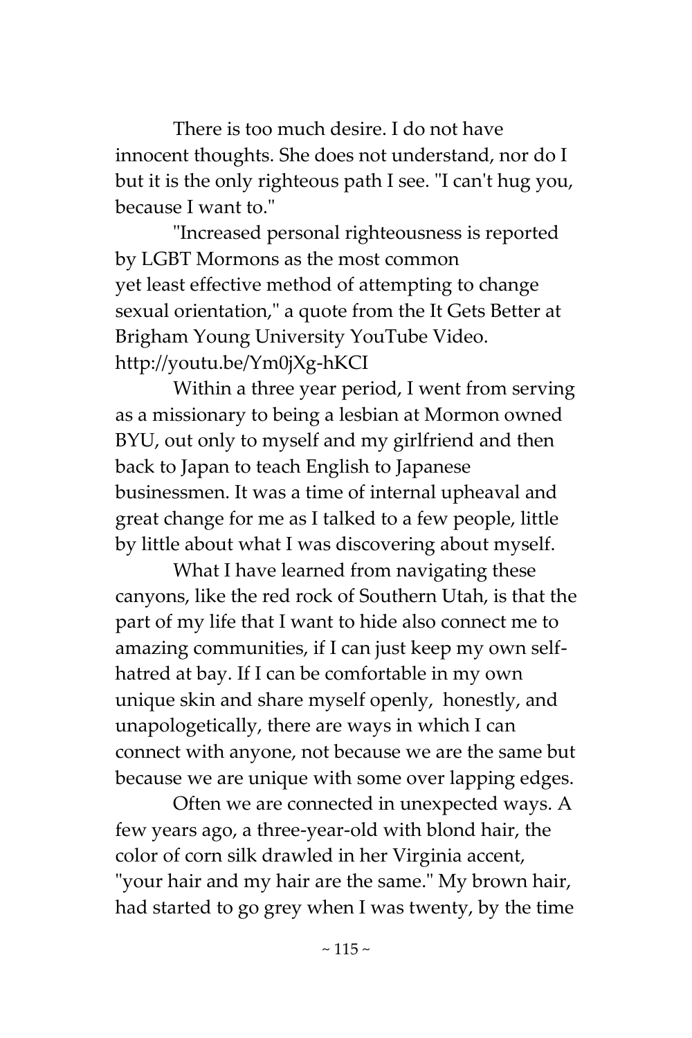There is too much desire. I do not have innocent thoughts. She does not understand, nor do I but it is the only righteous path I see. "I can't hug you, because I want to."

"Increased personal righteousness is reported by LGBT Mormons as the most common yet least effective method of attempting to change sexual orientation," a quote from the It Gets Better at Brigham Young University YouTube Video. http://youtu.be/Ym0jXg-hKCI

Within a three year period, I went from serving as a missionary to being a lesbian at Mormon owned BYU, out only to myself and my girlfriend and then back to Japan to teach English to Japanese businessmen. It was a time of internal upheaval and great change for me as I talked to a few people, little by little about what I was discovering about myself.

What I have learned from navigating these canyons, like the red rock of Southern Utah, is that the part of my life that I want to hide also connect me to amazing communities, if I can just keep my own self-hatred at bay. If I can be comfortable in my own unique skin and share myself openly, honestly, and unapologetically, there are ways in which I can connect with anyone, not because we are the same but because we are unique with some over lapping edges.

Often we are connected in unexpected ways. A few years ago, a three-year-old with blond hair, the color of corn silk drawled in her Virginia accent, "your hair and my hair are the same." My brown hair, had started to go grey when I was twenty, by the time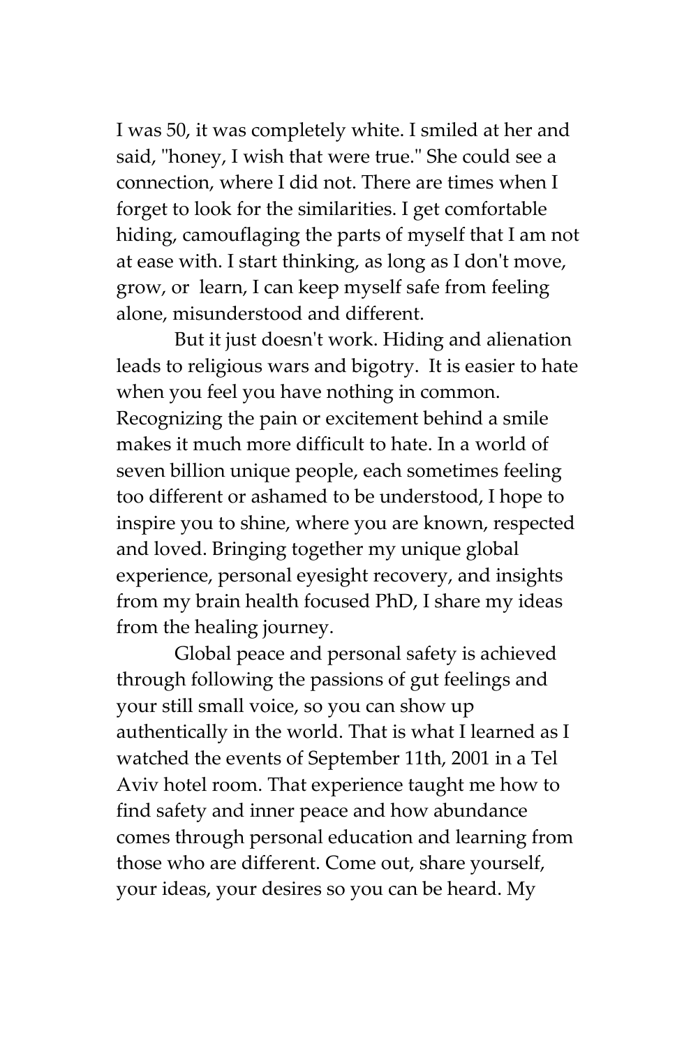I was 50, it was completely white. I smiled at her and said, "honey, I wish that were true." She could see a connection, where I did not. There are times when I forget to look for the similarities. I get comfortable hiding, camouflaging the parts of myself that I am not at ease with. I start thinking, as long as I don't move, grow, or learn, I can keep myself safe from feeling alone, misunderstood and different.

But it just doesn't work. Hiding and alienation leads to religious wars and bigotry. It is easier to hate when you feel you have nothing in common. Recognizing the pain or excitement behind a smile makes it much more difficult to hate. In a world of seven billion unique people, each sometimes feeling too different or ashamed to be understood, I hope to inspire you to shine, where you are known, respected and loved. Bringing together my unique global experience, personal eyesight recovery, and insights from my brain health focused PhD, I share my ideas from the healing journey.

Global peace and personal safety is achieved through following the passions of gut feelings and your still small voice, so you can show up authentically in the world. That is what I learned as I watched the events of September 11th, 2001 in a Tel Aviv hotel room. That experience taught me how to find safety and inner peace and how abundance comes through personal education and learning from those who are different. Come out, share yourself, your ideas, your desires so you can be heard. My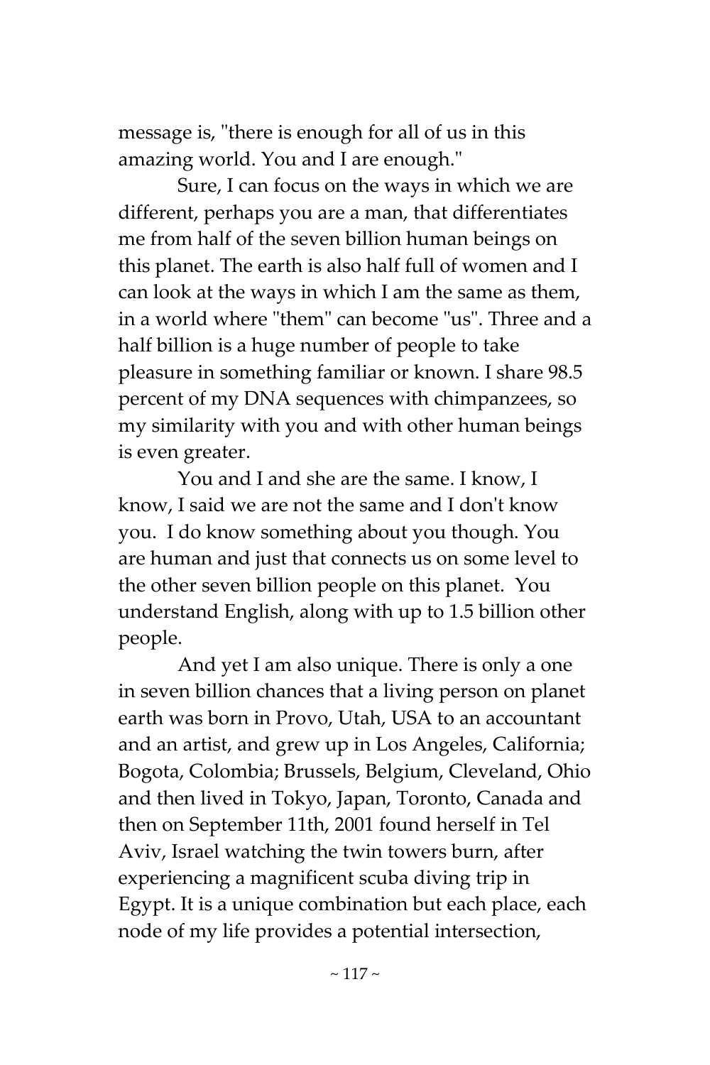message is, "there is enough for all of us in this amazing world. You and I are enough."

Sure, I can focus on the ways in which we are different, perhaps you are a man, that differentiates me from half of the seven billion human beings on this planet. The earth is also half full of women and I can look at the ways in which I am the same as them, in a world where "them" can become "us". Three and a half billion is a huge number of people to take pleasure in something familiar or known. I share 98.5 percent of my DNA sequences with chimpanzees, so my similarity with you and with other human beings is even greater.

You and I and she are the same. I know, I know, I said we are not the same and I don't know you. I do know something about you though. You are human and just that connects us on some level to the other seven billion people on this planet. You understand English, along with up to 1.5 billion other people.

And yet I am also unique. There is only a one in seven billion chances that a living person on planet earth was born in Provo, Utah, USA to an accountant and an artist, and grew up in Los Angeles, California; Bogota, Colombia; Brussels, Belgium, Cleveland, Ohio and then lived in Tokyo, Japan, Toronto, Canada and then on September 11th, 2001 found herself in Tel Aviv, Israel watching the twin towers burn, after experiencing a magnificent scuba diving trip in Egypt. It is a unique combination but each place, each node of my life provides a potential intersection,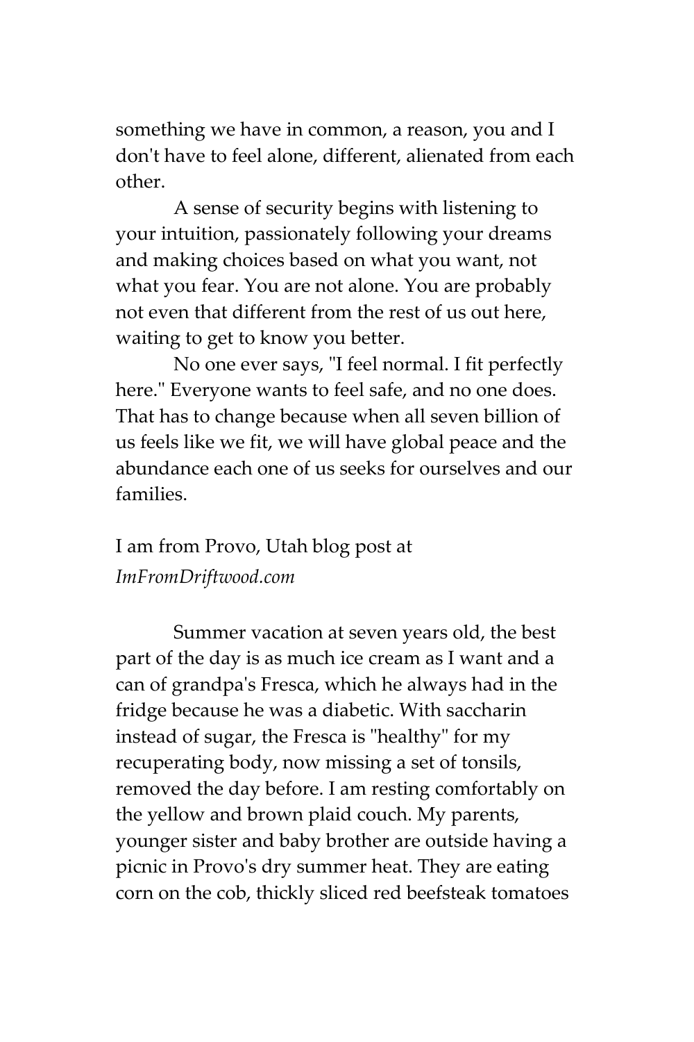something we have in common, a reason, you and I don't have to feel alone, different, alienated from each other.

A sense of security begins with listening to your intuition, passionately following your dreams and making choices based on what you want, not what you fear. You are not alone. You are probably not even that different from the rest of us out here, waiting to get to know you better.

No one ever says, "I feel normal. I fit perfectly here." Everyone wants to feel safe, and no one does. That has to change because when all seven billion of us feels like we fit, we will have global peace and the abundance each one of us seeks for ourselves and our families.

I am from Provo, Utah blog post at *ImFromDriftwood.com*

Summer vacation at seven years old, the best part of the day is as much ice cream as I want and a can of grandpa's Fresca, which he always had in the fridge because he was a diabetic. With saccharin instead of sugar, the Fresca is "healthy" for my recuperating body, now missing a set of tonsils, removed the day before. I am resting comfortably on the yellow and brown plaid couch. My parents, younger sister and baby brother are outside having a picnic in Provo's dry summer heat. They are eating corn on the cob, thickly sliced red beefsteak tomatoes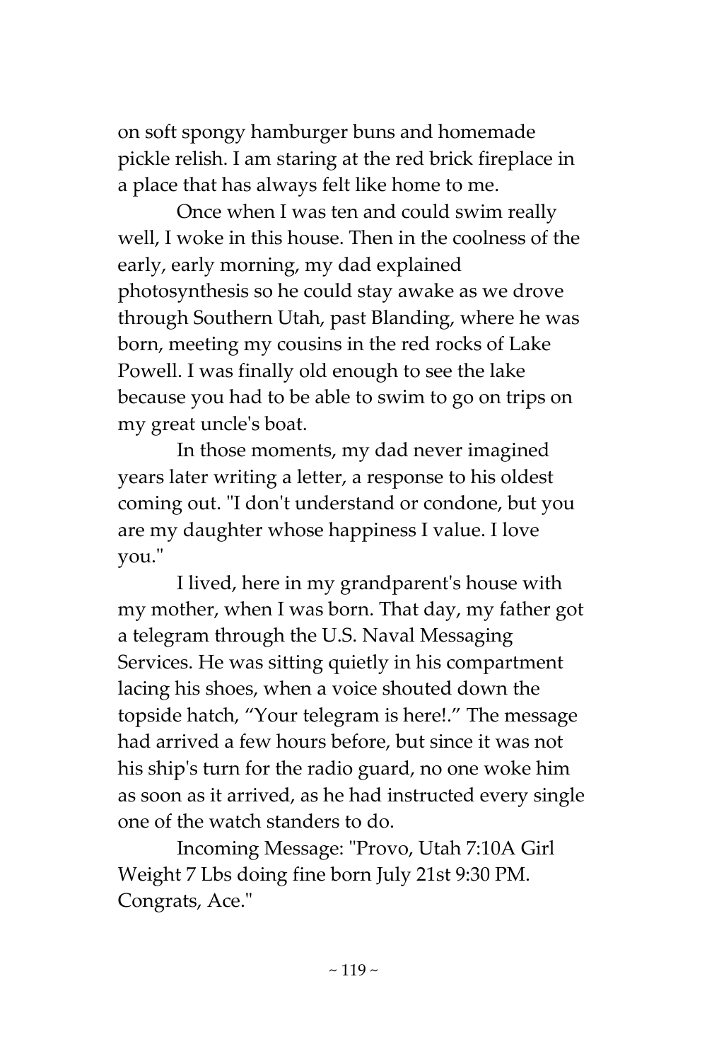on soft spongy hamburger buns and homemade pickle relish. I am staring at the red brick fireplace in a place that has always felt like home to me.

Once when I was ten and could swim really well, I woke in this house. Then in the coolness of the early, early morning, my dad explained photosynthesis so he could stay awake as we drove through Southern Utah, past Blanding, where he was born, meeting my cousins in the red rocks of Lake Powell. I was finally old enough to see the lake because you had to be able to swim to go on trips on my great uncle's boat.

In those moments, my dad never imagined years later writing a letter, a response to his oldest coming out. "I don't understand or condone, but you are my daughter whose happiness I value. I love you."

I lived, here in my grandparent's house with my mother, when I was born. That day, my father got a telegram through the U.S. Naval Messaging Services. He was sitting quietly in his compartment lacing his shoes, when a voice shouted down the topside hatch, "Your telegram is here!." The message had arrived a few hours before, but since it was not his ship's turn for the radio guard, no one woke him as soon as it arrived, as he had instructed every single one of the watch standers to do.

Incoming Message: "Provo, Utah 7:10A Girl Weight 7 Lbs doing fine born July 21st 9:30 PM. Congrats, Ace."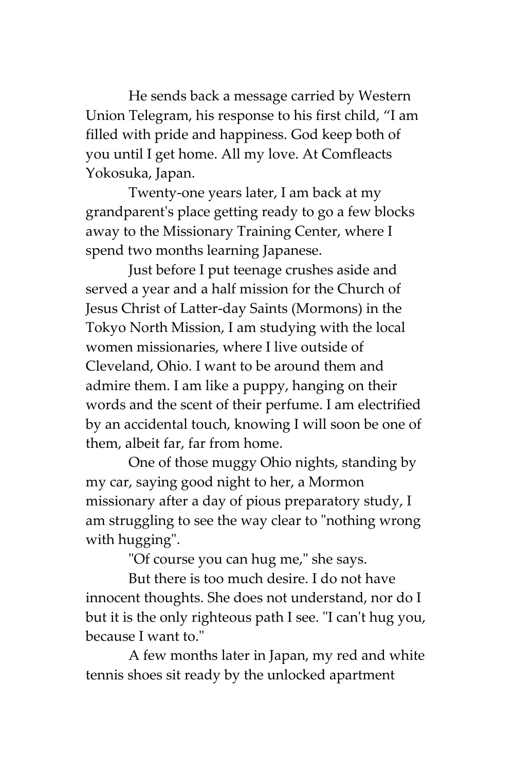He sends back a message carried by Western Union Telegram, his response to his first child, "I am filled with pride and happiness. God keep both of you until I get home. All my love. At Comfleacts Yokosuka, Japan.

Twenty-one years later, I am back at my grandparent's place getting ready to go a few blocks away to the Missionary Training Center, where I spend two months learning Japanese.

Just before I put teenage crushes aside and served a year and a half mission for the Church of Jesus Christ of Latter-day Saints (Mormons) in the Tokyo North Mission, I am studying with the local women missionaries, where I live outside of Cleveland, Ohio. I want to be around them and admire them. I am like a puppy, hanging on their words and the scent of their perfume. I am electrified by an accidental touch, knowing I will soon be one of them, albeit far, far from home.

One of those muggy Ohio nights, standing by my car, saying good night to her, a Mormon missionary after a day of pious preparatory study, I am struggling to see the way clear to "nothing wrong with hugging".

"Of course you can hug me," she says.

But there is too much desire. I do not have innocent thoughts. She does not understand, nor do I but it is the only righteous path I see. "I can't hug you, because I want to."

A few months later in Japan, my red and white tennis shoes sit ready by the unlocked apartment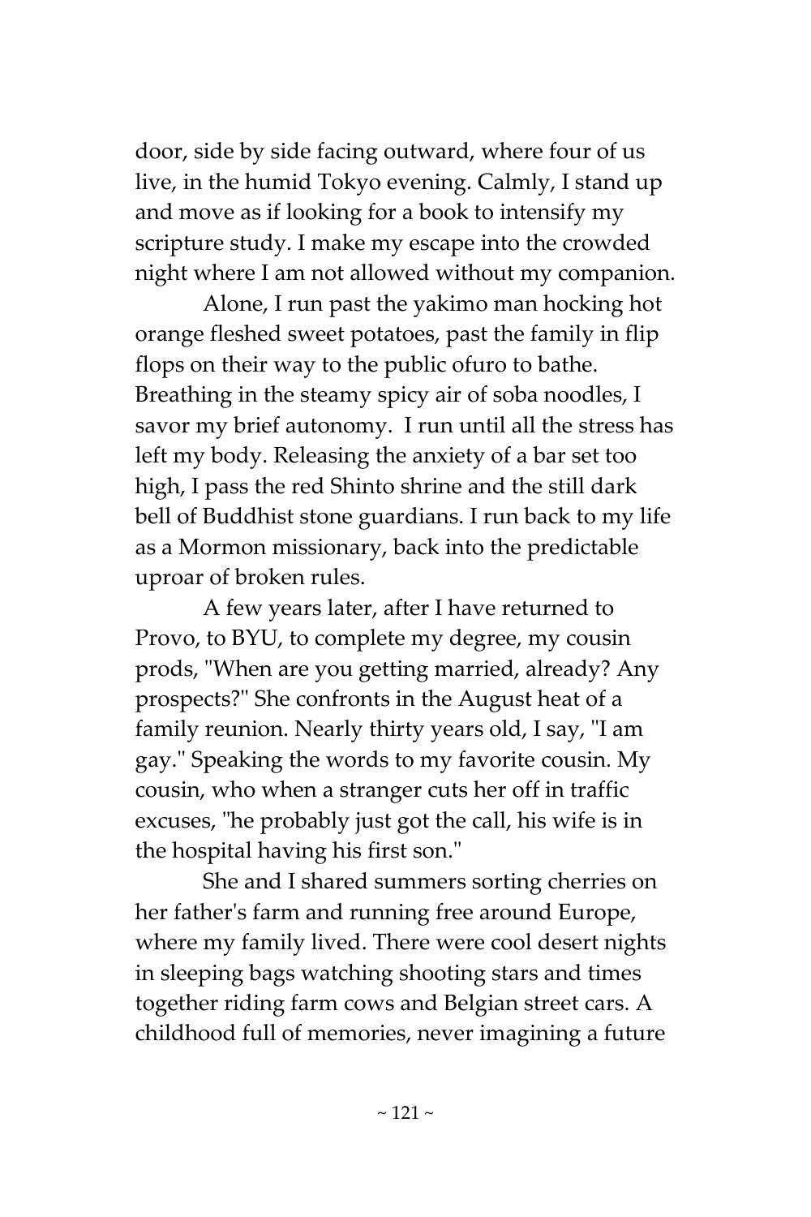door, side by side facing outward, where four of us live, in the humid Tokyo evening. Calmly, I stand up and move as if looking for a book to intensify my scripture study. I make my escape into the crowded night where I am not allowed without my companion.

Alone, I run past the yakimo man hocking hot orange fleshed sweet potatoes, past the family in flip flops on their way to the public ofuro to bathe. Breathing in the steamy spicy air of soba noodles, I savor my brief autonomy. I run until all the stress has left my body. Releasing the anxiety of a bar set too high, I pass the red Shinto shrine and the still dark bell of Buddhist stone guardians. I run back to my life as a Mormon missionary, back into the predictable uproar of broken rules.

A few years later, after I have returned to Provo, to BYU, to complete my degree, my cousin prods, "When are you getting married, already? Any prospects?" She confronts in the August heat of a family reunion. Nearly thirty years old, I say, "I am gay." Speaking the words to my favorite cousin. My cousin, who when a stranger cuts her off in traffic excuses, "he probably just got the call, his wife is in the hospital having his first son."

She and I shared summers sorting cherries on her father's farm and running free around Europe, where my family lived. There were cool desert nights in sleeping bags watching shooting stars and times together riding farm cows and Belgian street cars. A childhood full of memories, never imagining a future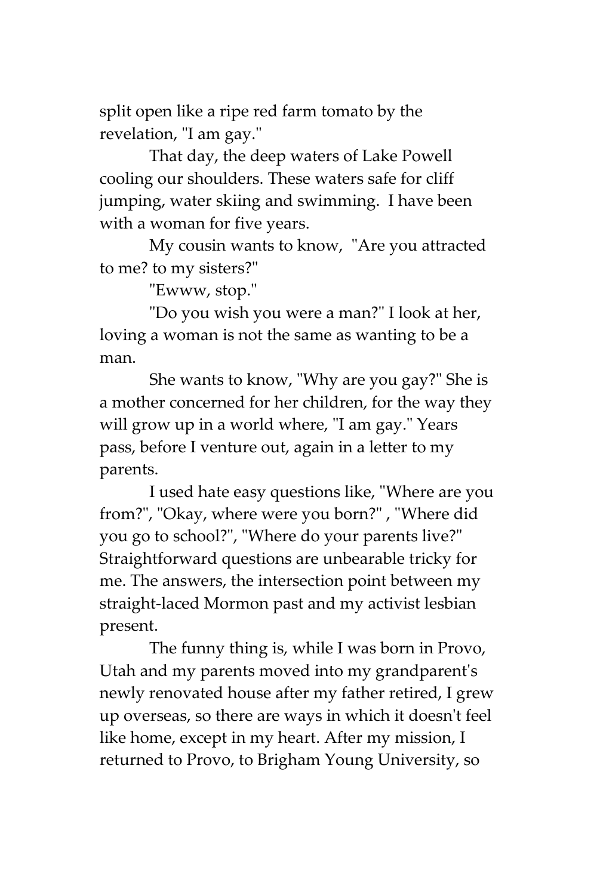split open like a ripe red farm tomato by the revelation, "I am gay."

That day, the deep waters of Lake Powell cooling our shoulders. These waters safe for cliff jumping, water skiing and swimming.  I have been with a woman for five years.

My cousin wants to know,  "Are you attracted to me? to my sisters?"

"Ewww, stop."

"Do you wish you were a man?" I look at her, loving a woman is not the same as wanting to be a man.

She wants to know, "Why are you gay?" She is a mother concerned for her children, for the way they will grow up in a world where, "I am gay." Years pass, before I venture out, again in a letter to my parents.

I used hate easy questions like, "Where are you from?", "Okay, where were you born?" , "Where did you go to school?", "Where do your parents live?" Straightforward questions are unbearable tricky for me. The answers, the intersection point between my straight-laced Mormon past and my activist lesbian present.

The funny thing is, while I was born in Provo, Utah and my parents moved into my grandparent's newly renovated house after my father retired, I grew up overseas, so there are ways in which it doesn't feel like home, except in my heart. After my mission, I returned to Provo, to Brigham Young University, so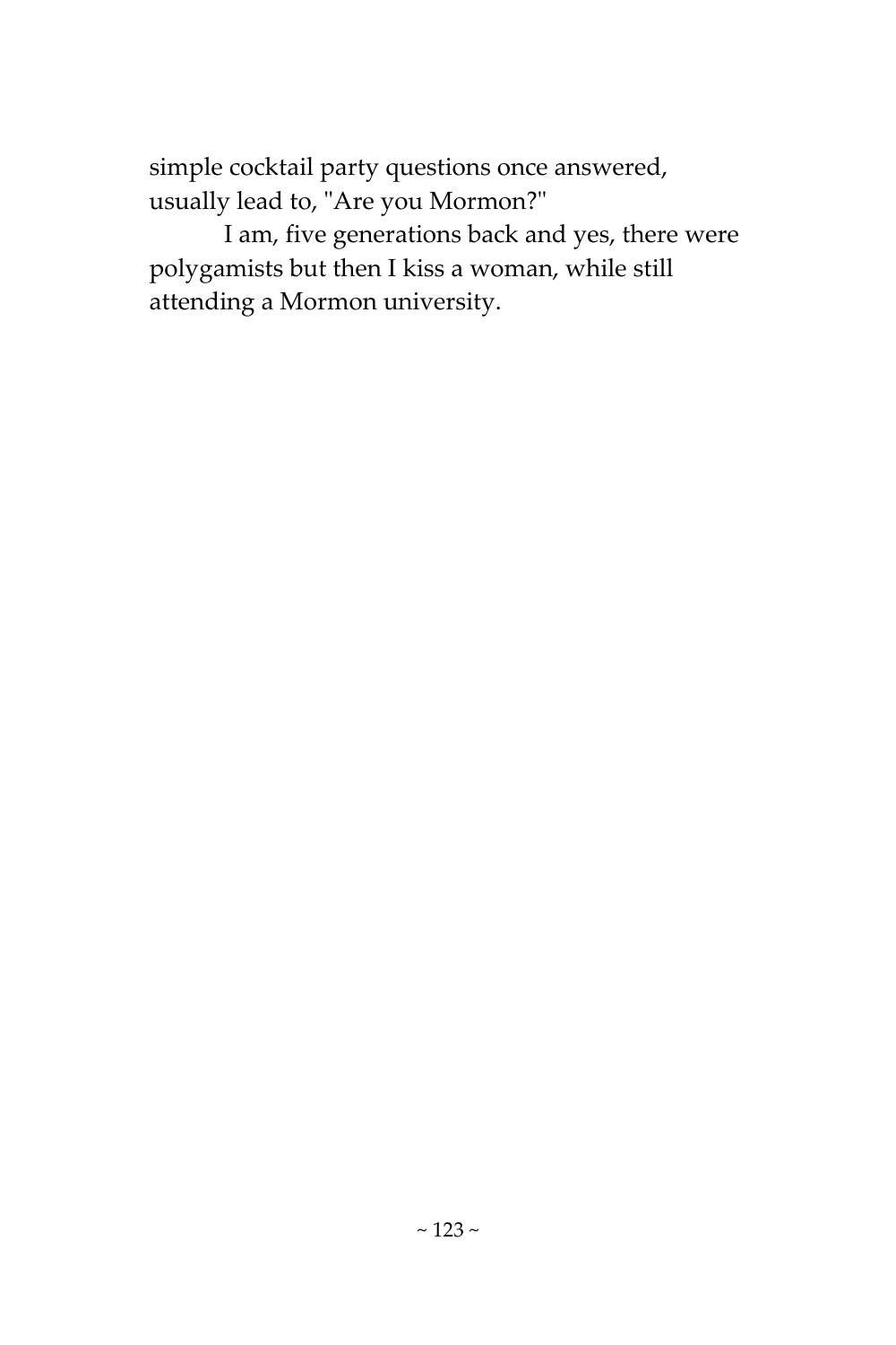simple cocktail party questions once answered, usually lead to, "Are you Mormon?"

I am, five generations back and yes, there were polygamists but then I kiss a woman, while still attending a Mormon university.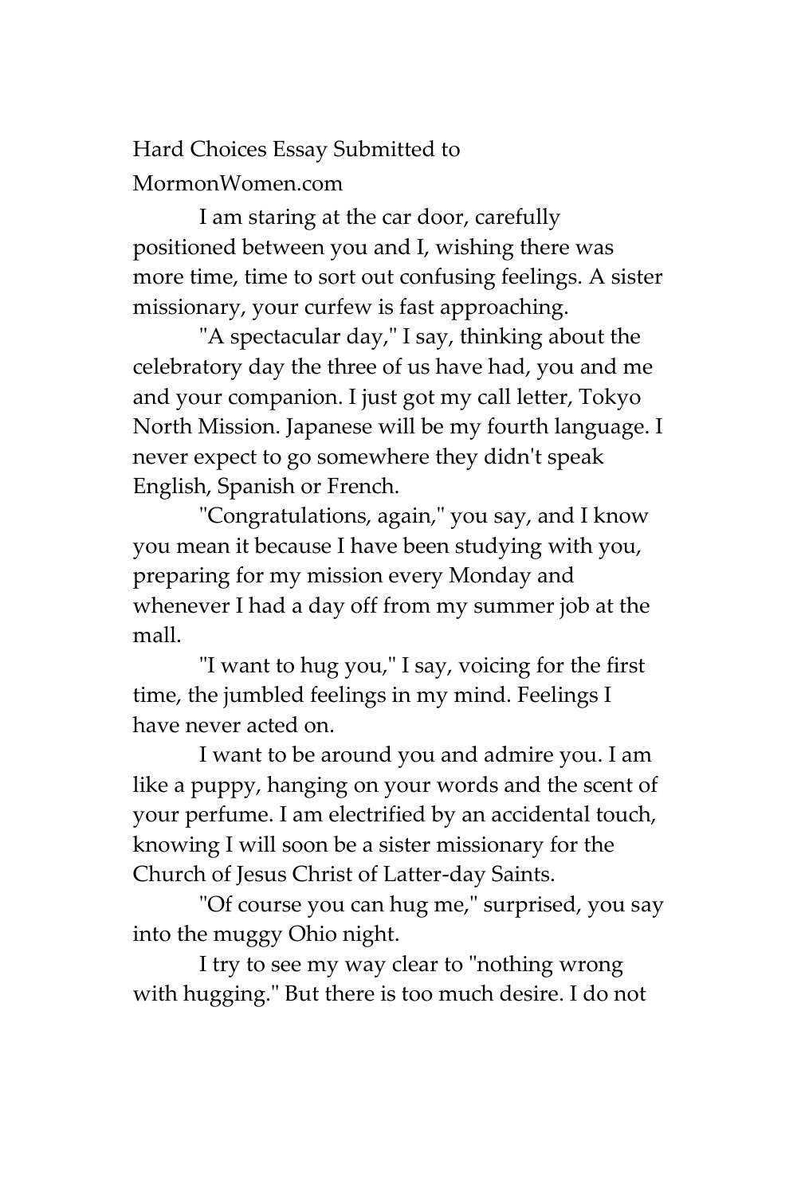Hard Choices Essay Submitted to MormonWomen.com

I am staring at the car door, carefully positioned between you and I, wishing there was more time, time to sort out confusing feelings. A sister missionary, your curfew is fast approaching.

"A spectacular day," I say, thinking about the celebratory day the three of us have had, you and me and your companion. I just got my call letter, Tokyo North Mission. Japanese will be my fourth language. I never expect to go somewhere they didn't speak English, Spanish or French.

"Congratulations, again," you say, and I know you mean it because I have been studying with you, preparing for my mission every Monday and whenever I had a day off from my summer job at the mall.

"I want to hug you," I say, voicing for the first time, the jumbled feelings in my mind. Feelings I have never acted on.

I want to be around you and admire you. I am like a puppy, hanging on your words and the scent of your perfume. I am electrified by an accidental touch, knowing I will soon be a sister missionary for the Church of Jesus Christ of Latter-day Saints.

"Of course you can hug me," surprised, you say into the muggy Ohio night.

I try to see my way clear to "nothing wrong with hugging." But there is too much desire. I do not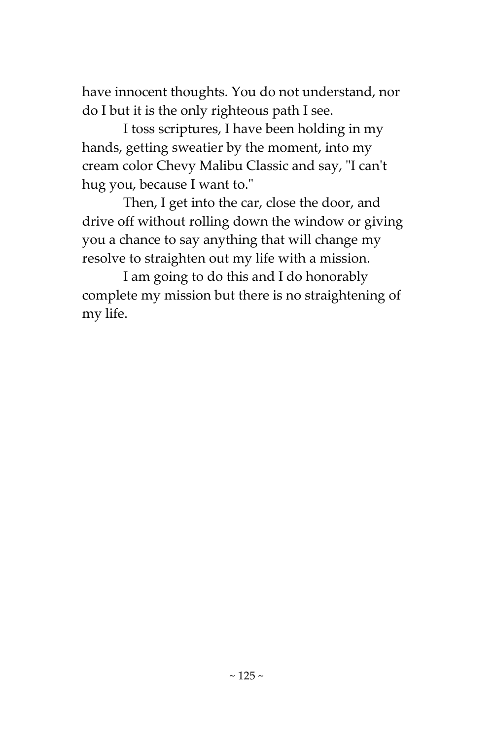have innocent thoughts. You do not understand, nor do I but it is the only righteous path I see.

I toss scriptures, I have been holding in my hands, getting sweatier by the moment, into my cream color Chevy Malibu Classic and say, "I can't hug you, because I want to."

Then, I get into the car, close the door, and drive off without rolling down the window or giving you a chance to say anything that will change my resolve to straighten out my life with a mission.

I am going to do this and I do honorably complete my mission but there is no straightening of my life.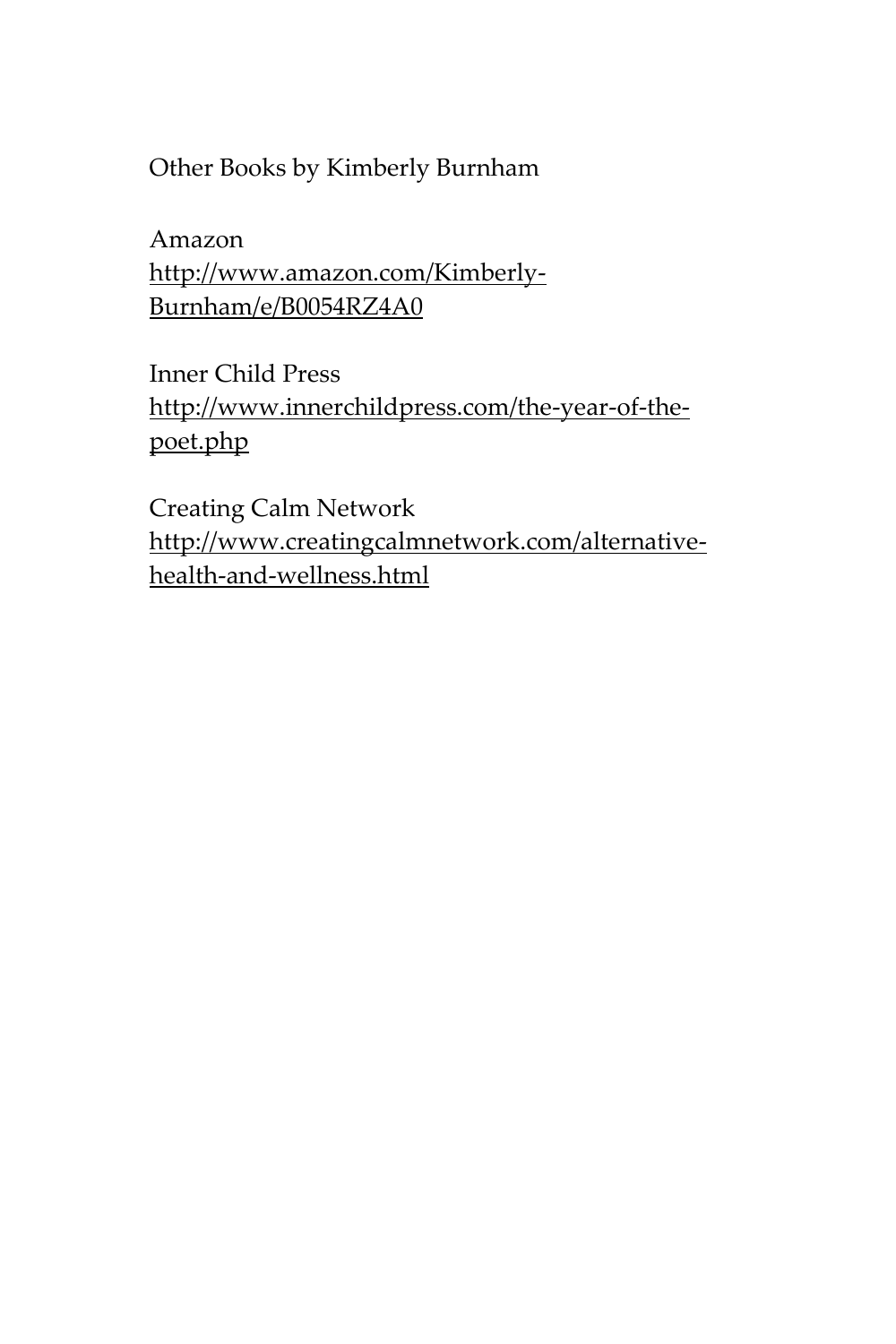Other Books by Kimberly Burnham

Amazon
http://www.amazon.com/Kimberly-Burnham/e/B0054RZ4A0

Inner Child Press
http://www.innerchildpress.com/the-year-of-the-poet.php

Creating Calm Network
http://www.creatingcalmnetwork.com/alternative-health-and-wellness.html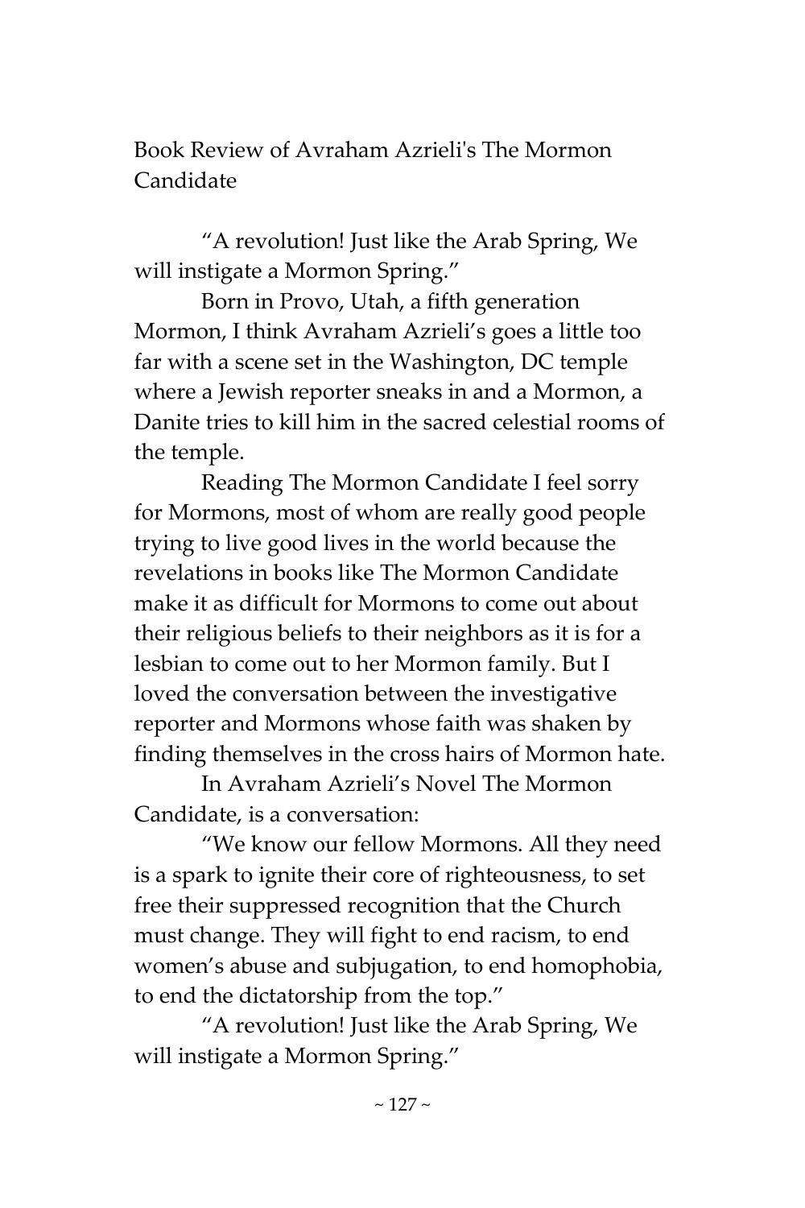## Book Review of Avraham Azrieli's The Mormon Candidate

"A revolution! Just like the Arab Spring, We will instigate a Mormon Spring."

Born in Provo, Utah, a fifth generation Mormon, I think Avraham Azrieli's goes a little too far with a scene set in the Washington, DC temple where a Jewish reporter sneaks in and a Mormon, a Danite tries to kill him in the sacred celestial rooms of the temple.

Reading The Mormon Candidate I feel sorry for Mormons, most of whom are really good people trying to live good lives in the world because the revelations in books like The Mormon Candidate make it as difficult for Mormons to come out about their religious beliefs to their neighbors as it is for a lesbian to come out to her Mormon family. But I loved the conversation between the investigative reporter and Mormons whose faith was shaken by finding themselves in the cross hairs of Mormon hate.

In Avraham Azrieli's Novel The Mormon Candidate, is a conversation:

"We know our fellow Mormons. All they need is a spark to ignite their core of righteousness, to set free their suppressed recognition that the Church must change. They will fight to end racism, to end women's abuse and subjugation, to end homophobia, to end the dictatorship from the top."

"A revolution! Just like the Arab Spring, We will instigate a Mormon Spring."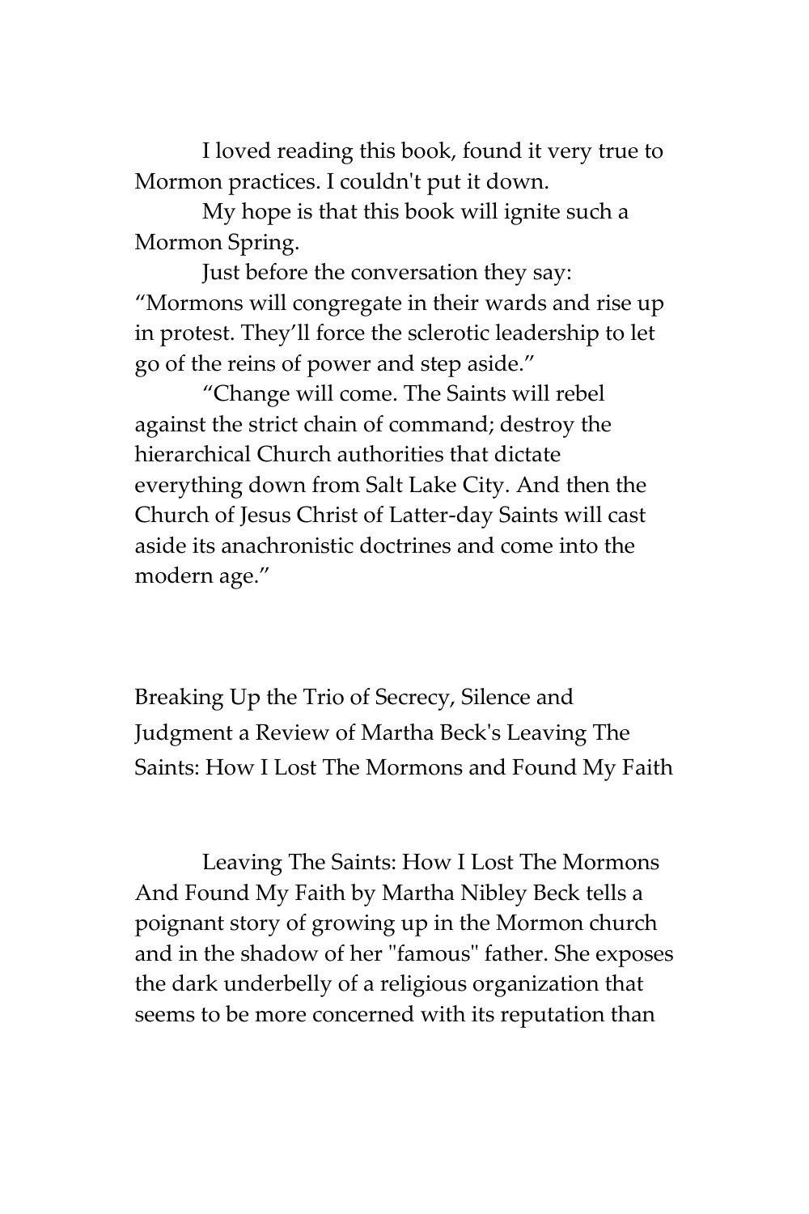I loved reading this book, found it very true to Mormon practices. I couldn't put it down.

My hope is that this book will ignite such a Mormon Spring.

Just before the conversation they say: “Mormons will congregate in their wards and rise up in protest. They’ll force the sclerotic leadership to let go of the reins of power and step aside.”

“Change will come. The Saints will rebel against the strict chain of command; destroy the hierarchical Church authorities that dictate everything down from Salt Lake City. And then the Church of Jesus Christ of Latter-day Saints will cast aside its anachronistic doctrines and come into the modern age.”

## Breaking Up the Trio of Secrecy, Silence and Judgment a Review of Martha Beck's Leaving The Saints: How I Lost The Mormons and Found My Faith

Leaving The Saints: How I Lost The Mormons And Found My Faith by Martha Nibley Beck tells a poignant story of growing up in the Mormon church and in the shadow of her "famous" father. She exposes the dark underbelly of a religious organization that seems to be more concerned with its reputation than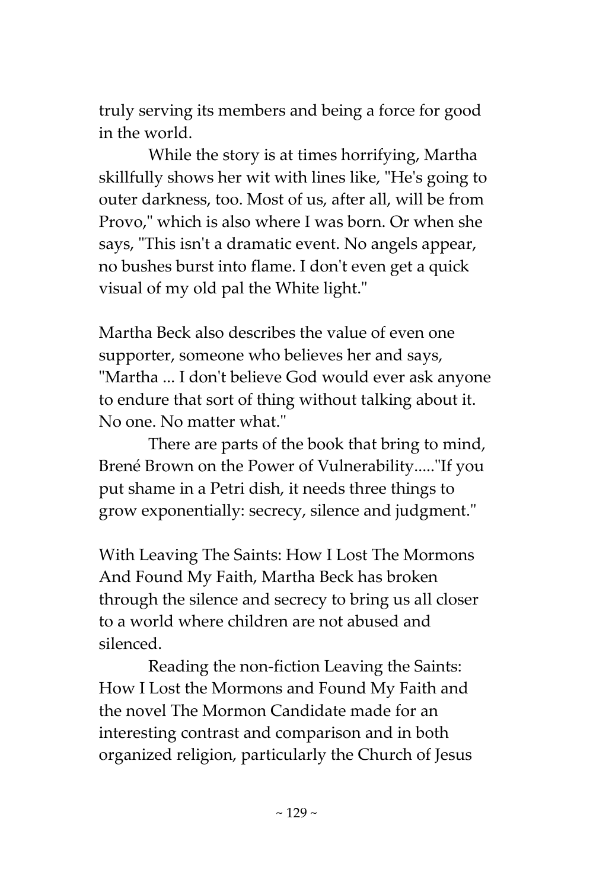truly serving its members and being a force for good in the world.

While the story is at times horrifying, Martha skillfully shows her wit with lines like, "He's going to outer darkness, too. Most of us, after all, will be from Provo," which is also where I was born. Or when she says, "This isn't a dramatic event. No angels appear, no bushes burst into flame. I don't even get a quick visual of my old pal the White light."

Martha Beck also describes the value of even one supporter, someone who believes her and says, "Martha ... I don't believe God would ever ask anyone to endure that sort of thing without talking about it. No one. No matter what."

There are parts of the book that bring to mind, Brené Brown on the Power of Vulnerability....."If you put shame in a Petri dish, it needs three things to grow exponentially: secrecy, silence and judgment."

With Leaving The Saints: How I Lost The Mormons And Found My Faith, Martha Beck has broken through the silence and secrecy to bring us all closer to a world where children are not abused and silenced.

Reading the non-fiction Leaving the Saints: How I Lost the Mormons and Found My Faith and the novel The Mormon Candidate made for an interesting contrast and comparison and in both organized religion, particularly the Church of Jesus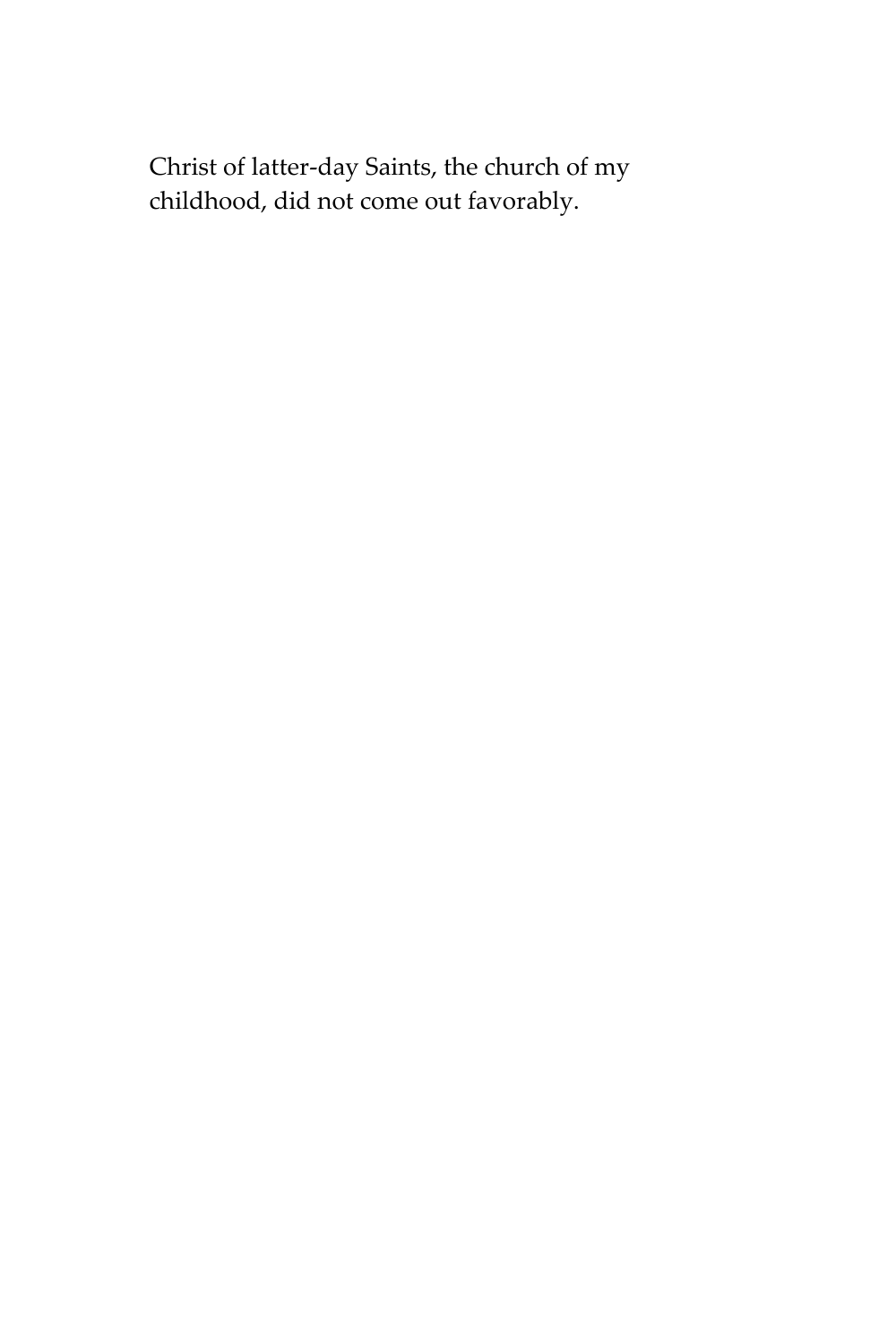Christ of latter-day Saints, the church of my childhood, did not come out favorably.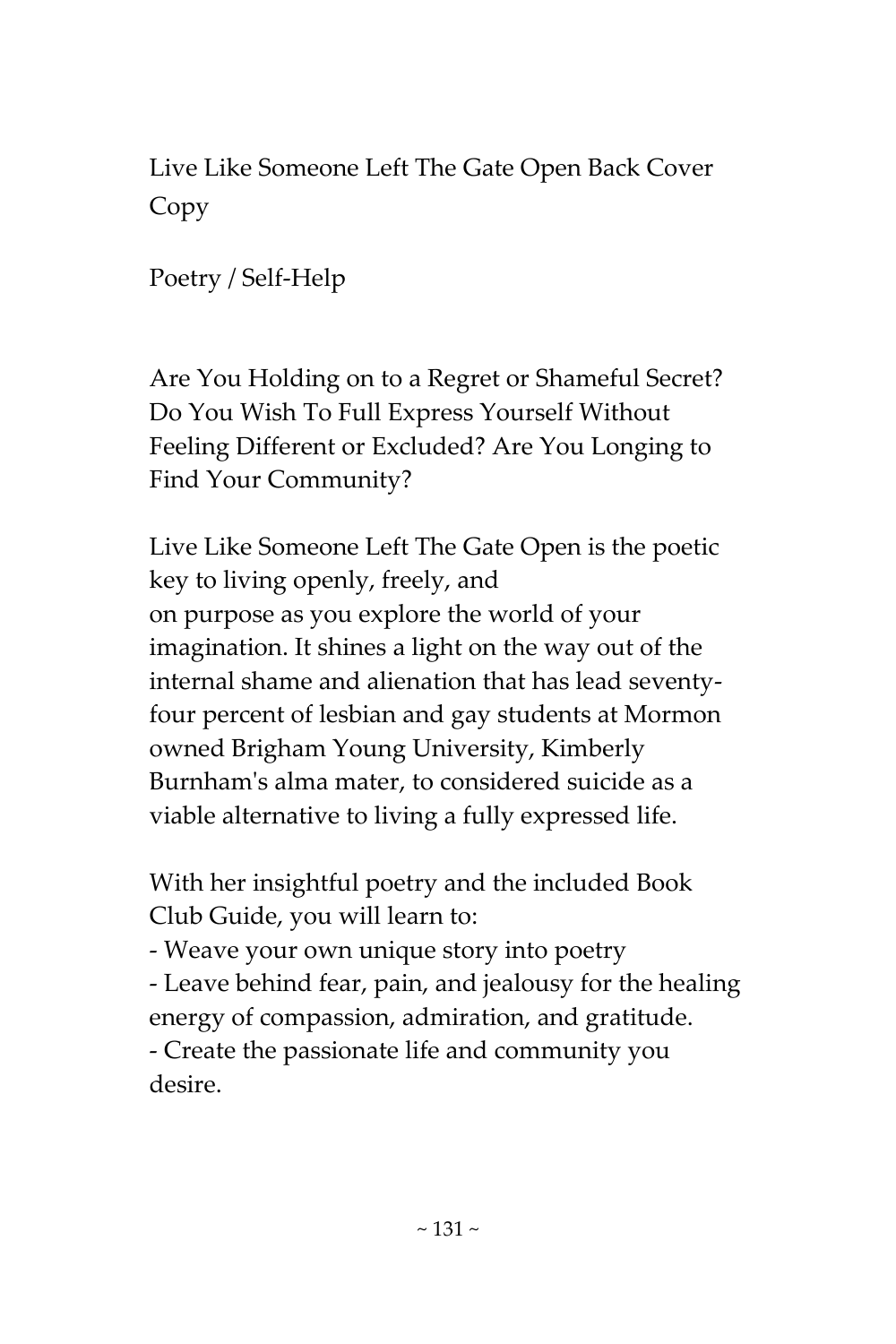Live Like Someone Left The Gate Open Back Cover Copy

Poetry / Self-Help

Are You Holding on to a Regret or Shameful Secret? Do You Wish To Full Express Yourself Without Feeling Different or Excluded? Are You Longing to Find Your Community?

Live Like Someone Left The Gate Open is the poetic key to living openly, freely, and on purpose as you explore the world of your imagination. It shines a light on the way out of the internal shame and alienation that has lead seventy-four percent of lesbian and gay students at Mormon owned Brigham Young University, Kimberly Burnham's alma mater, to considered suicide as a viable alternative to living a fully expressed life.

With her insightful poetry and the included Book Club Guide, you will learn to:

- Weave your own unique story into poetry
- Leave behind fear, pain, and jealousy for the healing energy of compassion, admiration, and gratitude.
- Create the passionate life and community you desire.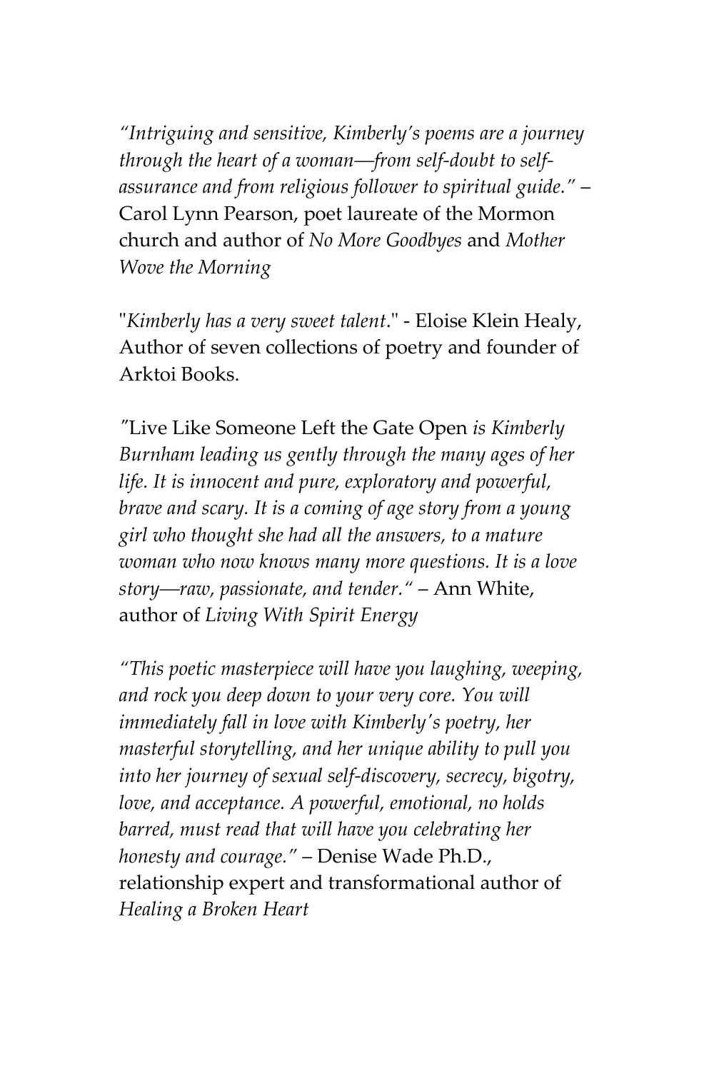*"Intriguing and sensitive, Kimberly's poems are a journey through the heart of a woman—from self-doubt to self-assurance and from religious follower to spiritual guide."* – Carol Lynn Pearson, poet laureate of the Mormon church and author of *No More Goodbyes* and *Mother Wove the Morning*

"*Kimberly has a very sweet talent*." - Eloise Klein Healy, Author of seven collections of poetry and founder of Arktoi Books.

"Live Like Someone Left the Gate Open *is Kimberly Burnham leading us gently through the many ages of her life. It is innocent and pure, exploratory and powerful, brave and scary. It is a coming of age story from a young girl who thought she had all the answers, to a mature woman who now knows many more questions. It is a love story—raw, passionate, and tender."* – Ann White, author of *Living With Spirit Energy*

*"This poetic masterpiece will have you laughing, weeping, and rock you deep down to your very core. You will immediately fall in love with Kimberly's poetry, her masterful storytelling, and her unique ability to pull you into her journey of sexual self-discovery, secrecy, bigotry, love, and acceptance. A powerful, emotional, no holds barred, must read that will have you celebrating her honesty and courage."* – Denise Wade Ph.D., relationship expert and transformational author of *Healing a Broken Heart*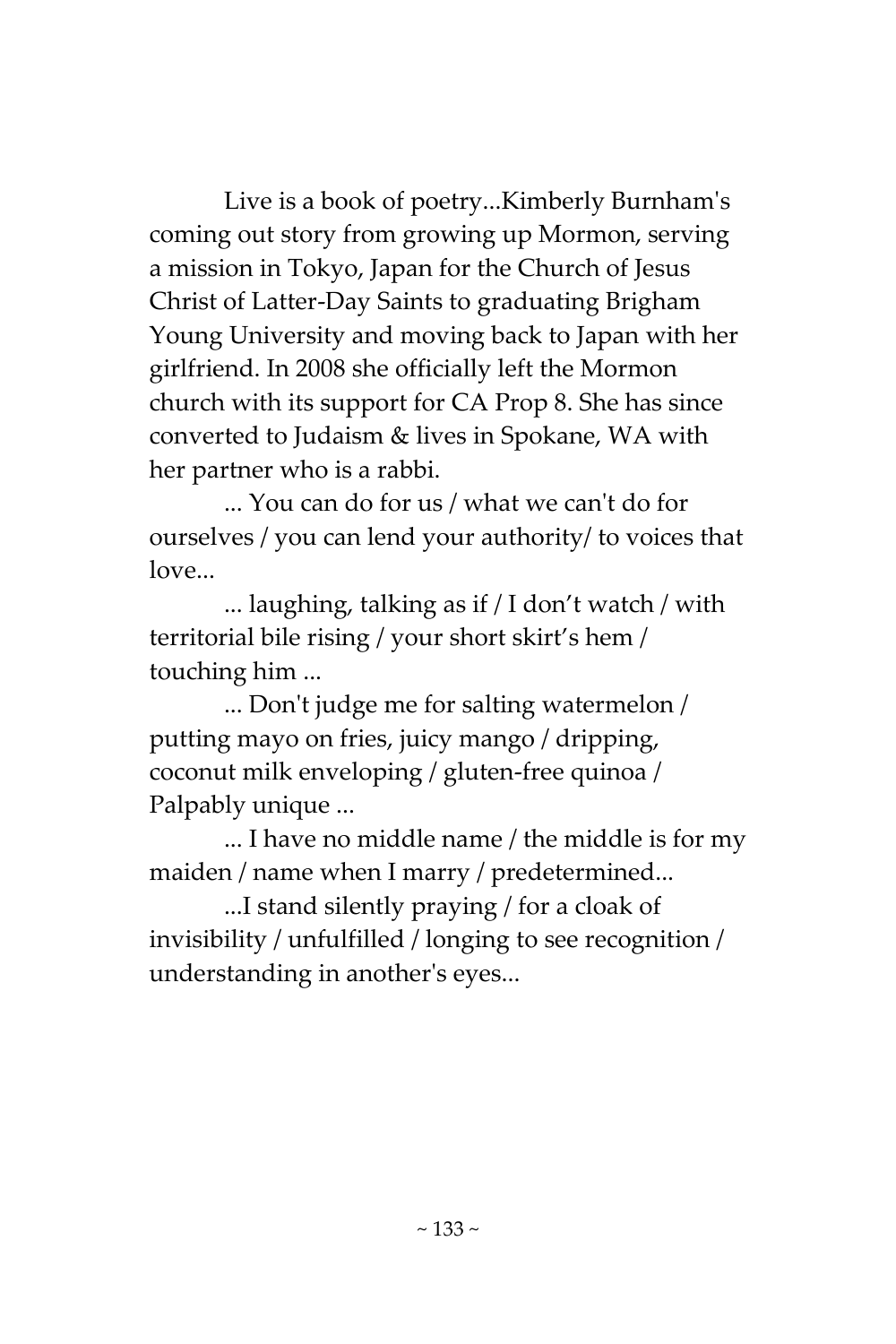Live is a book of poetry...Kimberly Burnham's coming out story from growing up Mormon, serving a mission in Tokyo, Japan for the Church of Jesus Christ of Latter-Day Saints to graduating Brigham Young University and moving back to Japan with her girlfriend. In 2008 she officially left the Mormon church with its support for CA Prop 8. She has since converted to Judaism & lives in Spokane, WA with her partner who is a rabbi.

... You can do for us / what we can't do for ourselves / you can lend your authority/ to voices that love...

... laughing, talking as if / I don't watch / with territorial bile rising / your short skirt's hem / touching him ...

... Don't judge me for salting watermelon / putting mayo on fries, juicy mango / dripping, coconut milk enveloping / gluten-free quinoa / Palpably unique ...

... I have no middle name / the middle is for my maiden / name when I marry / predetermined...

...I stand silently praying / for a cloak of invisibility / unfulfilled / longing to see recognition / understanding in another's eyes...